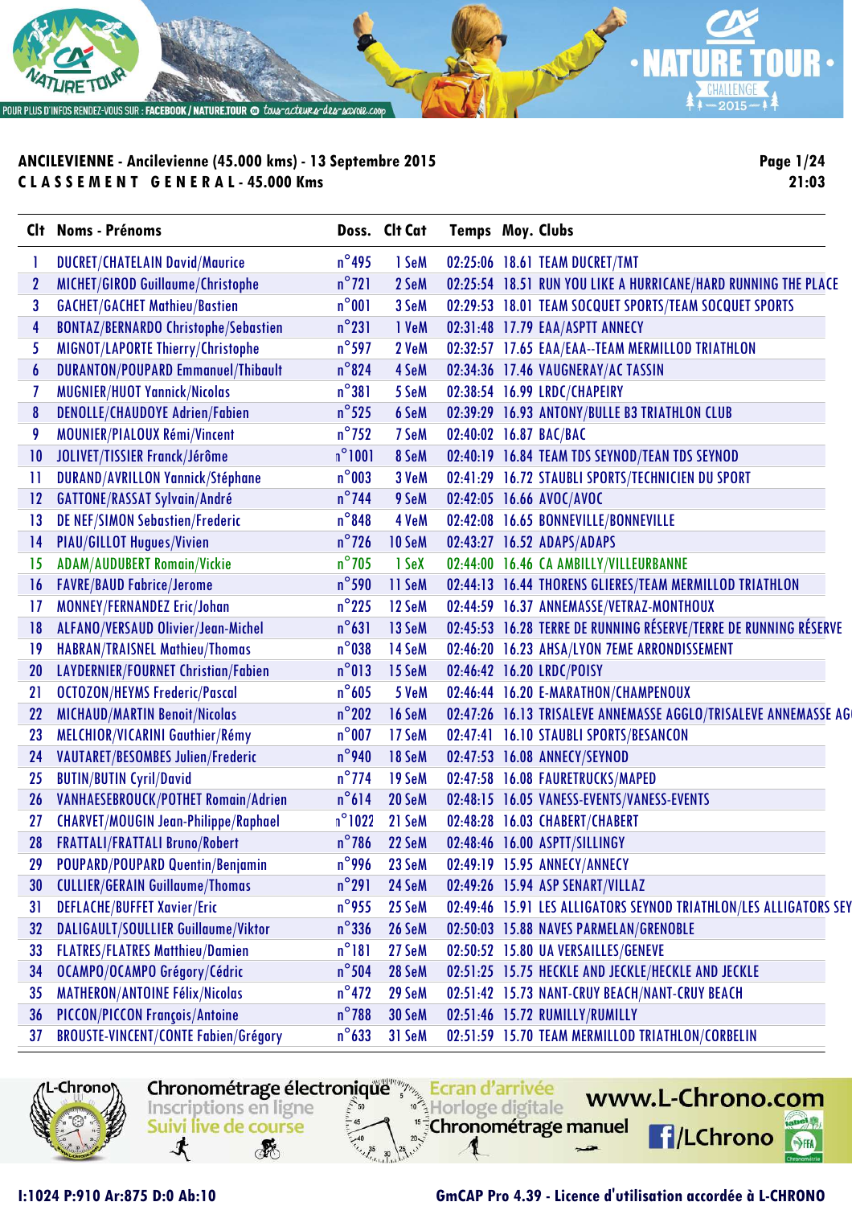**ANCILEVIENNE - Ancilevienne (45.000 kms) - 13 Septembre 2015**

**C L A S S E M E N T  G E N E R A L - 45.000 Kms**

**Page 1/24**

**21:03**

| Clt | Noms - Prénoms | Doss. | Clt Cat | Temps | Moy. | Clubs |
|---|---|---|---|---|---|---|
| 1 | DUCRET/CHATELAIN David/Maurice | n°495 | 1 SeM | 02:25:06 | 18.61 | TEAM DUCRET/TMT |
| 2 | MICHET/GIROD Guillaume/Christophe | n°721 | 2 SeM | 02:25:54 | 18.51 | RUN YOU LIKE A HURRICANE/HARD RUNNING THE PLACE |
| 3 | GACHET/GACHET Mathieu/Bastien | n°001 | 3 SeM | 02:29:53 | 18.01 | TEAM SOCQUET SPORTS/TEAM SOCQUET SPORTS |
| 4 | BONTAZ/BERNARDO Christophe/Sebastien | n°231 | 1 VeM | 02:31:48 | 17.79 | EAA/ASPTT ANNECY |
| 5 | MIGNOT/LAPORTE Thierry/Christophe | n°597 | 2 VeM | 02:32:57 | 17.65 | EAA/EAA--TEAM MERMILLOD TRIATHLON |
| 6 | DURANTON/POUPARD Emmanuel/Thibault | n°824 | 4 SeM | 02:34:36 | 17.46 | VAUGNERAY/AC TASSIN |
| 7 | MUGNIER/HUOT Yannick/Nicolas | n°381 | 5 SeM | 02:38:54 | 16.99 | LRDC/CHAPEIRY |
| 8 | DENOLLE/CHAUDOYE Adrien/Fabien | n°525 | 6 SeM | 02:39:29 | 16.93 | ANTONY/BULLE B3 TRIATHLON CLUB |
| 9 | MOUNIER/PIALOUX Rémi/Vincent | n°752 | 7 SeM | 02:40:02 | 16.87 | BAC/BAC |
| 10 | JOLIVET/TISSIER Franck/Jérôme | n°1001 | 8 SeM | 02:40:19 | 16.84 | TEAM TDS SEYNOD/TEAN TDS SEYNOD |
| 11 | DURAND/AVRILLON Yannick/Stéphane | n°003 | 3 VeM | 02:41:29 | 16.72 | STAUBLI SPORTS/TECHNICIEN DU SPORT |
| 12 | GATTONE/RASSAT Sylvain/André | n°744 | 9 SeM | 02:42:05 | 16.66 | AVOC/AVOC |
| 13 | DE NEF/SIMON Sebastien/Frederic | n°848 | 4 VeM | 02:42:08 | 16.65 | BONNEVILLE/BONNEVILLE |
| 14 | PIAU/GILLOT Hugues/Vivien | n°726 | 10 SeM | 02:43:27 | 16.52 | ADAPS/ADAPS |
| 15 | ADAM/AUDUBERT Romain/Vickie | n°705 | 1 SeX | 02:44:00 | 16.46 | CA AMBILLY/VILLEURBANNE |
| 16 | FAVRE/BAUD Fabrice/Jerome | n°590 | 11 SeM | 02:44:13 | 16.44 | THORENS GLIERES/TEAM MERMILLOD TRIATHLON |
| 17 | MONNEY/FERNANDEZ Eric/Johan | n°225 | 12 SeM | 02:44:59 | 16.37 | ANNEMASSE/VETRAZ-MONTHOUX |
| 18 | ALFANO/VERSAUD Olivier/Jean-Michel | n°631 | 13 SeM | 02:45:53 | 16.28 | TERRE DE RUNNING RÉSERVE/TERRE DE RUNNING RÉSERVE |
| 19 | HABRAN/TRAISNEL Mathieu/Thomas | n°038 | 14 SeM | 02:46:20 | 16.23 | AHSA/LYON 7EME ARRONDISSEMENT |
| 20 | LAYDERNIER/FOURNET Christian/Fabien | n°013 | 15 SeM | 02:46:42 | 16.20 | LRDC/POISY |
| 21 | OCTOZON/HEYMS Frederic/Pascal | n°605 | 5 VeM | 02:46:44 | 16.20 | E-MARATHON/CHAMPENOUX |
| 22 | MICHAUD/MARTIN Benoit/Nicolas | n°202 | 16 SeM | 02:47:26 | 16.13 | TRISALEVE ANNEMASSE AGGLO/TRISALEVE ANNEMASSE AG |
| 23 | MELCHIOR/VICARINI Gauthier/Rémy | n°007 | 17 SeM | 02:47:41 | 16.10 | STAUBLI SPORTS/BESANCON |
| 24 | VAUTARET/BESOMBES Julien/Frederic | n°940 | 18 SeM | 02:47:53 | 16.08 | ANNECY/SEYNOD |
| 25 | BUTIN/BUTIN Cyril/David | n°774 | 19 SeM | 02:47:58 | 16.08 | FAURETRUCKS/MAPED |
| 26 | VANHAESEBROUCK/POTHET Romain/Adrien | n°614 | 20 SeM | 02:48:15 | 16.05 | VANESS-EVENTS/VANESS-EVENTS |
| 27 | CHARVET/MOUGIN Jean-Philippe/Raphael | n°1022 | 21 SeM | 02:48:28 | 16.03 | CHABERT/CHABERT |
| 28 | FRATTALI/FRATTALI Bruno/Robert | n°786 | 22 SeM | 02:48:46 | 16.00 | ASPTT/SILLINGY |
| 29 | POUPARD/POUPARD Quentin/Benjamin | n°996 | 23 SeM | 02:49:19 | 15.95 | ANNECY/ANNECY |
| 30 | CULLIER/GERAIN Guillaume/Thomas | n°291 | 24 SeM | 02:49:26 | 15.94 | ASP SENART/VILLAZ |
| 31 | DEFLACHE/BUFFET Xavier/Eric | n°955 | 25 SeM | 02:49:46 | 15.91 | LES ALLIGATORS SEYNOD TRIATHLON/LES ALLIGATORS SEY |
| 32 | DALIGAULT/SOULLIER Guillaume/Viktor | n°336 | 26 SeM | 02:50:03 | 15.88 | NAVES PARMELAN/GRENOBLE |
| 33 | FLATRES/FLATRES Matthieu/Damien | n°181 | 27 SeM | 02:50:52 | 15.80 | UA VERSAILLES/GENEVE |
| 34 | OCAMPO/OCAMPO Grégory/Cédric | n°504 | 28 SeM | 02:51:25 | 15.75 | HECKLE AND JECKLE/HECKLE AND JECKLE |
| 35 | MATHERON/ANTOINE Félix/Nicolas | n°472 | 29 SeM | 02:51:42 | 15.73 | NANT-CRUY BEACH/NANT-CRUY BEACH |
| 36 | PICCON/PICCON François/Antoine | n°788 | 30 SeM | 02:51:46 | 15.72 | RUMILLY/RUMILLY |
| 37 | BROUSTE-VINCENT/CONTE Fabien/Grégory | n°633 | 31 SeM | 02:51:59 | 15.70 | TEAM MERMILLOD TRIATHLON/CORBELIN |

I:1024 P:910 Ar:875 D:0 Ab:10

GmCAP Pro 4.39 - Licence d'utilisation accordée à L-CHRONO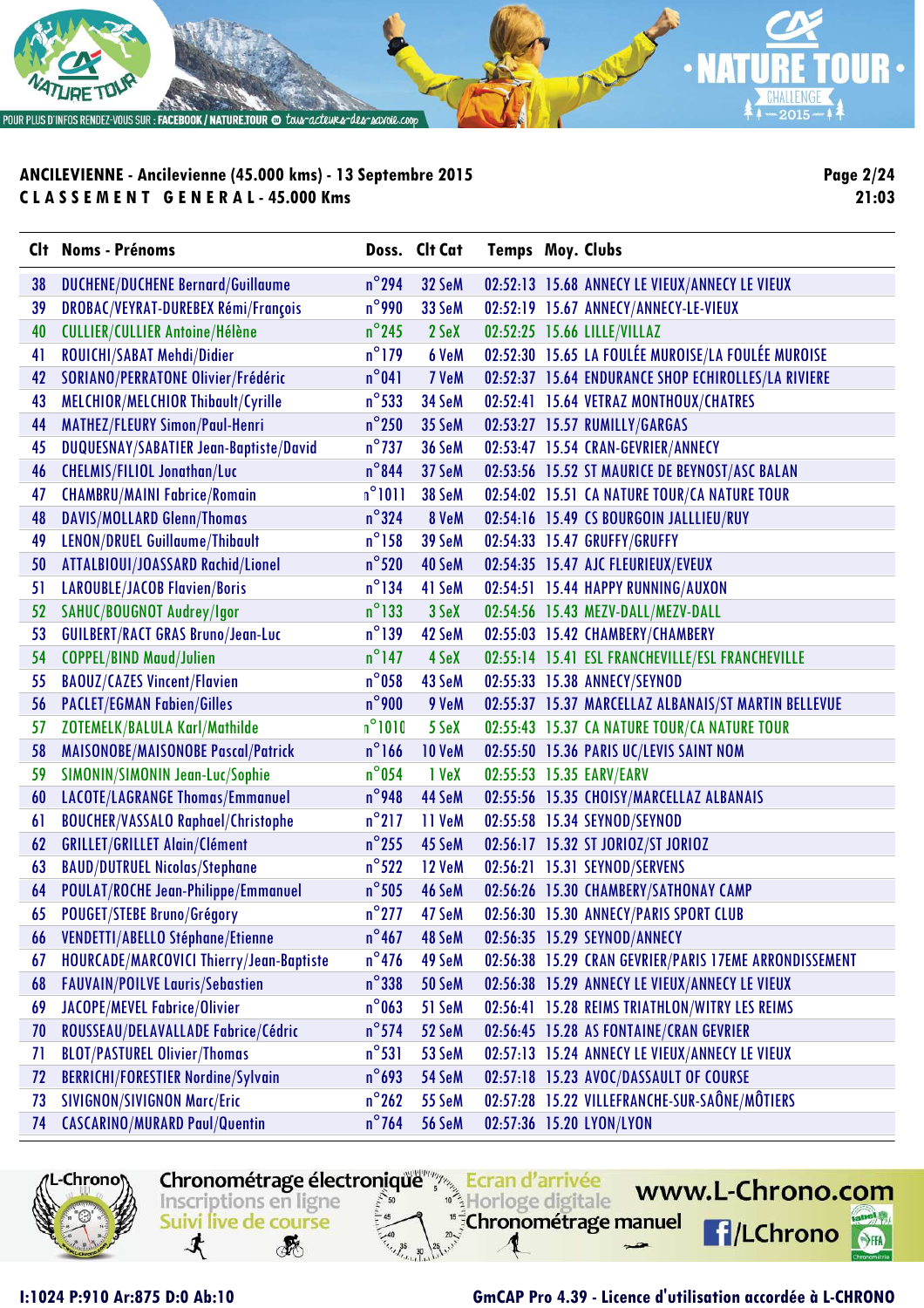**ANCILEVIENNE - Ancilevienne (45.000 kms) - 13 Septembre 2015**

**C L A S S E M E N T   G E N E R A L - 45.000 Kms**

21:03

| Clt | Noms - Prénoms | Doss. | Clt Cat | Temps | Moy. | Clubs |
|---|---|---|---|---|---|---|
| 38 | DUCHENE/DUCHENE Bernard/Guillaume | n°294 | 32 SeM | 02:52:13 | 15.68 | ANNECY LE VIEUX/ANNECY LE VIEUX |
| 39 | DROBAC/VEYRAT-DUREBEX Rémi/François | n°990 | 33 SeM | 02:52:19 | 15.67 | ANNECY/ANNECY-LE-VIEUX |
| 40 | CULLIER/CULLIER Antoine/Hélène | n°245 | 2 SeX | 02:52:25 | 15.66 | LILLE/VILLAZ |
| 41 | ROUICHI/SABAT Mehdi/Didier | n°179 | 6 VeM | 02:52:30 | 15.65 | LA FOULÉE MUROISE/LA FOULÉE MUROISE |
| 42 | SORIANO/PERRATONE Olivier/Frédéric | n°041 | 7 VeM | 02:52:37 | 15.64 | ENDURANCE SHOP ECHIROLLES/LA RIVIERE |
| 43 | MELCHIOR/MELCHIOR Thibault/Cyrille | n°533 | 34 SeM | 02:52:41 | 15.64 | VETRAZ MONTHOUX/CHATRES |
| 44 | MATHEZ/FLEURY Simon/Paul-Henri | n°250 | 35 SeM | 02:53:27 | 15.57 | RUMILLY/GARGAS |
| 45 | DUQUESNAY/SABATIER Jean-Baptiste/David | n°737 | 36 SeM | 02:53:47 | 15.54 | CRAN-GEVRIER/ANNECY |
| 46 | CHELMIS/FILIOL Jonathan/Luc | n°844 | 37 SeM | 02:53:56 | 15.52 | ST MAURICE DE BEYNOST/ASC BALAN |
| 47 | CHAMBRU/MAINI Fabrice/Romain | n°1011 | 38 SeM | 02:54:02 | 15.51 | CA NATURE TOUR/CA NATURE TOUR |
| 48 | DAVIS/MOLLARD Glenn/Thomas | n°324 | 8 VeM | 02:54:16 | 15.49 | CS BOURGOIN JALLLIEU/RUY |
| 49 | LENON/DRUEL Guillaume/Thibault | n°158 | 39 SeM | 02:54:33 | 15.47 | GRUFFY/GRUFFY |
| 50 | ATTALBIOUI/JOASSARD Rachid/Lionel | n°520 | 40 SeM | 02:54:35 | 15.47 | AJC FLEURIEUX/EVEUX |
| 51 | LAROUBLE/JACOB Flavien/Boris | n°134 | 41 SeM | 02:54:51 | 15.44 | HAPPY RUNNING/AUXON |
| 52 | SAHUC/BOUGNOT Audrey/Igor | n°133 | 3 SeX | 02:54:56 | 15.43 | MEZV-DALL/MEZV-DALL |
| 53 | GUILBERT/RACT GRAS Bruno/Jean-Luc | n°139 | 42 SeM | 02:55:03 | 15.42 | CHAMBERY/CHAMBERY |
| 54 | COPPEL/BIND Maud/Julien | n°147 | 4 SeX | 02:55:14 | 15.41 | ESL FRANCHEVILLE/ESL FRANCHEVILLE |
| 55 | BAOUZ/CAZES Vincent/Flavien | n°058 | 43 SeM | 02:55:33 | 15.38 | ANNECY/SEYNOD |
| 56 | PACLET/EGMAN Fabien/Gilles | n°900 | 9 VeM | 02:55:37 | 15.37 | MARCELLAZ ALBANAIS/ST MARTIN BELLEVUE |
| 57 | ZOTEMELK/BALULA Karl/Mathilde | n°1010 | 5 SeX | 02:55:43 | 15.37 | CA NATURE TOUR/CA NATURE TOUR |
| 58 | MAISONOBE/MAISONOBE Pascal/Patrick | n°166 | 10 VeM | 02:55:50 | 15.36 | PARIS UC/LEVIS SAINT NOM |
| 59 | SIMONIN/SIMONIN Jean-Luc/Sophie | n°054 | 1 VeX | 02:55:53 | 15.35 | EARV/EARV |
| 60 | LACOTE/LAGRANGE Thomas/Emmanuel | n°948 | 44 SeM | 02:55:56 | 15.35 | CHOISY/MARCELLAZ ALBANAIS |
| 61 | BOUCHER/VASSALO Raphael/Christophe | n°217 | 11 VeM | 02:55:58 | 15.34 | SEYNOD/SEYNOD |
| 62 | GRILLET/GRILLET Alain/Clément | n°255 | 45 SeM | 02:56:17 | 15.32 | ST JORIOZ/ST JORIOZ |
| 63 | BAUD/DUTRUEL Nicolas/Stephane | n°522 | 12 VeM | 02:56:21 | 15.31 | SEYNOD/SERVENS |
| 64 | POULAT/ROCHE Jean-Philippe/Emmanuel | n°505 | 46 SeM | 02:56:26 | 15.30 | CHAMBERY/SATHONAY CAMP |
| 65 | POUGET/STEBE Bruno/Grégory | n°277 | 47 SeM | 02:56:30 | 15.30 | ANNECY/PARIS SPORT CLUB |
| 66 | VENDETTI/ABELLO Stéphane/Etienne | n°467 | 48 SeM | 02:56:35 | 15.29 | SEYNOD/ANNECY |
| 67 | HOURCADE/MARCOVICI Thierry/Jean-Baptiste | n°476 | 49 SeM | 02:56:38 | 15.29 | CRAN GEVRIER/PARIS 17EME ARRONDISSEMENT |
| 68 | FAUVAIN/POILVE Lauris/Sebastien | n°338 | 50 SeM | 02:56:38 | 15.29 | ANNECY LE VIEUX/ANNECY LE VIEUX |
| 69 | JACOPE/MEVEL Fabrice/Olivier | n°063 | 51 SeM | 02:56:41 | 15.28 | REIMS TRIATHLON/WITRY LES REIMS |
| 70 | ROUSSEAU/DELAVALLADE Fabrice/Cédric | n°574 | 52 SeM | 02:56:45 | 15.28 | AS FONTAINE/CRAN GEVRIER |
| 71 | BLOT/PASTUREL Olivier/Thomas | n°531 | 53 SeM | 02:57:13 | 15.24 | ANNECY LE VIEUX/ANNECY LE VIEUX |
| 72 | BERRICHI/FORESTIER Nordine/Sylvain | n°693 | 54 SeM | 02:57:18 | 15.23 | AVOC/DASSAULT OF COURSE |
| 73 | SIVIGNON/SIVIGNON Marc/Eric | n°262 | 55 SeM | 02:57:28 | 15.22 | VILLEFRANCHE-SUR-SAÔNE/MÔTIERS |
| 74 | CASCARINO/MURARD Paul/Quentin | n°764 | 56 SeM | 02:57:36 | 15.20 | LYON/LYON |

I:1024 P:910 Ar:875 D:0 Ab:10

GmCAP Pro 4.39 - Licence d'utilisation accordée à L-CHRONO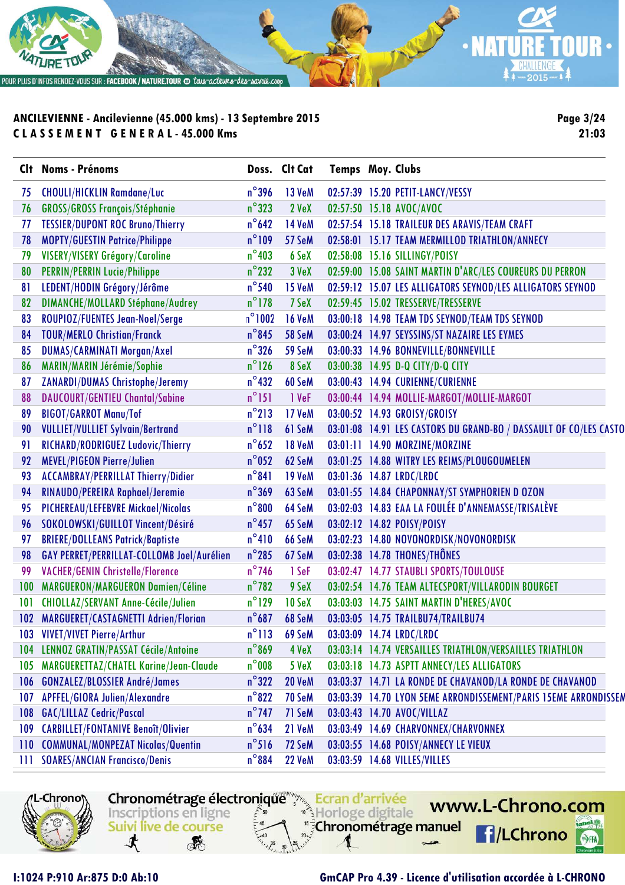**ANCILEVIENNE - Ancilevienne (45.000 kms) - 13 Septembre 2015**
**C L A S S E M E N T   G E N E R A L - 45.000 Kms**

21:03

| Clt | Noms - Prénoms | Doss. | Clt Cat | Temps | Moy. | Clubs |
|---|---|---|---|---|---|---|
| 75 | CHOULI/HICKLIN Ramdane/Luc | n°396 | 13 VeM | 02:57:39 | 15.20 | PETIT-LANCY/VESSY |
| 76 | GROSS/GROSS François/Stéphanie | n°323 | 2 VeX | 02:57:50 | 15.18 | AVOC/AVOC |
| 77 | TESSIER/DUPONT ROC Bruno/Thierry | n°642 | 14 VeM | 02:57:54 | 15.18 | TRAILEUR DES ARAVIS/TEAM CRAFT |
| 78 | MOPTY/GUESTIN Patrice/Philippe | n°109 | 57 SeM | 02:58:01 | 15.17 | TEAM MERMILLOD TRIATHLON/ANNECY |
| 79 | VISERY/VISERY Grégory/Caroline | n°403 | 6 SeX | 02:58:08 | 15.16 | SILLINGY/POISY |
| 80 | PERRIN/PERRIN Lucie/Philippe | n°232 | 3 VeX | 02:59:00 | 15.08 | SAINT MARTIN D'ARC/LES COUREURS DU PERRON |
| 81 | LEDENT/HODIN Grégory/Jérôme | n°540 | 15 VeM | 02:59:12 | 15.07 | LES ALLIGATORS SEYNOD/LES ALLIGATORS SEYNOD |
| 82 | DIMANCHE/MOLLARD Stéphane/Audrey | n°178 | 7 SeX | 02:59:45 | 15.02 | TRESSERVE/TRESSERVE |
| 83 | ROUPIOZ/FUENTES Jean-Noel/Serge | n°1002 | 16 VeM | 03:00:18 | 14.98 | TEAM TDS SEYNOD/TEAM TDS SEYNOD |
| 84 | TOUR/MERLO Christian/Franck | n°845 | 58 SeM | 03:00:24 | 14.97 | SEYSSINS/ST NAZAIRE LES EYMES |
| 85 | DUMAS/CARMINATI Morgan/Axel | n°326 | 59 SeM | 03:00:33 | 14.96 | BONNEVILLE/BONNEVILLE |
| 86 | MARIN/MARIN Jérémie/Sophie | n°126 | 8 SeX | 03:00:38 | 14.95 | D-Q CITY/D-Q CITY |
| 87 | ZANARDI/DUMAS Christophe/Jeremy | n°432 | 60 SeM | 03:00:43 | 14.94 | CURIENNE/CURIENNE |
| 88 | DAUCOURT/GENTIEU Chantal/Sabine | n°151 | 1 VeF | 03:00:44 | 14.94 | MOLLIE-MARGOT/MOLLIE-MARGOT |
| 89 | BIGOT/GARROT Manu/Tof | n°213 | 17 VeM | 03:00:52 | 14.93 | GROISY/GROISY |
| 90 | VULLIET/VULLIET Sylvain/Bertrand | n°118 | 61 SeM | 03:01:08 | 14.91 | LES CASTORS DU GRAND-BO / DASSAULT OF CO/LES CASTO |
| 91 | RICHARD/RODRIGUEZ Ludovic/Thierry | n°652 | 18 VeM | 03:01:11 | 14.90 | MORZINE/MORZINE |
| 92 | MEVEL/PIGEON Pierre/Julien | n°052 | 62 SeM | 03:01:25 | 14.88 | WITRY LES REIMS/PLOUGOUMELEN |
| 93 | ACCAMBRAY/PERRILLAT Thierry/Didier | n°841 | 19 VeM | 03:01:36 | 14.87 | LRDC/LRDC |
| 94 | RINAUDO/PEREIRA Raphael/Jeremie | n°369 | 63 SeM | 03:01:55 | 14.84 | CHAPONNAY/ST SYMPHORIEN D OZON |
| 95 | PICHEREAU/LEFEBVRE Mickael/Nicolas | n°800 | 64 SeM | 03:02:03 | 14.83 | EAA LA FOULÉE D'ANNEMASSE/TRISALÈVE |
| 96 | SOKOLOWSKI/GUILLOT Vincent/Désiré | n°457 | 65 SeM | 03:02:12 | 14.82 | POISY/POISY |
| 97 | BRIERE/DOLLEANS Patrick/Baptiste | n°410 | 66 SeM | 03:02:23 | 14.80 | NOVONORDISK/NOVONORDISK |
| 98 | GAY PERRET/PERRILLAT-COLLOMB Joel/Aurélien | n°285 | 67 SeM | 03:02:38 | 14.78 | THONES/THÔNES |
| 99 | VACHER/GENIN Christelle/Florence | n°746 | 1 SeF | 03:02:47 | 14.77 | STAUBLI SPORTS/TOULOUSE |
| 100 | MARGUERON/MARGUERON Damien/Céline | n°782 | 9 SeX | 03:02:54 | 14.76 | TEAM ALTECSPORT/VILLARODIN BOURGET |
| 101 | CHIOLLAZ/SERVANT Anne-Cécile/Julien | n°129 | 10 SeX | 03:03:03 | 14.75 | SAINT MARTIN D'HERES/AVOC |
| 102 | MARGUERET/CASTAGNETTI Adrien/Florian | n°687 | 68 SeM | 03:03:05 | 14.75 | TRAILBU74/TRAILBU74 |
| 103 | VIVET/VIVET Pierre/Arthur | n°113 | 69 SeM | 03:03:09 | 14.74 | LRDC/LRDC |
| 104 | LENNOZ GRATIN/PASSAT Cécile/Antoine | n°869 | 4 VeX | 03:03:14 | 14.74 | VERSAILLES TRIATHLON/VERSAILLES TRIATHLON |
| 105 | MARGUERETTAZ/CHATEL Karine/Jean-Claude | n°008 | 5 VeX | 03:03:18 | 14.73 | ASPTT ANNECY/LES ALLIGATORS |
| 106 | GONZALEZ/BLOSSIER André/James | n°322 | 20 VeM | 03:03:37 | 14.71 | LA RONDE DE CHAVANOD/LA RONDE DE CHAVANOD |
| 107 | APFFEL/GIORA Julien/Alexandre | n°822 | 70 SeM | 03:03:39 | 14.70 | LYON 5EME ARRONDISSEMENT/PARIS 15EME ARRONDISSEM |
| 108 | GAC/LILLAZ Cedric/Pascal | n°747 | 71 SeM | 03:03:43 | 14.70 | AVOC/VILLAZ |
| 109 | CARBILLET/FONTANIVE Benoît/Olivier | n°634 | 21 VeM | 03:03:49 | 14.69 | CHARVONNEX/CHARVONNEX |
| 110 | COMMUNAL/MONPEZAT Nicolas/Quentin | n°516 | 72 SeM | 03:03:55 | 14.68 | POISY/ANNECY LE VIEUX |
| 111 | SOARES/ANCIAN Francisco/Denis | n°884 | 22 VeM | 03:03:59 | 14.68 | VILLES/VILLES |

I:1024 P:910 Ar:875 D:0 Ab:10

GmCAP Pro 4.39 - Licence d'utilisation accordée à L-CHRONO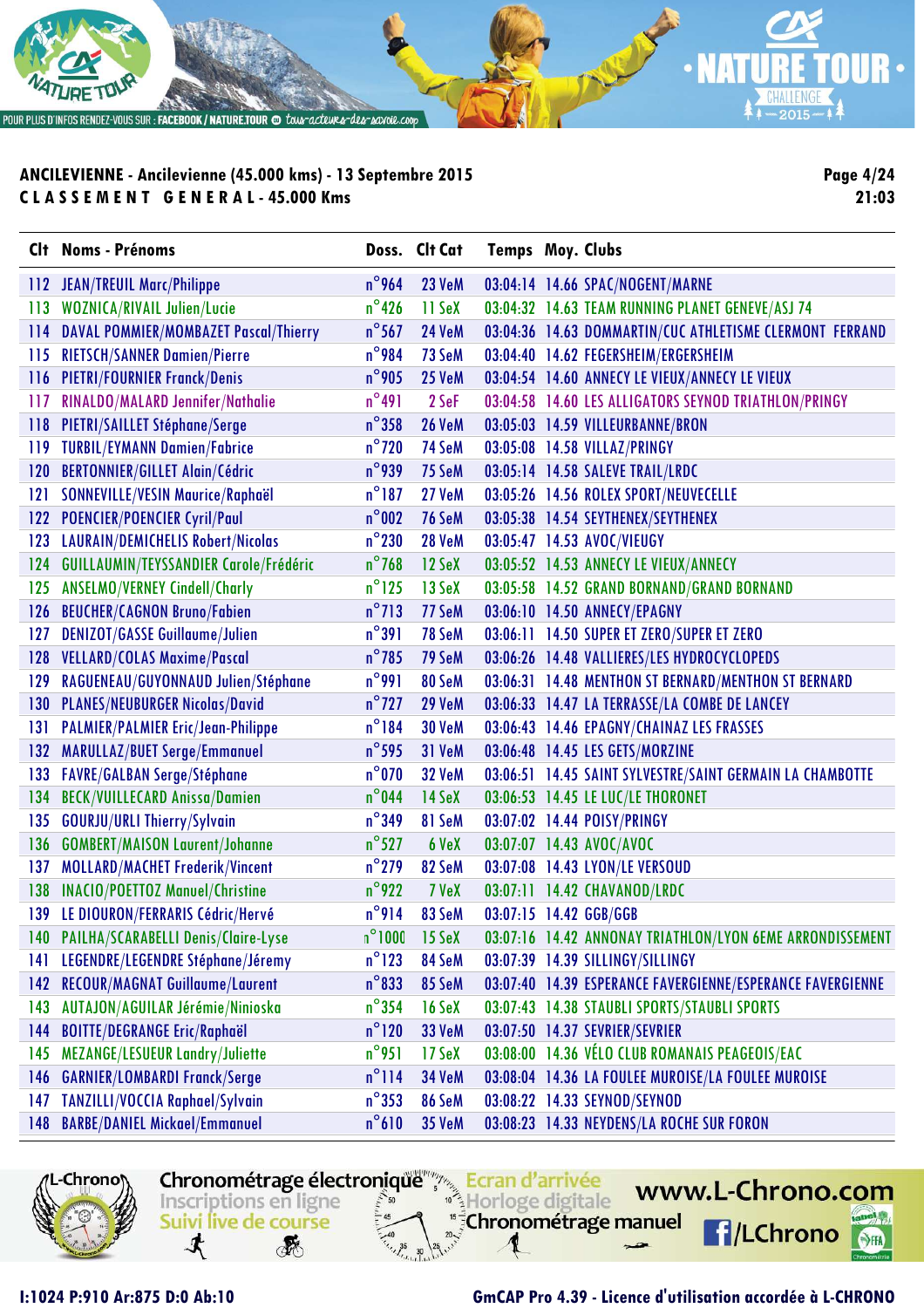**ANCILEVIENNE - Ancilevienne (45.000 kms) - 13 Septembre 2015**
**CLASSEMENT GENERAL - 45.000 Kms**

21:03

| Clt | Noms - Prénoms | Doss. | Clt Cat | Temps | Moy. | Clubs |
|---|---|---|---|---|---|---|
| 112 | JEAN/TREUIL Marc/Philippe | n°964 | 23 VeM | 03:04:14 | 14.66 | SPAC/NOGENT/MARNE |
| 113 | WOZNICA/RIVAIL Julien/Lucie | n°426 | 11 SeX | 03:04:32 | 14.63 | TEAM RUNNING PLANET GENEVE/ASJ 74 |
| 114 | DAVAL POMMIER/MOMBAZET Pascal/Thierry | n°567 | 24 VeM | 03:04:36 | 14.63 | DOMMARTIN/CUC ATHLETISME CLERMONT FERRAND |
| 115 | RIETSCH/SANNER Damien/Pierre | n°984 | 73 SeM | 03:04:40 | 14.62 | FEGERSHEIM/ERGERSHEIM |
| 116 | PIETRI/FOURNIER Franck/Denis | n°905 | 25 VeM | 03:04:54 | 14.60 | ANNECY LE VIEUX/ANNECY LE VIEUX |
| 117 | RINALDO/MALARD Jennifer/Nathalie | n°491 | 2 SeF | 03:04:58 | 14.60 | LES ALLIGATORS SEYNOD TRIATHLON/PRINGY |
| 118 | PIETRI/SAILLET Stéphane/Serge | n°358 | 26 VeM | 03:05:03 | 14.59 | VILLEURBANNE/BRON |
| 119 | TURBIL/EYMANN Damien/Fabrice | n°720 | 74 SeM | 03:05:08 | 14.58 | VILLAZ/PRINGY |
| 120 | BERTONNIER/GILLET Alain/Cédric | n°939 | 75 SeM | 03:05:14 | 14.58 | SALEVE TRAIL/LRDC |
| 121 | SONNEVILLE/VESIN Maurice/Raphaël | n°187 | 27 VeM | 03:05:26 | 14.56 | ROLEX SPORT/NEUVECELLE |
| 122 | POENCIER/POENCIER Cyril/Paul | n°002 | 76 SeM | 03:05:38 | 14.54 | SEYTHENEX/SEYTHENEX |
| 123 | LAURAIN/DEMICHELIS Robert/Nicolas | n°230 | 28 VeM | 03:05:47 | 14.53 | AVOC/VIEUGY |
| 124 | GUILLAUMIN/TEYSSANDIER Carole/Frédéric | n°768 | 12 SeX | 03:05:52 | 14.53 | ANNECY LE VIEUX/ANNECY |
| 125 | ANSELMO/VERNEY Cindell/Charly | n°125 | 13 SeX | 03:05:58 | 14.52 | GRAND BORNAND/GRAND BORNAND |
| 126 | BEUCHER/CAGNON Bruno/Fabien | n°713 | 77 SeM | 03:06:10 | 14.50 | ANNECY/EPAGNY |
| 127 | DENIZOT/GASSE Guillaume/Julien | n°391 | 78 SeM | 03:06:11 | 14.50 | SUPER ET ZERO/SUPER ET ZERO |
| 128 | VELLARD/COLAS Maxime/Pascal | n°785 | 79 SeM | 03:06:26 | 14.48 | VALLIERES/LES HYDROCYCLOPEDS |
| 129 | RAGUENEAU/GUYONNAUD Julien/Stéphane | n°991 | 80 SeM | 03:06:31 | 14.48 | MENTHON ST BERNARD/MENTHON ST BERNARD |
| 130 | PLANES/NEUBURGER Nicolas/David | n°727 | 29 VeM | 03:06:33 | 14.47 | LA TERRASSE/LA COMBE DE LANCEY |
| 131 | PALMIER/PALMIER Eric/Jean-Philippe | n°184 | 30 VeM | 03:06:43 | 14.46 | EPAGNY/CHAINAZ LES FRASSES |
| 132 | MARULLAZ/BUET Serge/Emmanuel | n°595 | 31 VeM | 03:06:48 | 14.45 | LES GETS/MORZINE |
| 133 | FAVRE/GALBAN Serge/Stéphane | n°070 | 32 VeM | 03:06:51 | 14.45 | SAINT SYLVESTRE/SAINT GERMAIN LA CHAMBOTTE |
| 134 | BECK/VUILLECARD Anissa/Damien | n°044 | 14 SeX | 03:06:53 | 14.45 | LE LUC/LE THORONET |
| 135 | GOURJU/URLI Thierry/Sylvain | n°349 | 81 SeM | 03:07:02 | 14.44 | POISY/PRINGY |
| 136 | GOMBERT/MAISON Laurent/Johanne | n°527 | 6 VeX | 03:07:07 | 14.43 | AVOC/AVOC |
| 137 | MOLLARD/MACHET Frederik/Vincent | n°279 | 82 SeM | 03:07:08 | 14.43 | LYON/LE VERSOUD |
| 138 | INACIO/POETTOZ Manuel/Christine | n°922 | 7 VeX | 03:07:11 | 14.42 | CHAVANOD/LRDC |
| 139 | LE DIOURON/FERRARIS Cédric/Hervé | n°914 | 83 SeM | 03:07:15 | 14.42 | GGB/GGB |
| 140 | PAILHA/SCARABELLI Denis/Claire-Lyse | n°1000 | 15 SeX | 03:07:16 | 14.42 | ANNONAY TRIATHLON/LYON 6EME ARRONDISSEMENT |
| 141 | LEGENDRE/LEGENDRE Stéphane/Jéremy | n°123 | 84 SeM | 03:07:39 | 14.39 | SILLINGY/SILLINGY |
| 142 | RECOUR/MAGNAT Guillaume/Laurent | n°833 | 85 SeM | 03:07:40 | 14.39 | ESPERANCE FAVERGIENNE/ESPERANCE FAVERGIENNE |
| 143 | AUTAJON/AGUILAR Jérémie/Ninioska | n°354 | 16 SeX | 03:07:43 | 14.38 | STAUBLI SPORTS/STAUBLI SPORTS |
| 144 | BOITTE/DEGRANGE Eric/Raphaël | n°120 | 33 VeM | 03:07:50 | 14.37 | SEVRIER/SEVRIER |
| 145 | MEZANGE/LESUEUR Landry/Juliette | n°951 | 17 SeX | 03:08:00 | 14.36 | VÉLO CLUB ROMANAIS PEAGEOIS/EAC |
| 146 | GARNIER/LOMBARDI Franck/Serge | n°114 | 34 VeM | 03:08:04 | 14.36 | LA FOULEE MUROISE/LA FOULEE MUROISE |
| 147 | TANZILLI/VOCCIA Raphael/Sylvain | n°353 | 86 SeM | 03:08:22 | 14.33 | SEYNOD/SEYNOD |
| 148 | BARBE/DANIEL Mickael/Emmanuel | n°610 | 35 VeM | 03:08:23 | 14.33 | NEYDENS/LA ROCHE SUR FORON |

I:1024 P:910 Ar:875 D:0 Ab:10

GmCAP Pro 4.39 - Licence d'utilisation accordée à L-CHRONO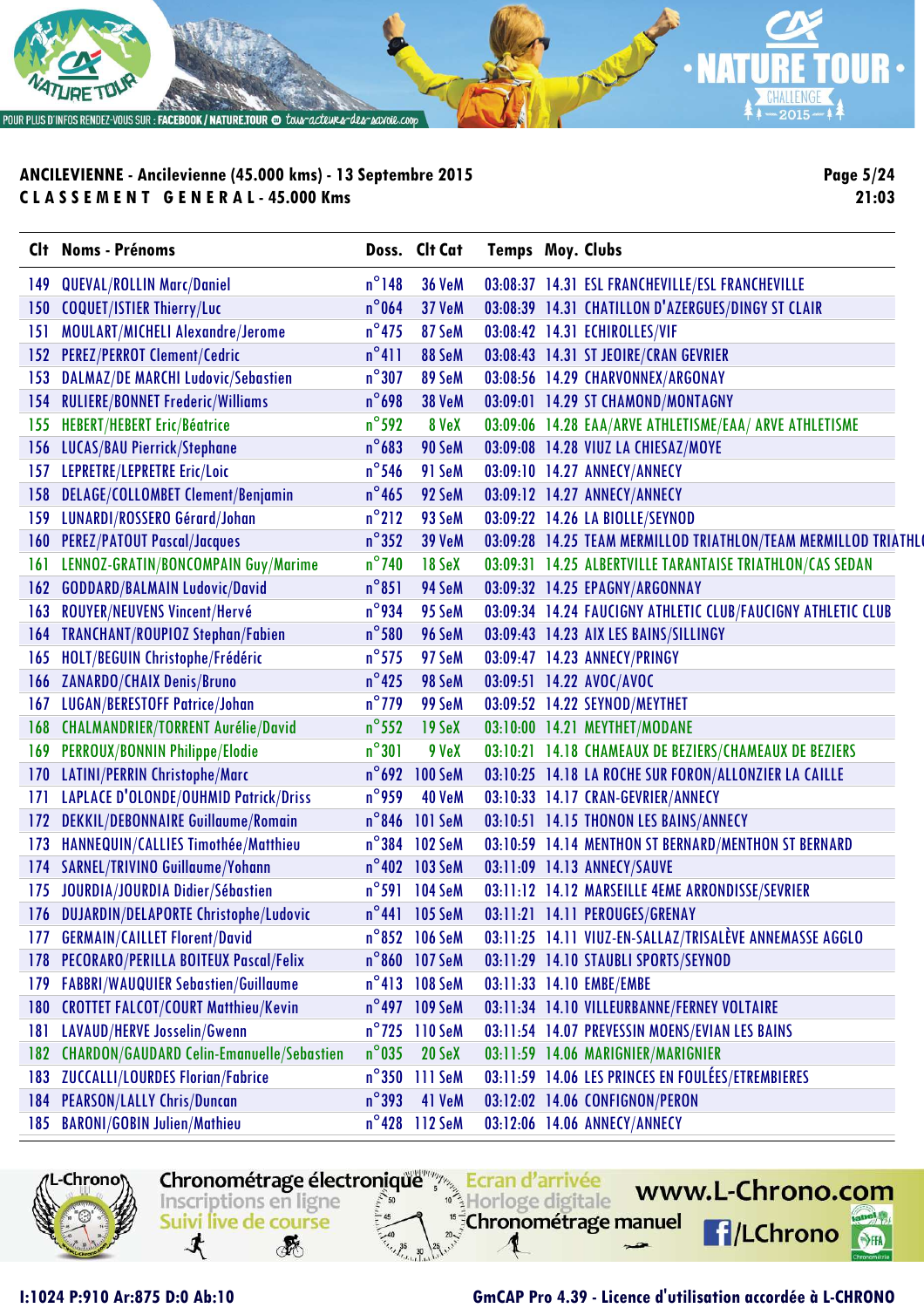**ANCILEVIENNE - Ancilevienne (45.000 kms) - 13 Septembre 2015**

**C L A S S E M E N T   G E N E R A L - 45.000 Kms**

| Clt | Noms - Prénoms | Doss. | Clt Cat | Temps | Moy. | Clubs |
|---|---|---|---|---|---|---|
| 149 | QUEVAL/ROLLIN Marc/Daniel | n°148 | 36 VeM | 03:08:37 | 14.31 | ESL FRANCHEVILLE/ESL FRANCHEVILLE |
| 150 | COQUET/ISTIER Thierry/Luc | n°064 | 37 VeM | 03:08:39 | 14.31 | CHATILLON D'AZERGUES/DINGY ST CLAIR |
| 151 | MOULART/MICHELI Alexandre/Jerome | n°475 | 87 SeM | 03:08:42 | 14.31 | ECHIROLLES/VIF |
| 152 | PEREZ/PERROT Clement/Cedric | n°411 | 88 SeM | 03:08:43 | 14.31 | ST JEOIRE/CRAN GEVRIER |
| 153 | DALMAZ/DE MARCHI Ludovic/Sebastien | n°307 | 89 SeM | 03:08:56 | 14.29 | CHARVONNEX/ARGONAY |
| 154 | RULIERE/BONNET Frederic/Williams | n°698 | 38 VeM | 03:09:01 | 14.29 | ST CHAMOND/MONTAGNY |
| 155 | HEBERT/HEBERT Eric/Béatrice | n°592 | 8 VeX | 03:09:06 | 14.28 | EAA/ARVE ATHLETISME/EAA/ ARVE ATHLETISME |
| 156 | LUCAS/BAU Pierrick/Stephane | n°683 | 90 SeM | 03:09:08 | 14.28 | VIUZ LA CHIESAZ/MOYE |
| 157 | LEPRETRE/LEPRETRE Eric/Loic | n°546 | 91 SeM | 03:09:10 | 14.27 | ANNECY/ANNECY |
| 158 | DELAGE/COLLOMBET Clement/Benjamin | n°465 | 92 SeM | 03:09:12 | 14.27 | ANNECY/ANNECY |
| 159 | LUNARDI/ROSSERO Gérard/Johan | n°212 | 93 SeM | 03:09:22 | 14.26 | LA BIOLLE/SEYNOD |
| 160 | PEREZ/PATOUT Pascal/Jacques | n°352 | 39 VeM | 03:09:28 | 14.25 | TEAM MERMILLOD TRIATHLON/TEAM MERMILLOD TRIATHL |
| 161 | LENNOZ-GRATIN/BONCOMPAIN Guy/Marime | n°740 | 18 SeX | 03:09:31 | 14.25 | ALBERTVILLE TARANTAISE TRIATHLON/CAS SEDAN |
| 162 | GODDARD/BALMAIN Ludovic/David | n°851 | 94 SeM | 03:09:32 | 14.25 | EPAGNY/ARGONNAY |
| 163 | ROUYER/NEUVENS Vincent/Hervé | n°934 | 95 SeM | 03:09:34 | 14.24 | FAUCIGNY ATHLETIC CLUB/FAUCIGNY ATHLETIC CLUB |
| 164 | TRANCHANT/ROUPIOZ Stephan/Fabien | n°580 | 96 SeM | 03:09:43 | 14.23 | AIX LES BAINS/SILLINGY |
| 165 | HOLT/BEGUIN Christophe/Frédéric | n°575 | 97 SeM | 03:09:47 | 14.23 | ANNECY/PRINGY |
| 166 | ZANARDO/CHAIX Denis/Bruno | n°425 | 98 SeM | 03:09:51 | 14.22 | AVOC/AVOC |
| 167 | LUGAN/BERESTOFF Patrice/Johan | n°779 | 99 SeM | 03:09:52 | 14.22 | SEYNOD/MEYTHET |
| 168 | CHALMANDRIER/TORRENT Aurélie/David | n°552 | 19 SeX | 03:10:00 | 14.21 | MEYTHET/MODANE |
| 169 | PERROUX/BONNIN Philippe/Elodie | n°301 | 9 VeX | 03:10:21 | 14.18 | CHAMEAUX DE BEZIERS/CHAMEAUX DE BEZIERS |
| 170 | LATINI/PERRIN Christophe/Marc | n°692 | 100 SeM | 03:10:25 | 14.18 | LA ROCHE SUR FORON/ALLONZIER LA CAILLE |
| 171 | LAPLACE D'OLONDE/OUHMID Patrick/Driss | n°959 | 40 VeM | 03:10:33 | 14.17 | CRAN-GEVRIER/ANNECY |
| 172 | DEKKIL/DEBONNAIRE Guillaume/Romain | n°846 | 101 SeM | 03:10:51 | 14.15 | THONON LES BAINS/ANNECY |
| 173 | HANNEQUIN/CALLIES Timothée/Matthieu | n°384 | 102 SeM | 03:10:59 | 14.14 | MENTHON ST BERNARD/MENTHON ST BERNARD |
| 174 | SARNEL/TRIVINO Guillaume/Yohann | n°402 | 103 SeM | 03:11:09 | 14.13 | ANNECY/SAUVE |
| 175 | JOURDIA/JOURDIA Didier/Sébastien | n°591 | 104 SeM | 03:11:12 | 14.12 | MARSEILLE 4EME ARRONDISSE/SEVRIER |
| 176 | DUJARDIN/DELAPORTE Christophe/Ludovic | n°441 | 105 SeM | 03:11:21 | 14.11 | PEROUGES/GRENAY |
| 177 | GERMAIN/CAILLET Florent/David | n°852 | 106 SeM | 03:11:25 | 14.11 | VIUZ-EN-SALLAZ/TRISALÈVE ANNEMASSE AGGLO |
| 178 | PECORARO/PERILLA BOITEUX Pascal/Felix | n°860 | 107 SeM | 03:11:29 | 14.10 | STAUBLI SPORTS/SEYNOD |
| 179 | FABBRI/WAUQUIER Sebastien/Guillaume | n°413 | 108 SeM | 03:11:33 | 14.10 | EMBE/EMBE |
| 180 | CROTTET FALCOT/COURT Matthieu/Kevin | n°497 | 109 SeM | 03:11:34 | 14.10 | VILLEURBANNE/FERNEY VOLTAIRE |
| 181 | LAVAUD/HERVE Josselin/Gwenn | n°725 | 110 SeM | 03:11:54 | 14.07 | PREVESSIN MOENS/EVIAN LES BAINS |
| 182 | CHARDON/GAUDARD Celin-Emanuelle/Sebastien | n°035 | 20 SeX | 03:11:59 | 14.06 | MARIGNIER/MARIGNIER |
| 183 | ZUCCALLI/LOURDES Florian/Fabrice | n°350 | 111 SeM | 03:11:59 | 14.06 | LES PRINCES EN FOULÉES/ETREMBIERES |
| 184 | PEARSON/LALLY Chris/Duncan | n°393 | 41 VeM | 03:12:02 | 14.06 | CONFIGNON/PERON |
| 185 | BARONI/GOBIN Julien/Mathieu | n°428 | 112 SeM | 03:12:06 | 14.06 | ANNECY/ANNECY |

I:1024 P:910 Ar:875 D:0 Ab:10

GmCAP Pro 4.39 - Licence d'utilisation accordée à L-CHRONO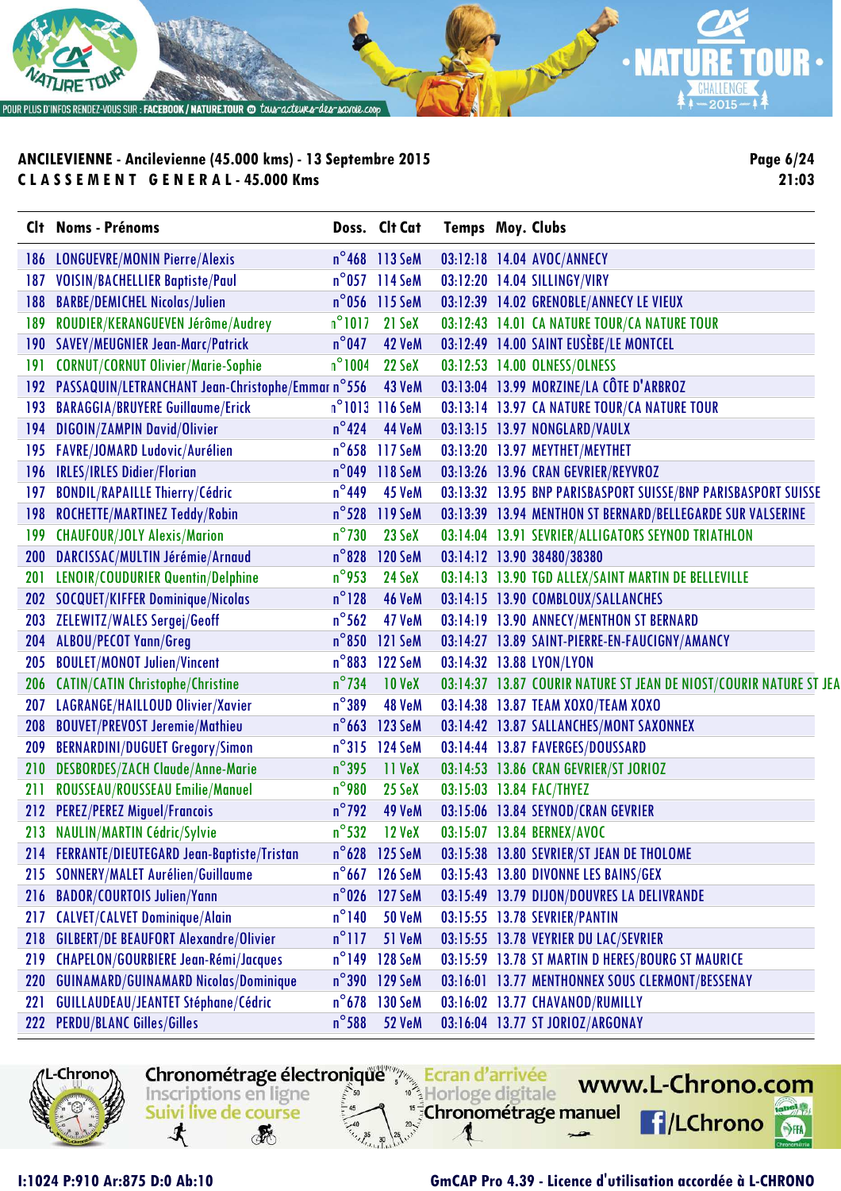**ANCILEVIENNE - Ancilevienne (45.000 kms) - 13 Septembre 2015**

**CLASSEMENT GENERAL - 45.000 Kms**

21:03

| Clt | Noms - Prénoms | Doss. | Clt Cat | Temps | Moy. | Clubs |
|---|---|---|---|---|---|---|
| 186 | LONGUEVRE/MONIN Pierre/Alexis | n°468 | 113 SeM | 03:12:18 | 14.04 | AVOC/ANNECY |
| 187 | VOISIN/BACHELLIER Baptiste/Paul | n°057 | 114 SeM | 03:12:20 | 14.04 | SILLINGY/VIRY |
| 188 | BARBE/DEMICHEL Nicolas/Julien | n°056 | 115 SeM | 03:12:39 | 14.02 | GRENOBLE/ANNECY LE VIEUX |
| 189 | ROUDIER/KERANGUEVEN Jérôme/Audrey | n°1017 | 21 SeX | 03:12:43 | 14.01 | CA NATURE TOUR/CA NATURE TOUR |
| 190 | SAVEY/MEUGNIER Jean-Marc/Patrick | n°047 | 42 VeM | 03:12:49 | 14.00 | SAINT EUSÈBE/LE MONTCEL |
| 191 | CORNUT/CORNUT Olivier/Marie-Sophie | n°1004 | 22 SeX | 03:12:53 | 14.00 | OLNESS/OLNESS |
| 192 | PASSAQUIN/LETRANCHANT Jean-Christophe/Emmar | n°556 | 43 VeM | 03:13:04 | 13.99 | MORZINE/LA CÔTE D'ARBROZ |
| 193 | BARAGGIA/BRUYERE Guillaume/Erick | n°1013 | 116 SeM | 03:13:14 | 13.97 | CA NATURE TOUR/CA NATURE TOUR |
| 194 | DIGOIN/ZAMPIN David/Olivier | n°424 | 44 VeM | 03:13:15 | 13.97 | NONGLARD/VAULX |
| 195 | FAVRE/JOMARD Ludovic/Aurélien | n°658 | 117 SeM | 03:13:20 | 13.97 | MEYTHET/MEYTHET |
| 196 | IRLES/IRLES Didier/Florian | n°049 | 118 SeM | 03:13:26 | 13.96 | CRAN GEVRIER/REYVROZ |
| 197 | BONDIL/RAPAILLE Thierry/Cédric | n°449 | 45 VeM | 03:13:32 | 13.95 | BNP PARISBASPORT SUISSE/BNP PARISBASPORT SUISSE |
| 198 | ROCHETTE/MARTINEZ Teddy/Robin | n°528 | 119 SeM | 03:13:39 | 13.94 | MENTHON ST BERNARD/BELLEGARDE SUR VALSERINE |
| 199 | CHAUFOUR/JOLY Alexis/Marion | n°730 | 23 SeX | 03:14:04 | 13.91 | SEVRIER/ALLIGATORS SEYNOD TRIATHLON |
| 200 | DARCISSAC/MULTIN Jérémie/Arnaud | n°828 | 120 SeM | 03:14:12 | 13.90 | 38480/38380 |
| 201 | LENOIR/COUDURIER Quentin/Delphine | n°953 | 24 SeX | 03:14:13 | 13.90 | TGD ALLEX/SAINT MARTIN DE BELLEVILLE |
| 202 | SOCQUET/KIFFER Dominique/Nicolas | n°128 | 46 VeM | 03:14:15 | 13.90 | COMBLOUX/SALLANCHES |
| 203 | ZELEWITZ/WALES Sergej/Geoff | n°562 | 47 VeM | 03:14:19 | 13.90 | ANNECY/MENTHON ST BERNARD |
| 204 | ALBOU/PECOT Yann/Greg | n°850 | 121 SeM | 03:14:27 | 13.89 | SAINT-PIERRE-EN-FAUCIGNY/AMANCY |
| 205 | BOULET/MONOT Julien/Vincent | n°883 | 122 SeM | 03:14:32 | 13.88 | LYON/LYON |
| 206 | CATIN/CATIN Christophe/Christine | n°734 | 10 VeX | 03:14:37 | 13.87 | COURIR NATURE ST JEAN DE NIOST/COURIR NATURE ST JEA |
| 207 | LAGRANGE/HAILLOUD Olivier/Xavier | n°389 | 48 VeM | 03:14:38 | 13.87 | TEAM XOXO/TEAM XOXO |
| 208 | BOUVET/PREVOST Jeremie/Mathieu | n°663 | 123 SeM | 03:14:42 | 13.87 | SALLANCHES/MONT SAXONNEX |
| 209 | BERNARDINI/DUGUET Gregory/Simon | n°315 | 124 SeM | 03:14:44 | 13.87 | FAVERGES/DOUSSARD |
| 210 | DESBORDES/ZACH Claude/Anne-Marie | n°395 | 11 VeX | 03:14:53 | 13.86 | CRAN GEVRIER/ST JORIOZ |
| 211 | ROUSSEAU/ROUSSEAU Emilie/Manuel | n°980 | 25 SeX | 03:15:03 | 13.84 | FAC/THYEZ |
| 212 | PEREZ/PEREZ Miguel/Francois | n°792 | 49 VeM | 03:15:06 | 13.84 | SEYNOD/CRAN GEVRIER |
| 213 | NAULIN/MARTIN Cédric/Sylvie | n°532 | 12 VeX | 03:15:07 | 13.84 | BERNEX/AVOC |
| 214 | FERRANTE/DIEUTEGARD Jean-Baptiste/Tristan | n°628 | 125 SeM | 03:15:38 | 13.80 | SEVRIER/ST JEAN DE THOLOME |
| 215 | SONNERY/MALET Aurélien/Guillaume | n°667 | 126 SeM | 03:15:43 | 13.80 | DIVONNE LES BAINS/GEX |
| 216 | BADOR/COURTOIS Julien/Yann | n°026 | 127 SeM | 03:15:49 | 13.79 | DIJON/DOUVRES LA DELIVRANDE |
| 217 | CALVET/CALVET Dominique/Alain | n°140 | 50 VeM | 03:15:55 | 13.78 | SEVRIER/PANTIN |
| 218 | GILBERT/DE BEAUFORT Alexandre/Olivier | n°117 | 51 VeM | 03:15:55 | 13.78 | VEYRIER DU LAC/SEVRIER |
| 219 | CHAPELON/GOURBIERE Jean-Rémi/Jacques | n°149 | 128 SeM | 03:15:59 | 13.78 | ST MARTIN D HERES/BOURG ST MAURICE |
| 220 | GUINAMARD/GUINAMARD Nicolas/Dominique | n°390 | 129 SeM | 03:16:01 | 13.77 | MENTHONNEX SOUS CLERMONT/BESSENAY |
| 221 | GUILLAUDEAU/JEANTET Stéphane/Cédric | n°678 | 130 SeM | 03:16:02 | 13.77 | CHAVANOD/RUMILLY |
| 222 | PERDU/BLANC Gilles/Gilles | n°588 | 52 VeM | 03:16:04 | 13.77 | ST JORIOZ/ARGONAY |

I:1024 P:910 Ar:875 D:0 Ab:10

GmCAP Pro 4.39 - Licence d'utilisation accordée à L-CHRONO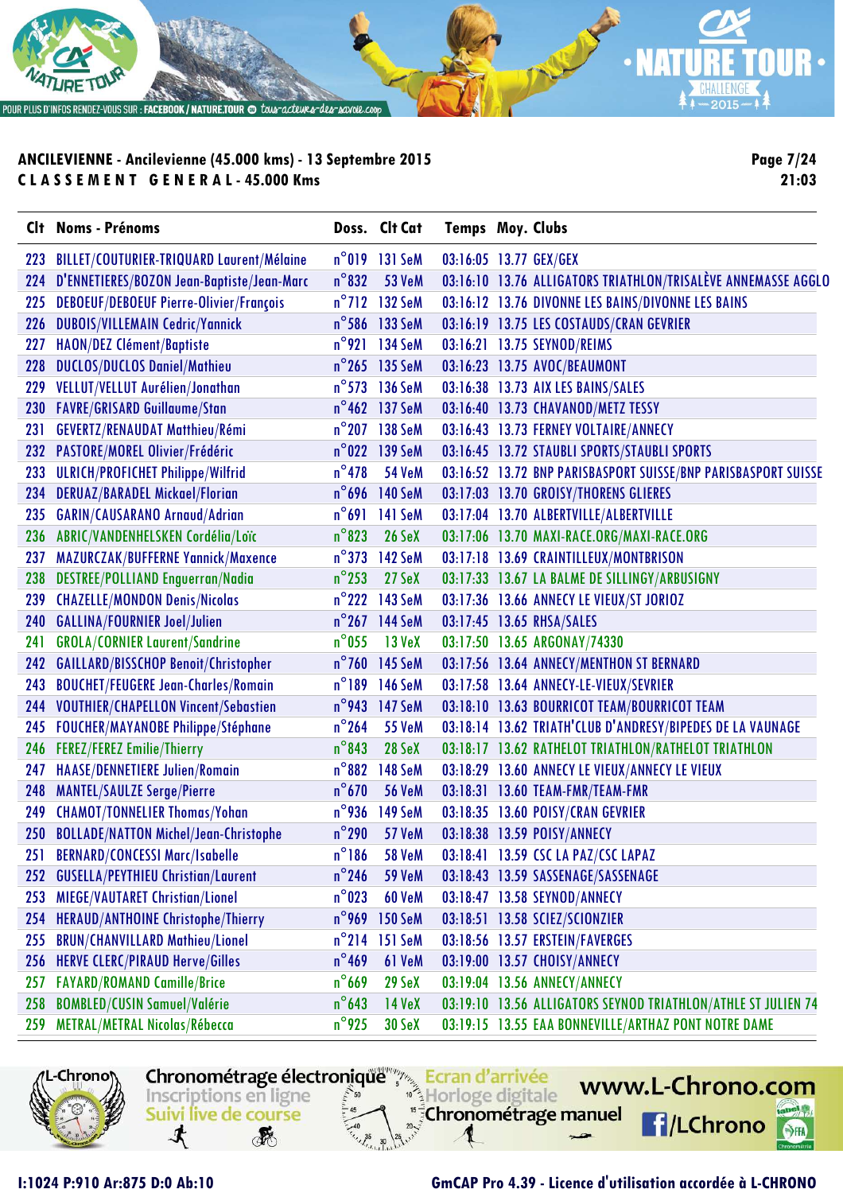**ANCILEVIENNE - Ancilevienne (45.000 kms) - 13 Septembre 2015**
**CLASSEMENT GENERAL - 45.000 Kms**

| Clt | Noms - Prénoms | Doss. | Clt Cat | Temps | Moy. | Clubs |
|---|---|---|---|---|---|---|
| 223 | BILLET/COUTURIER-TRIQUARD Laurent/Mélaine | n°019 | 131 SeM | 03:16:05 | 13.77 | GEX/GEX |
| 224 | D'ENNETIERES/BOZON Jean-Baptiste/Jean-Marc | n°832 | 53 VeM | 03:16:10 | 13.76 | ALLIGATORS TRIATHLON/TRISALÈVE ANNEMASSE AGGLO |
| 225 | DEBOEUF/DEBOEUF Pierre-Olivier/François | n°712 | 132 SeM | 03:16:12 | 13.76 | DIVONNE LES BAINS/DIVONNE LES BAINS |
| 226 | DUBOIS/VILLEMAIN Cedric/Yannick | n°586 | 133 SeM | 03:16:19 | 13.75 | LES COSTAUDS/CRAN GEVRIER |
| 227 | HAON/DEZ Clément/Baptiste | n°921 | 134 SeM | 03:16:21 | 13.75 | SEYNOD/REIMS |
| 228 | DUCLOS/DUCLOS Daniel/Mathieu | n°265 | 135 SeM | 03:16:23 | 13.75 | AVOC/BEAUMONT |
| 229 | VELLUT/VELLUT Aurélien/Jonathan | n°573 | 136 SeM | 03:16:38 | 13.73 | AIX LES BAINS/SALES |
| 230 | FAVRE/GRISARD Guillaume/Stan | n°462 | 137 SeM | 03:16:40 | 13.73 | CHAVANOD/METZ TESSY |
| 231 | GEVERTZ/RENAUDAT Matthieu/Rémi | n°207 | 138 SeM | 03:16:43 | 13.73 | FERNEY VOLTAIRE/ANNECY |
| 232 | PASTORE/MOREL Olivier/Frédéric | n°022 | 139 SeM | 03:16:45 | 13.72 | STAUBLI SPORTS/STAUBLI SPORTS |
| 233 | ULRICH/PROFICHET Philippe/Wilfrid | n°478 | 54 VeM | 03:16:52 | 13.72 | BNP PARISBASPORT SUISSE/BNP PARISBASPORT SUISSE |
| 234 | DERUAZ/BARADEL Mickael/Florian | n°696 | 140 SeM | 03:17:03 | 13.70 | GROISY/THORENS GLIERES |
| 235 | GARIN/CAUSARANO Arnaud/Adrian | n°691 | 141 SeM | 03:17:04 | 13.70 | ALBERTVILLE/ALBERTVILLE |
| 236 | ABRIC/VANDENHELSKEN Cordélia/Loïc | n°823 | 26 SeX | 03:17:06 | 13.70 | MAXI-RACE.ORG/MAXI-RACE.ORG |
| 237 | MAZURCZAK/BUFFERNE Yannick/Maxence | n°373 | 142 SeM | 03:17:18 | 13.69 | CRAINTILLEUX/MONTBRISON |
| 238 | DESTREE/POLLIAND Enguerran/Nadia | n°253 | 27 SeX | 03:17:33 | 13.67 | LA BALME DE SILLINGY/ARBUSIGNY |
| 239 | CHAZELLE/MONDON Denis/Nicolas | n°222 | 143 SeM | 03:17:36 | 13.66 | ANNECY LE VIEUX/ST JORIOZ |
| 240 | GALLINA/FOURNIER Joel/Julien | n°267 | 144 SeM | 03:17:45 | 13.65 | RHSA/SALES |
| 241 | GROLA/CORNIER Laurent/Sandrine | n°055 | 13 VeX | 03:17:50 | 13.65 | ARGONAY/74330 |
| 242 | GAILLARD/BISSCHOP Benoit/Christopher | n°760 | 145 SeM | 03:17:56 | 13.64 | ANNECY/MENTHON ST BERNARD |
| 243 | BOUCHET/FEUGERE Jean-Charles/Romain | n°189 | 146 SeM | 03:17:58 | 13.64 | ANNECY-LE-VIEUX/SEVRIER |
| 244 | VOUTHIER/CHAPELLON Vincent/Sebastien | n°943 | 147 SeM | 03:18:10 | 13.63 | BOURRICOT TEAM/BOURRICOT TEAM |
| 245 | FOUCHER/MAYANOBE Philippe/Stéphane | n°264 | 55 VeM | 03:18:14 | 13.62 | TRIATH'CLUB D'ANDRESY/BIPEDES DE LA VAUNAGE |
| 246 | FEREZ/FEREZ Emilie/Thierry | n°843 | 28 SeX | 03:18:17 | 13.62 | RATHELOT TRIATHLON/RATHELOT TRIATHLON |
| 247 | HAASE/DENNETIERE Julien/Romain | n°882 | 148 SeM | 03:18:29 | 13.60 | ANNECY LE VIEUX/ANNECY LE VIEUX |
| 248 | MANTEL/SAULZE Serge/Pierre | n°670 | 56 VeM | 03:18:31 | 13.60 | TEAM-FMR/TEAM-FMR |
| 249 | CHAMOT/TONNELIER Thomas/Yohan | n°936 | 149 SeM | 03:18:35 | 13.60 | POISY/CRAN GEVRIER |
| 250 | BOLLADE/NATTON Michel/Jean-Christophe | n°290 | 57 VeM | 03:18:38 | 13.59 | POISY/ANNECY |
| 251 | BERNARD/CONCESSI Marc/Isabelle | n°186 | 58 VeM | 03:18:41 | 13.59 | CSC LA PAZ/CSC LAPAZ |
| 252 | GUSELLA/PEYTHIEU Christian/Laurent | n°246 | 59 VeM | 03:18:43 | 13.59 | SASSENAGE/SASSENAGE |
| 253 | MIEGE/VAUTARET Christian/Lionel | n°023 | 60 VeM | 03:18:47 | 13.58 | SEYNOD/ANNECY |
| 254 | HERAUD/ANTHOINE Christophe/Thierry | n°969 | 150 SeM | 03:18:51 | 13.58 | SCIEZ/SCIONZIER |
| 255 | BRUN/CHANVILLARD Mathieu/Lionel | n°214 | 151 SeM | 03:18:56 | 13.57 | ERSTEIN/FAVERGES |
| 256 | HERVE CLERC/PIRAUD Herve/Gilles | n°469 | 61 VeM | 03:19:00 | 13.57 | CHOISY/ANNECY |
| 257 | FAYARD/ROMAND Camille/Brice | n°669 | 29 SeX | 03:19:04 | 13.56 | ANNECY/ANNECY |
| 258 | BOMBLED/CUSIN Samuel/Valérie | n°643 | 14 VeX | 03:19:10 | 13.56 | ALLIGATORS SEYNOD TRIATHLON/ATHLE ST JULIEN 74 |
| 259 | METRAL/METRAL Nicolas/Rébecca | n°925 | 30 SeX | 03:19:15 | 13.55 | EAA BONNEVILLE/ARTHAZ PONT NOTRE DAME |

I:1024 P:910 Ar:875 D:0 Ab:10

GmCAP Pro 4.39 - Licence d'utilisation accordée à L-CHRONO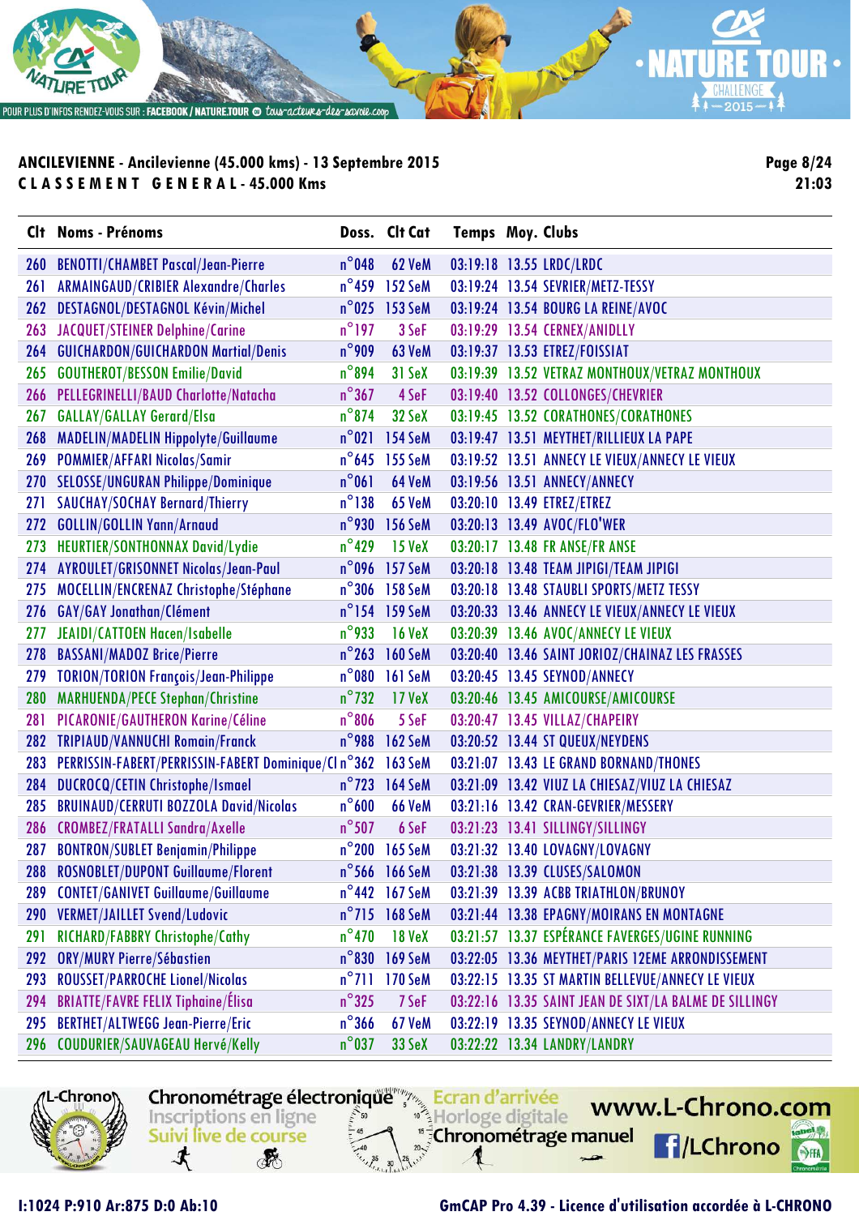**ANCILEVIENNE - Ancilevienne (45.000 kms) - 13 Septembre 2015**

**C L A S S E M E N T   G E N E R A L - 45.000 Kms**

| Clt | Noms - Prénoms | Doss. | Clt Cat | Temps | Moy. | Clubs |
|---|---|---|---|---|---|---|
| 260 | BENOTTI/CHAMBET Pascal/Jean-Pierre | n°048 | 62 VeM | 03:19:18 | 13.55 | LRDC/LRDC |
| 261 | ARMAINGAUD/CRIBIER Alexandre/Charles | n°459 | 152 SeM | 03:19:24 | 13.54 | SEVRIER/METZ-TESSY |
| 262 | DESTAGNOL/DESTAGNOL Kévin/Michel | n°025 | 153 SeM | 03:19:24 | 13.54 | BOURG LA REINE/AVOC |
| 263 | JACQUET/STEINER Delphine/Carine | n°197 | 3 SeF | 03:19:29 | 13.54 | CERNEX/ANIDLLY |
| 264 | GUICHARDON/GUICHARDON Martial/Denis | n°909 | 63 VeM | 03:19:37 | 13.53 | ETREZ/FOISSIAT |
| 265 | GOUTHEROT/BESSON Emilie/David | n°894 | 31 SeX | 03:19:39 | 13.52 | VETRAZ MONTHOUX/VETRAZ MONTHOUX |
| 266 | PELLEGRINELLI/BAUD Charlotte/Natacha | n°367 | 4 SeF | 03:19:40 | 13.52 | COLLONGES/CHEVRIER |
| 267 | GALLAY/GALLAY Gerard/Elsa | n°874 | 32 SeX | 03:19:45 | 13.52 | CORATHONES/CORATHONES |
| 268 | MADELIN/MADELIN Hippolyte/Guillaume | n°021 | 154 SeM | 03:19:47 | 13.51 | MEYTHET/RILLIEUX LA PAPE |
| 269 | POMMIER/AFFARI Nicolas/Samir | n°645 | 155 SeM | 03:19:52 | 13.51 | ANNECY LE VIEUX/ANNECY LE VIEUX |
| 270 | SELOSSE/UNGURAN Philippe/Dominique | n°061 | 64 VeM | 03:19:56 | 13.51 | ANNECY/ANNECY |
| 271 | SAUCHAY/SOCHAY Bernard/Thierry | n°138 | 65 VeM | 03:20:10 | 13.49 | ETREZ/ETREZ |
| 272 | GOLLIN/GOLLIN Yann/Arnaud | n°930 | 156 SeM | 03:20:13 | 13.49 | AVOC/FLO'WER |
| 273 | HEURTIER/SONTHONNAX David/Lydie | n°429 | 15 VeX | 03:20:17 | 13.48 | FR ANSE/FR ANSE |
| 274 | AYROULET/GRISONNET Nicolas/Jean-Paul | n°096 | 157 SeM | 03:20:18 | 13.48 | TEAM JIPIGI/TEAM JIPIGI |
| 275 | MOCELLIN/ENCRENAZ Christophe/Stéphane | n°306 | 158 SeM | 03:20:18 | 13.48 | STAUBLI SPORTS/METZ TESSY |
| 276 | GAY/GAY Jonathan/Clément | n°154 | 159 SeM | 03:20:33 | 13.46 | ANNECY LE VIEUX/ANNECY LE VIEUX |
| 277 | JEAIDI/CATTOEN Hacen/Isabelle | n°933 | 16 VeX | 03:20:39 | 13.46 | AVOC/ANNECY LE VIEUX |
| 278 | BASSANI/MADOZ Brice/Pierre | n°263 | 160 SeM | 03:20:40 | 13.46 | SAINT JORIOZ/CHAINAZ LES FRASSES |
| 279 | TORION/TORION François/Jean-Philippe | n°080 | 161 SeM | 03:20:45 | 13.45 | SEYNOD/ANNECY |
| 280 | MARHUENDA/PECE Stephan/Christine | n°732 | 17 VeX | 03:20:46 | 13.45 | AMICOURSE/AMICOURSE |
| 281 | PICARONIE/GAUTHERON Karine/Céline | n°806 | 5 SeF | 03:20:47 | 13.45 | VILLAZ/CHAPEIRY |
| 282 | TRIPIAUD/VANNUCHI Romain/Franck | n°988 | 162 SeM | 03:20:52 | 13.44 | ST QUEUX/NEYDENS |
| 283 | PERRISSIN-FABERT/PERRISSIN-FABERT Dominique/Cl | n°362 | 163 SeM | 03:21:07 | 13.43 | LE GRAND BORNAND/THONES |
| 284 | DUCROCQ/CETIN Christophe/Ismael | n°723 | 164 SeM | 03:21:09 | 13.42 | VIUZ LA CHIESAZ/VIUZ LA CHIESAZ |
| 285 | BRUINAUD/CERRUTI BOZZOLA David/Nicolas | n°600 | 66 VeM | 03:21:16 | 13.42 | CRAN-GEVRIER/MESSERY |
| 286 | CROMBEZ/FRATALLI Sandra/Axelle | n°507 | 6 SeF | 03:21:23 | 13.41 | SILLINGY/SILLINGY |
| 287 | BONTRON/SUBLET Benjamin/Philippe | n°200 | 165 SeM | 03:21:32 | 13.40 | LOVAGNY/LOVAGNY |
| 288 | ROSNOBLET/DUPONT Guillaume/Florent | n°566 | 166 SeM | 03:21:38 | 13.39 | CLUSES/SALOMON |
| 289 | CONTET/GANIVET Guillaume/Guillaume | n°442 | 167 SeM | 03:21:39 | 13.39 | ACBB TRIATHLON/BRUNOY |
| 290 | VERMET/JAILLET Svend/Ludovic | n°715 | 168 SeM | 03:21:44 | 13.38 | EPAGNY/MOIRANS EN MONTAGNE |
| 291 | RICHARD/FABBRY Christophe/Cathy | n°470 | 18 VeX | 03:21:57 | 13.37 | ESPÉRANCE FAVERGES/UGINE RUNNING |
| 292 | ORY/MURY Pierre/Sébastien | n°830 | 169 SeM | 03:22:05 | 13.36 | MEYTHET/PARIS 12EME ARRONDISSEMENT |
| 293 | ROUSSET/PARROCHE Lionel/Nicolas | n°711 | 170 SeM | 03:22:15 | 13.35 | ST MARTIN BELLEVUE/ANNECY LE VIEUX |
| 294 | BRIATTE/FAVRE FELIX Tiphaine/Élisa | n°325 | 7 SeF | 03:22:16 | 13.35 | SAINT JEAN DE SIXT/LA BALME DE SILLINGY |
| 295 | BERTHET/ALTWEGG Jean-Pierre/Eric | n°366 | 67 VeM | 03:22:19 | 13.35 | SEYNOD/ANNECY LE VIEUX |
| 296 | COUDURIER/SAUVAGEAU Hervé/Kelly | n°037 | 33 SeX | 03:22:22 | 13.34 | LANDRY/LANDRY |

I:1024 P:910 Ar:875 D:0 Ab:10

GmCAP Pro 4.39 - Licence d'utilisation accordée à L-CHRONO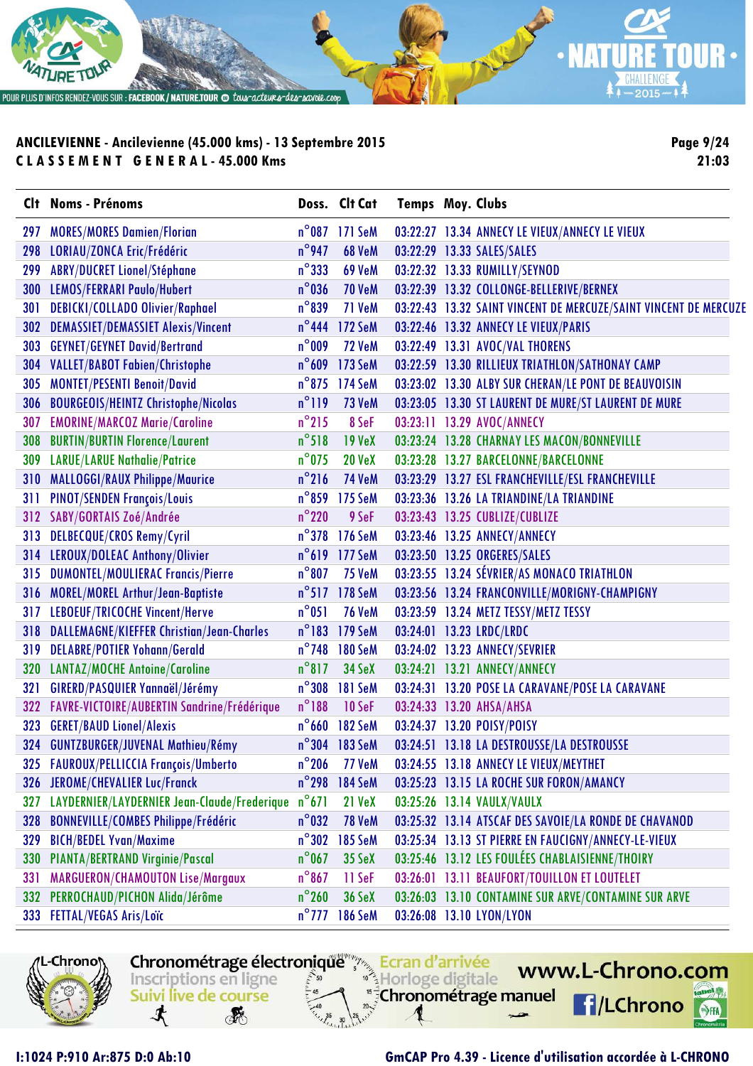**ANCILEVIENNE - Ancilevienne (45.000 kms) - 13 Septembre 2015**

**CLASSEMENT GENERAL - 45.000 Kms**

Page 9/24
21:03

| Clt | Noms - Prénoms | Doss. | Clt Cat | Temps | Moy. | Clubs |
|---|---|---|---|---|---|---|
| 297 | MORES/MORES Damien/Florian | n°087 | 171 SeM | 03:22:27 | 13.34 | ANNECY LE VIEUX/ANNECY LE VIEUX |
| 298 | LORIAU/ZONCA Eric/Frédéric | n°947 | 68 VeM | 03:22:29 | 13.33 | SALES/SALES |
| 299 | ABRY/DUCRET Lionel/Stéphane | n°333 | 69 VeM | 03:22:32 | 13.33 | RUMILLY/SEYNOD |
| 300 | LEMOS/FERRARI Paulo/Hubert | n°036 | 70 VeM | 03:22:39 | 13.32 | COLLONGE-BELLERIVE/BERNEX |
| 301 | DEBICKI/COLLADO Olivier/Raphael | n°839 | 71 VeM | 03:22:43 | 13.32 | SAINT VINCENT DE MERCUZE/SAINT VINCENT DE MERCUZE |
| 302 | DEMASSIET/DEMASSIET Alexis/Vincent | n°444 | 172 SeM | 03:22:46 | 13.32 | ANNECY LE VIEUX/PARIS |
| 303 | GEYNET/GEYNET David/Bertrand | n°009 | 72 VeM | 03:22:49 | 13.31 | AVOC/VAL THORENS |
| 304 | VALLET/BABOT Fabien/Christophe | n°609 | 173 SeM | 03:22:59 | 13.30 | RILLIEUX TRIATHLON/SATHONAY CAMP |
| 305 | MONTET/PESENTI Benoit/David | n°875 | 174 SeM | 03:23:02 | 13.30 | ALBY SUR CHERAN/LE PONT DE BEAUVOISIN |
| 306 | BOURGEOIS/HEINTZ Christophe/Nicolas | n°119 | 73 VeM | 03:23:05 | 13.30 | ST LAURENT DE MURE/ST LAURENT DE MURE |
| 307 | EMORINE/MARCOZ Marie/Caroline | n°215 | 8 SeF | 03:23:11 | 13.29 | AVOC/ANNECY |
| 308 | BURTIN/BURTIN Florence/Laurent | n°518 | 19 VeX | 03:23:24 | 13.28 | CHARNAY LES MACON/BONNEVILLE |
| 309 | LARUE/LARUE Nathalie/Patrice | n°075 | 20 VeX | 03:23:28 | 13.27 | BARCELONNE/BARCELONNE |
| 310 | MALLOGGI/RAUX Philippe/Maurice | n°216 | 74 VeM | 03:23:29 | 13.27 | ESL FRANCHEVILLE/ESL FRANCHEVILLE |
| 311 | PINOT/SENDEN François/Louis | n°859 | 175 SeM | 03:23:36 | 13.26 | LA TRIANDINE/LA TRIANDINE |
| 312 | SABY/GORTAIS Zoé/Andrée | n°220 | 9 SeF | 03:23:43 | 13.25 | CUBLIZE/CUBLIZE |
| 313 | DELBECQUE/CROS Remy/Cyril | n°378 | 176 SeM | 03:23:46 | 13.25 | ANNECY/ANNECY |
| 314 | LEROUX/DOLEAC Anthony/Olivier | n°619 | 177 SeM | 03:23:50 | 13.25 | ORGERES/SALES |
| 315 | DUMONTEL/MOULIERAC Francis/Pierre | n°807 | 75 VeM | 03:23:55 | 13.24 | SÉVRIER/AS MONACO TRIATHLON |
| 316 | MOREL/MOREL Arthur/Jean-Baptiste | n°517 | 178 SeM | 03:23:56 | 13.24 | FRANCONVILLE/MORIGNY-CHAMPIGNY |
| 317 | LEBOEUF/TRICOCHE Vincent/Herve | n°051 | 76 VeM | 03:23:59 | 13.24 | METZ TESSY/METZ TESSY |
| 318 | DALLEMAGNE/KIEFFER Christian/Jean-Charles | n°183 | 179 SeM | 03:24:01 | 13.23 | LRDC/LRDC |
| 319 | DELABRE/POTIER Yohann/Gerald | n°748 | 180 SeM | 03:24:02 | 13.23 | ANNECY/SEVRIER |
| 320 | LANTAZ/MOCHE Antoine/Caroline | n°817 | 34 SeX | 03:24:21 | 13.21 | ANNECY/ANNECY |
| 321 | GIRERD/PASQUIER Yannaël/Jérémy | n°308 | 181 SeM | 03:24:31 | 13.20 | POSE LA CARAVANE/POSE LA CARAVANE |
| 322 | FAVRE-VICTOIRE/AUBERTIN Sandrine/Frédérique | n°188 | 10 SeF | 03:24:33 | 13.20 | AHSA/AHSA |
| 323 | GERET/BAUD Lionel/Alexis | n°660 | 182 SeM | 03:24:37 | 13.20 | POISY/POISY |
| 324 | GUNTZBURGER/JUVENAL Mathieu/Rémy | n°304 | 183 SeM | 03:24:51 | 13.18 | LA DESTROUSSE/LA DESTROUSSE |
| 325 | FAUROUX/PELLICCIA François/Umberto | n°206 | 77 VeM | 03:24:55 | 13.18 | ANNECY LE VIEUX/MEYTHET |
| 326 | JEROME/CHEVALIER Luc/Franck | n°298 | 184 SeM | 03:25:23 | 13.15 | LA ROCHE SUR FORON/AMANCY |
| 327 | LAYDERNIER/LAYDERNIER Jean-Claude/Frederique | n°671 | 21 VeX | 03:25:26 | 13.14 | VAULX/VAULX |
| 328 | BONNEVILLE/COMBES Philippe/Frédéric | n°032 | 78 VeM | 03:25:32 | 13.14 | ATSCAF DES SAVOIE/LA RONDE DE CHAVANOD |
| 329 | BICH/BEDEL Yvan/Maxime | n°302 | 185 SeM | 03:25:34 | 13.13 | ST PIERRE EN FAUCIGNY/ANNECY-LE-VIEUX |
| 330 | PIANTA/BERTRAND Virginie/Pascal | n°067 | 35 SeX | 03:25:46 | 13.12 | LES FOULÉES CHABLAISIENNE/THOIRY |
| 331 | MARGUERON/CHAMOUTON Lise/Margaux | n°867 | 11 SeF | 03:26:01 | 13.11 | BEAUFORT/TOUILLON ET LOUTELET |
| 332 | PERROCHAUD/PICHON Alida/Jérôme | n°260 | 36 SeX | 03:26:03 | 13.10 | CONTAMINE SUR ARVE/CONTAMINE SUR ARVE |
| 333 | FETTAL/VEGAS Aris/Loïc | n°777 | 186 SeM | 03:26:08 | 13.10 | LYON/LYON |

I:1024 P:910 Ar:875 D:0 Ab:10

GmCAP Pro 4.39 - Licence d'utilisation accordée à L-CHRONO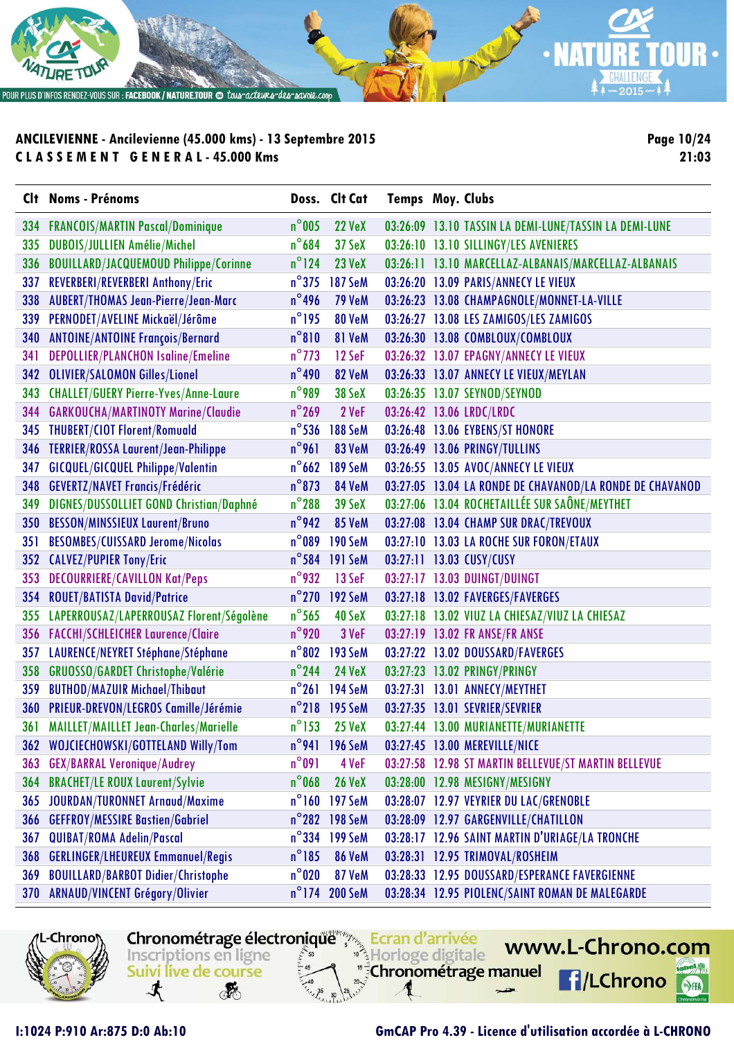**ANCILEVIENNE - Ancilevienne (45.000 kms) - 13 Septembre 2015**
**C L A S S E M E N T   G E N E R A L - 45.000 Kms**

| Clt | Noms - Prénoms | Doss. | Clt Cat | Temps | Moy. | Clubs |
|---|---|---|---|---|---|---|
| 334 | FRANCOIS/MARTIN Pascal/Dominique | n°005 | 22 VeX | 03:26:09 | 13.10 | TASSIN LA DEMI-LUNE/TASSIN LA DEMI-LUNE |
| 335 | DUBOIS/JULLIEN Amélie/Michel | n°684 | 37 SeX | 03:26:10 | 13.10 | SILLINGY/LES AVENIERES |
| 336 | BOUILLARD/JACQUEMOUD Philippe/Corinne | n°124 | 23 VeX | 03:26:11 | 13.10 | MARCELLAZ-ALBANAIS/MARCELLAZ-ALBANAIS |
| 337 | REVERBERI/REVERBERI Anthony/Eric | n°375 | 187 SeM | 03:26:20 | 13.09 | PARIS/ANNECY LE VIEUX |
| 338 | AUBERT/THOMAS Jean-Pierre/Jean-Marc | n°496 | 79 VeM | 03:26:23 | 13.08 | CHAMPAGNOLE/MONNET-LA-VILLE |
| 339 | PERNODET/AVELINE Mickaël/Jérôme | n°195 | 80 VeM | 03:26:27 | 13.08 | LES ZAMIGOS/LES ZAMIGOS |
| 340 | ANTOINE/ANTOINE François/Bernard | n°810 | 81 VeM | 03:26:30 | 13.08 | COMBLOUX/COMBLOUX |
| 341 | DEPOLLIER/PLANCHON Isaline/Emeline | n°773 | 12 SeF | 03:26:32 | 13.07 | EPAGNY/ANNECY LE VIEUX |
| 342 | OLIVIER/SALOMON Gilles/Lionel | n°490 | 82 VeM | 03:26:33 | 13.07 | ANNECY LE VIEUX/MEYLAN |
| 343 | CHALLET/GUERY Pierre-Yves/Anne-Laure | n°989 | 38 SeX | 03:26:35 | 13.07 | SEYNOD/SEYNOD |
| 344 | GARKOUCHA/MARTINOTY Marine/Claudie | n°269 | 2 VeF | 03:26:42 | 13.06 | LRDC/LRDC |
| 345 | THUBERT/CIOT Florent/Romuald | n°536 | 188 SeM | 03:26:48 | 13.06 | EYBENS/ST HONORE |
| 346 | TERRIER/ROSSA Laurent/Jean-Philippe | n°961 | 83 VeM | 03:26:49 | 13.06 | PRINGY/TULLINS |
| 347 | GICQUEL/GICQUEL Philippe/Valentin | n°662 | 189 SeM | 03:26:55 | 13.05 | AVOC/ANNECY LE VIEUX |
| 348 | GEVERTZ/NAVET Francis/Frédéric | n°873 | 84 VeM | 03:27:05 | 13.04 | LA RONDE DE CHAVANOD/LA RONDE DE CHAVANOD |
| 349 | DIGNES/DUSSOLLIET GOND Christian/Daphné | n°288 | 39 SeX | 03:27:06 | 13.04 | ROCHETAILLÉE SUR SAÔNE/MEYTHET |
| 350 | BESSON/MINSSIEUX Laurent/Bruno | n°942 | 85 VeM | 03:27:08 | 13.04 | CHAMP SUR DRAC/TREVOUX |
| 351 | BESOMBES/CUISSARD Jerome/Nicolas | n°089 | 190 SeM | 03:27:10 | 13.03 | LA ROCHE SUR FORON/ETAUX |
| 352 | CALVEZ/PUPIER Tony/Eric | n°584 | 191 SeM | 03:27:11 | 13.03 | CUSY/CUSY |
| 353 | DECOURRIERE/CAVILLON Kat/Peps | n°932 | 13 SeF | 03:27:17 | 13.03 | DUINGT/DUINGT |
| 354 | ROUET/BATISTA David/Patrice | n°270 | 192 SeM | 03:27:18 | 13.02 | FAVERGES/FAVERGES |
| 355 | LAPERROUSAZ/LAPERROUSAZ Florent/Ségolène | n°565 | 40 SeX | 03:27:18 | 13.02 | VIUZ LA CHIESAZ/VIUZ LA CHIESAZ |
| 356 | FACCHI/SCHLEICHER Laurence/Claire | n°920 | 3 VeF | 03:27:19 | 13.02 | FR ANSE/FR ANSE |
| 357 | LAURENCE/NEYRET Stéphane/Stéphane | n°802 | 193 SeM | 03:27:22 | 13.02 | DOUSSARD/FAVERGES |
| 358 | GRUOSSO/GARDET Christophe/Valérie | n°244 | 24 VeX | 03:27:23 | 13.02 | PRINGY/PRINGY |
| 359 | BUTHOD/MAZUIR Michael/Thibaut | n°261 | 194 SeM | 03:27:31 | 13.01 | ANNECY/MEYTHET |
| 360 | PRIEUR-DREVON/LEGROS Camille/Jérémie | n°218 | 195 SeM | 03:27:35 | 13.01 | SEVRIER/SEVRIER |
| 361 | MAILLET/MAILLET Jean-Charles/Marielle | n°153 | 25 VeX | 03:27:44 | 13.00 | MURIANETTE/MURIANETTE |
| 362 | WOJCIECHOWSKI/GOTTELAND Willy/Tom | n°941 | 196 SeM | 03:27:45 | 13.00 | MEREVILLE/NICE |
| 363 | GEX/BARRAL Veronique/Audrey | n°091 | 4 VeF | 03:27:58 | 12.98 | ST MARTIN BELLEVUE/ST MARTIN BELLEVUE |
| 364 | BRACHET/LE ROUX Laurent/Sylvie | n°068 | 26 VeX | 03:28:00 | 12.98 | MESIGNY/MESIGNY |
| 365 | JOURDAN/TURONNET Arnaud/Maxime | n°160 | 197 SeM | 03:28:07 | 12.97 | VEYRIER DU LAC/GRENOBLE |
| 366 | GEFFROY/MESSIRE Bastien/Gabriel | n°282 | 198 SeM | 03:28:09 | 12.97 | GARGENVILLE/CHATILLON |
| 367 | QUIBAT/ROMA Adelin/Pascal | n°334 | 199 SeM | 03:28:17 | 12.96 | SAINT MARTIN D'URIAGE/LA TRONCHE |
| 368 | GERLINGER/LHEUREUX Emmanuel/Regis | n°185 | 86 VeM | 03:28:31 | 12.95 | TRIMOVAL/ROSHEIM |
| 369 | BOUILLARD/BARBOT Didier/Christophe | n°020 | 87 VeM | 03:28:33 | 12.95 | DOUSSARD/ESPERANCE FAVERGIENNE |
| 370 | ARNAUD/VINCENT Grégory/Olivier | n°174 | 200 SeM | 03:28:34 | 12.95 | PIOLENC/SAINT ROMAN DE MALEGARDE |

I:1024 P:910 Ar:875 D:0 Ab:10

GmCAP Pro 4.39 - Licence d'utilisation accordée à L-CHRONO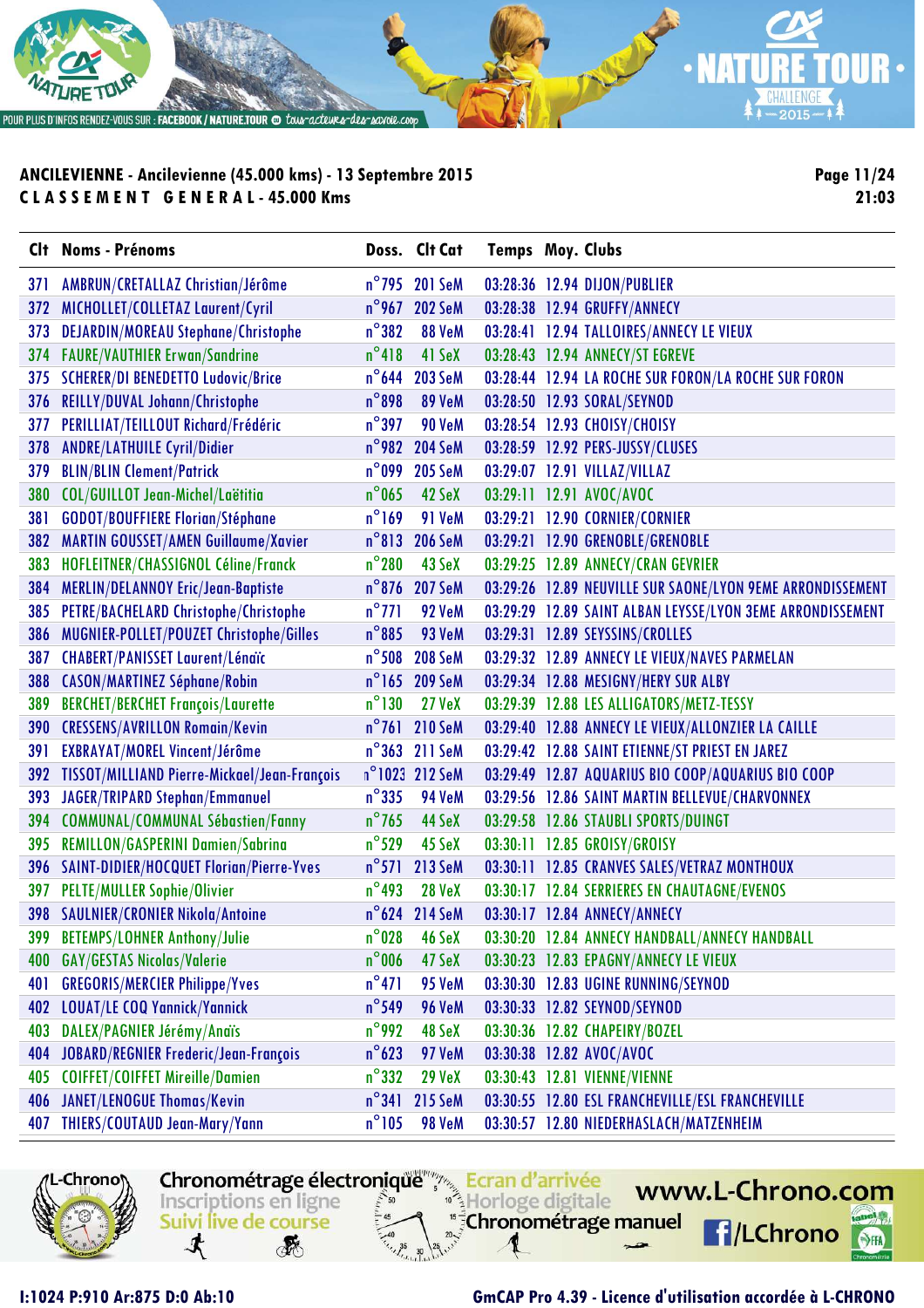**ANCILEVIENNE - Ancilevienne (45.000 kms) - 13 Septembre 2015**

**C L A S S E M E N T   G E N E R A L - 45.000 Kms**

21:03

| Clt | Noms - Prénoms | Doss. | Clt Cat | Temps | Moy. | Clubs |
|---|---|---|---|---|---|---|
| 371 | AMBRUN/CRETALLAZ Christian/Jérôme | n°795 | 201 SeM | 03:28:36 | 12.94 | DIJON/PUBLIER |
| 372 | MICHOLLET/COLLETAZ Laurent/Cyril | n°967 | 202 SeM | 03:28:38 | 12.94 | GRUFFY/ANNECY |
| 373 | DEJARDIN/MOREAU Stephane/Christophe | n°382 | 88 VeM | 03:28:41 | 12.94 | TALLOIRES/ANNECY LE VIEUX |
| 374 | FAURE/VAUTHIER Erwan/Sandrine | n°418 | 41 SeX | 03:28:43 | 12.94 | ANNECY/ST EGREVE |
| 375 | SCHERER/DI BENEDETTO Ludovic/Brice | n°644 | 203 SeM | 03:28:44 | 12.94 | LA ROCHE SUR FORON/LA ROCHE SUR FORON |
| 376 | REILLY/DUVAL Johann/Christophe | n°898 | 89 VeM | 03:28:50 | 12.93 | SORAL/SEYNOD |
| 377 | PERILLIAT/TEILLOUT Richard/Frédéric | n°397 | 90 VeM | 03:28:54 | 12.93 | CHOISY/CHOISY |
| 378 | ANDRE/LATHUILE Cyril/Didier | n°982 | 204 SeM | 03:28:59 | 12.92 | PERS-JUSSY/CLUSES |
| 379 | BLIN/BLIN Clement/Patrick | n°099 | 205 SeM | 03:29:07 | 12.91 | VILLAZ/VILLAZ |
| 380 | COL/GUILLOT Jean-Michel/Laëtitia | n°065 | 42 SeX | 03:29:11 | 12.91 | AVOC/AVOC |
| 381 | GODOT/BOUFFIERE Florian/Stéphane | n°169 | 91 VeM | 03:29:21 | 12.90 | CORNIER/CORNIER |
| 382 | MARTIN GOUSSET/AMEN Guillaume/Xavier | n°813 | 206 SeM | 03:29:21 | 12.90 | GRENOBLE/GRENOBLE |
| 383 | HOFLEITNER/CHASSIGNOL Céline/Franck | n°280 | 43 SeX | 03:29:25 | 12.89 | ANNECY/CRAN GEVRIER |
| 384 | MERLIN/DELANNOY Eric/Jean-Baptiste | n°876 | 207 SeM | 03:29:26 | 12.89 | NEUVILLE SUR SAONE/LYON 9EME ARRONDISSEMENT |
| 385 | PETRE/BACHELARD Christophe/Christophe | n°771 | 92 VeM | 03:29:29 | 12.89 | SAINT ALBAN LEYSSE/LYON 3EME ARRONDISSEMENT |
| 386 | MUGNIER-POLLET/POUZET Christophe/Gilles | n°885 | 93 VeM | 03:29:31 | 12.89 | SEYSSINS/CROLLES |
| 387 | CHABERT/PANISSET Laurent/Lénaïc | n°508 | 208 SeM | 03:29:32 | 12.89 | ANNECY LE VIEUX/NAVES PARMELAN |
| 388 | CASON/MARTINEZ Séphane/Robin | n°165 | 209 SeM | 03:29:34 | 12.88 | MESIGNY/HERY SUR ALBY |
| 389 | BERCHET/BERCHET François/Laurette | n°130 | 27 VeX | 03:29:39 | 12.88 | LES ALLIGATORS/METZ-TESSY |
| 390 | CRESSENS/AVRILLON Romain/Kevin | n°761 | 210 SeM | 03:29:40 | 12.88 | ANNECY LE VIEUX/ALLONZIER LA CAILLE |
| 391 | EXBRAYAT/MOREL Vincent/Jérôme | n°363 | 211 SeM | 03:29:42 | 12.88 | SAINT ETIENNE/ST PRIEST EN JAREZ |
| 392 | TISSOT/MILLIAND Pierre-Mickael/Jean-François | n°1023 | 212 SeM | 03:29:49 | 12.87 | AQUARIUS BIO COOP/AQUARIUS BIO COOP |
| 393 | JAGER/TRIPARD Stephan/Emmanuel | n°335 | 94 VeM | 03:29:56 | 12.86 | SAINT MARTIN BELLEVUE/CHARVONNEX |
| 394 | COMMUNAL/COMMUNAL Sébastien/Fanny | n°765 | 44 SeX | 03:29:58 | 12.86 | STAUBLI SPORTS/DUINGT |
| 395 | REMILLON/GASPERINI Damien/Sabrina | n°529 | 45 SeX | 03:30:11 | 12.85 | GROISY/GROISY |
| 396 | SAINT-DIDIER/HOCQUET Florian/Pierre-Yves | n°571 | 213 SeM | 03:30:11 | 12.85 | CRANVES SALES/VETRAZ MONTHOUX |
| 397 | PELTE/MULLER Sophie/Olivier | n°493 | 28 VeX | 03:30:17 | 12.84 | SERRIERES EN CHAUTAGNE/EVENOS |
| 398 | SAULNIER/CRONIER Nikola/Antoine | n°624 | 214 SeM | 03:30:17 | 12.84 | ANNECY/ANNECY |
| 399 | BETEMPS/LOHNER Anthony/Julie | n°028 | 46 SeX | 03:30:20 | 12.84 | ANNECY HANDBALL/ANNECY HANDBALL |
| 400 | GAY/GESTAS Nicolas/Valerie | n°006 | 47 SeX | 03:30:23 | 12.83 | EPAGNY/ANNECY LE VIEUX |
| 401 | GREGORIS/MERCIER Philippe/Yves | n°471 | 95 VeM | 03:30:30 | 12.83 | UGINE RUNNING/SEYNOD |
| 402 | LOUAT/LE COQ Yannick/Yannick | n°549 | 96 VeM | 03:30:33 | 12.82 | SEYNOD/SEYNOD |
| 403 | DALEX/PAGNIER Jérémy/Anaïs | n°992 | 48 SeX | 03:30:36 | 12.82 | CHAPEIRY/BOZEL |
| 404 | JOBARD/REGNIER Frederic/Jean-François | n°623 | 97 VeM | 03:30:38 | 12.82 | AVOC/AVOC |
| 405 | COIFFET/COIFFET Mireille/Damien | n°332 | 29 VeX | 03:30:43 | 12.81 | VIENNE/VIENNE |
| 406 | JANET/LENOGUE Thomas/Kevin | n°341 | 215 SeM | 03:30:55 | 12.80 | ESL FRANCHEVILLE/ESL FRANCHEVILLE |
| 407 | THIERS/COUTAUD Jean-Mary/Yann | n°105 | 98 VeM | 03:30:57 | 12.80 | NIEDERHASLACH/MATZENHEIM |

I:1024 P:910 Ar:875 D:0 Ab:10

GmCAP Pro 4.39 - Licence d'utilisation accordée à L-CHRONO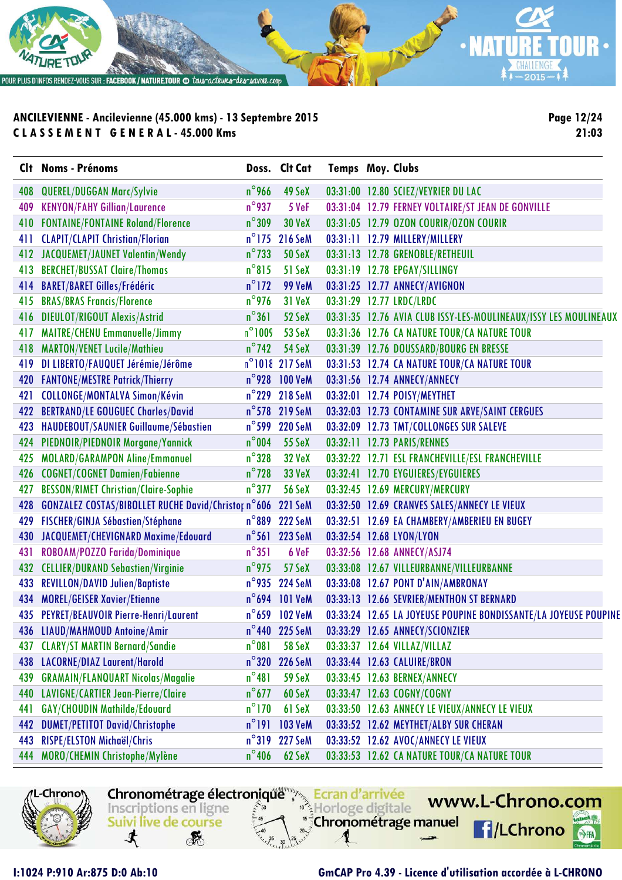**ANCILEVIENNE - Ancilevienne (45.000 kms) - 13 Septembre 2015**

**CLASSEMENT GENERAL - 45.000 Kms**

| Clt | Noms - Prénoms | Doss. | Clt Cat | Temps | Moy. | Clubs |
|---|---|---|---|---|---|---|
| 408 | QUEREL/DUGGAN Marc/Sylvie | n°966 | 49 SeX | 03:31:00 | 12.80 | SCIEZ/VEYRIER DU LAC |
| 409 | KENYON/FAHY Gillian/Laurence | n°937 | 5 VeF | 03:31:04 | 12.79 | FERNEY VOLTAIRE/ST JEAN DE GONVILLE |
| 410 | FONTAINE/FONTAINE Roland/Florence | n°309 | 30 VeX | 03:31:05 | 12.79 | OZON COURIR/OZON COURIR |
| 411 | CLAPIT/CLAPIT Christian/Florian | n°175 | 216 SeM | 03:31:11 | 12.79 | MILLERY/MILLERY |
| 412 | JACQUEMET/JAUNET Valentin/Wendy | n°733 | 50 SeX | 03:31:13 | 12.78 | GRENOBLE/RETHEUIL |
| 413 | BERCHET/BUSSAT Claire/Thomas | n°815 | 51 SeX | 03:31:19 | 12.78 | EPGAY/SILLINGY |
| 414 | BARET/BARET Gilles/Frédéric | n°172 | 99 VeM | 03:31:25 | 12.77 | ANNECY/AVIGNON |
| 415 | BRAS/BRAS Francis/Florence | n°976 | 31 VeX | 03:31:29 | 12.77 | LRDC/LRDC |
| 416 | DIEULOT/RIGOUT Alexis/Astrid | n°361 | 52 SeX | 03:31:35 | 12.76 | AVIA CLUB ISSY-LES-MOULINEAUX/ISSY LES MOULINEAUX |
| 417 | MAITRE/CHENU Emmanuelle/Jimmy | n°1009 | 53 SeX | 03:31:36 | 12.76 | CA NATURE TOUR/CA NATURE TOUR |
| 418 | MARTON/VENET Lucile/Mathieu | n°742 | 54 SeX | 03:31:39 | 12.76 | DOUSSARD/BOURG EN BRESSE |
| 419 | DI LIBERTO/FAUQUET Jérémie/Jérôme | n°1018 | 217 SeM | 03:31:53 | 12.74 | CA NATURE TOUR/CA NATURE TOUR |
| 420 | FANTONE/MESTRE Patrick/Thierry | n°928 | 100 VeM | 03:31:56 | 12.74 | ANNECY/ANNECY |
| 421 | COLLONGE/MONTALVA Simon/Kévin | n°229 | 218 SeM | 03:32:01 | 12.74 | POISY/MEYTHET |
| 422 | BERTRAND/LE GOUGUEC Charles/David | n°578 | 219 SeM | 03:32:03 | 12.73 | CONTAMINE SUR ARVE/SAINT CERGUES |
| 423 | HAUDEBOUT/SAUNIER Guillaume/Sébastien | n°599 | 220 SeM | 03:32:09 | 12.73 | TMT/COLLONGES SUR SALEVE |
| 424 | PIEDNOIR/PIEDNOIR Morgane/Yannick | n°004 | 55 SeX | 03:32:11 | 12.73 | PARIS/RENNES |
| 425 | MOLARD/GARAMPON Aline/Emmanuel | n°328 | 32 VeX | 03:32:22 | 12.71 | ESL FRANCHEVILLE/ESL FRANCHEVILLE |
| 426 | COGNET/COGNET Damien/Fabienne | n°728 | 33 VeX | 03:32:41 | 12.70 | EYGUIERES/EYGUIERES |
| 427 | BESSON/RIMET Christian/Claire-Sophie | n°377 | 56 SeX | 03:32:45 | 12.69 | MERCURY/MERCURY |
| 428 | GONZALEZ COSTAS/BIBOLLET RUCHE David/Christop | n°606 | 221 SeM | 03:32:50 | 12.69 | CRANVES SALES/ANNECY LE VIEUX |
| 429 | FISCHER/GINJA Sébastien/Stéphane | n°889 | 222 SeM | 03:32:51 | 12.69 | EA CHAMBERY/AMBERIEU EN BUGEY |
| 430 | JACQUEMET/CHEVIGNARD Maxime/Edouard | n°561 | 223 SeM | 03:32:54 | 12.68 | LYON/LYON |
| 431 | ROBOAM/POZZO Farida/Dominique | n°351 | 6 VeF | 03:32:56 | 12.68 | ANNECY/ASJ74 |
| 432 | CELLIER/DURAND Sebastien/Virginie | n°975 | 57 SeX | 03:33:08 | 12.67 | VILLEURBANNE/VILLEURBANNE |
| 433 | REVILLON/DAVID Julien/Baptiste | n°935 | 224 SeM | 03:33:08 | 12.67 | PONT D'AIN/AMBRONAY |
| 434 | MOREL/GEISER Xavier/Etienne | n°694 | 101 VeM | 03:33:13 | 12.66 | SEVRIER/MENTHON ST BERNARD |
| 435 | PEYRET/BEAUVOIR Pierre-Henri/Laurent | n°659 | 102 VeM | 03:33:24 | 12.65 | LA JOYEUSE POUPINE BONDISSANTE/LA JOYEUSE POUPINE |
| 436 | LIAUD/MAHMOUD Antoine/Amir | n°440 | 225 SeM | 03:33:29 | 12.65 | ANNECY/SCIONZIER |
| 437 | CLARY/ST MARTIN Bernard/Sandie | n°081 | 58 SeX | 03:33:37 | 12.64 | VILLAZ/VILLAZ |
| 438 | LACORNE/DIAZ Laurent/Harold | n°320 | 226 SeM | 03:33:44 | 12.63 | CALUIRE/BRON |
| 439 | GRAMAIN/FLANQUART Nicolas/Magalie | n°481 | 59 SeX | 03:33:45 | 12.63 | BERNEX/ANNECY |
| 440 | LAVIGNE/CARTIER Jean-Pierre/Claire | n°677 | 60 SeX | 03:33:47 | 12.63 | COGNY/COGNY |
| 441 | GAY/CHOUDIN Mathilde/Edouard | n°170 | 61 SeX | 03:33:50 | 12.63 | ANNECY LE VIEUX/ANNECY LE VIEUX |
| 442 | DUMET/PETITOT David/Christophe | n°191 | 103 VeM | 03:33:52 | 12.62 | MEYTHET/ALBY SUR CHERAN |
| 443 | RISPE/ELSTON Michaël/Chris | n°319 | 227 SeM | 03:33:52 | 12.62 | AVOC/ANNECY LE VIEUX |
| 444 | MORO/CHEMIN Christophe/Mylène | n°406 | 62 SeX | 03:33:53 | 12.62 | CA NATURE TOUR/CA NATURE TOUR |

I:1024 P:910 Ar:875 D:0 Ab:10

GmCAP Pro 4.39 - Licence d'utilisation accordée à L-CHRONO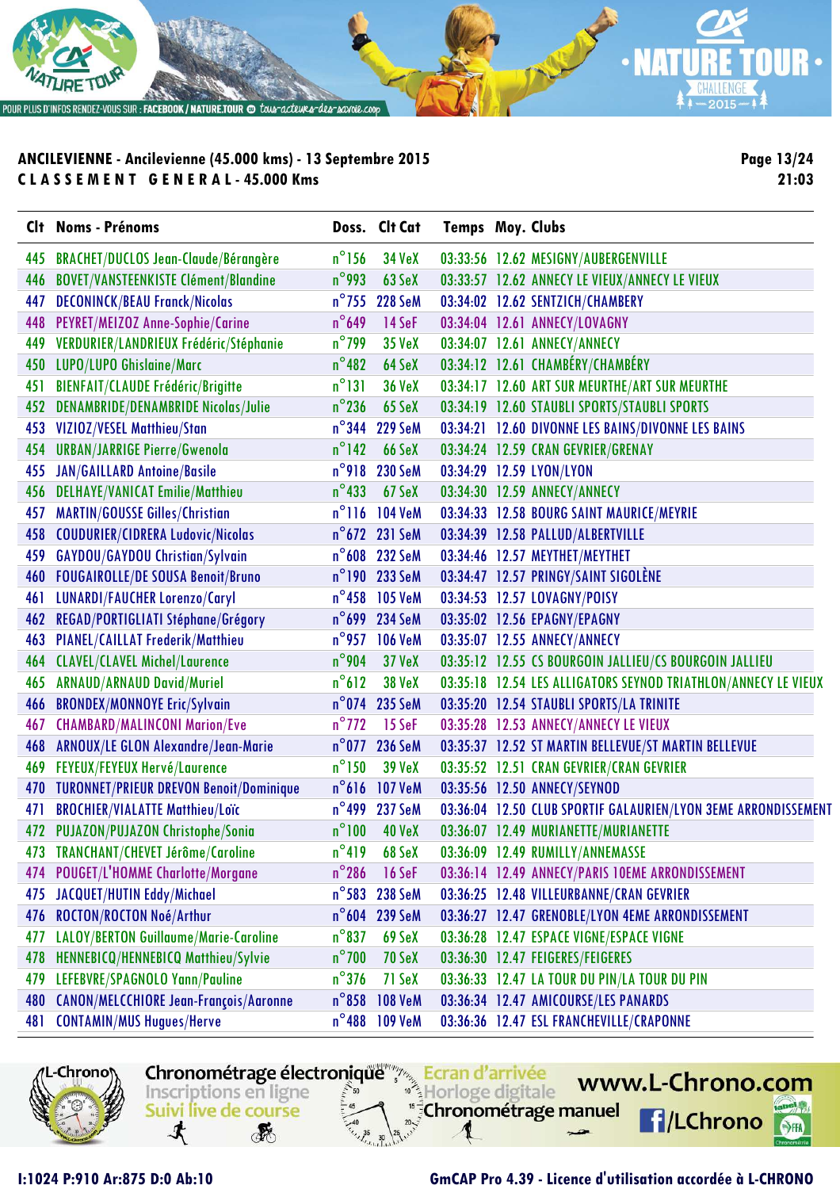**ANCILEVIENNE - Ancilevienne (45.000 kms) - 13 Septembre 2015**
**CLASSEMENT GENERAL - 45.000 Kms**

| Clt | Noms - Prénoms | Doss. | Clt Cat | Temps | Moy. | Clubs |
|---|---|---|---|---|---|---|
| 445 | BRACHET/DUCLOS Jean-Claude/Bérangère | n°156 | 34 VeX | 03:33:56 | 12.62 | MESIGNY/AUBERGENVILLE |
| 446 | BOVET/VANSTEENKISTE Clément/Blandine | n°993 | 63 SeX | 03:33:57 | 12.62 | ANNECY LE VIEUX/ANNECY LE VIEUX |
| 447 | DECONINCK/BEAU Franck/Nicolas | n°755 | 228 SeM | 03:34:02 | 12.62 | SENTZICH/CHAMBERY |
| 448 | PEYRET/MEIZOZ Anne-Sophie/Carine | n°649 | 14 SeF | 03:34:04 | 12.61 | ANNECY/LOVAGNY |
| 449 | VERDURIER/LANDRIEUX Frédéric/Stéphanie | n°799 | 35 VeX | 03:34:07 | 12.61 | ANNECY/ANNECY |
| 450 | LUPO/LUPO Ghislaine/Marc | n°482 | 64 SeX | 03:34:12 | 12.61 | CHAMBÉRY/CHAMBÉRY |
| 451 | BIENFAIT/CLAUDE Frédéric/Brigitte | n°131 | 36 VeX | 03:34:17 | 12.60 | ART SUR MEURTHE/ART SUR MEURTHE |
| 452 | DENAMBRIDE/DENAMBRIDE Nicolas/Julie | n°236 | 65 SeX | 03:34:19 | 12.60 | STAUBLI SPORTS/STAUBLI SPORTS |
| 453 | VIZIOZ/VESEL Matthieu/Stan | n°344 | 229 SeM | 03:34:21 | 12.60 | DIVONNE LES BAINS/DIVONNE LES BAINS |
| 454 | URBAN/JARRIGE Pierre/Gwenola | n°142 | 66 SeX | 03:34:24 | 12.59 | CRAN GEVRIER/GRENAY |
| 455 | JAN/GAILLARD Antoine/Basile | n°918 | 230 SeM | 03:34:29 | 12.59 | LYON/LYON |
| 456 | DELHAYE/VANICAT Emilie/Matthieu | n°433 | 67 SeX | 03:34:30 | 12.59 | ANNECY/ANNECY |
| 457 | MARTIN/GOUSSE Gilles/Christian | n°116 | 104 VeM | 03:34:33 | 12.58 | BOURG SAINT MAURICE/MEYRIE |
| 458 | COUDURIER/CIDRERA Ludovic/Nicolas | n°672 | 231 SeM | 03:34:39 | 12.58 | PALLUD/ALBERTVILLE |
| 459 | GAYDOU/GAYDOU Christian/Sylvain | n°608 | 232 SeM | 03:34:46 | 12.57 | MEYTHET/MEYTHET |
| 460 | FOUGAIROLLE/DE SOUSA Benoit/Bruno | n°190 | 233 SeM | 03:34:47 | 12.57 | PRINGY/SAINT SIGOLÈNE |
| 461 | LUNARDI/FAUCHER Lorenzo/Caryl | n°458 | 105 VeM | 03:34:53 | 12.57 | LOVAGNY/POISY |
| 462 | REGAD/PORTIGLIATI Stéphane/Grégory | n°699 | 234 SeM | 03:35:02 | 12.56 | EPAGNY/EPAGNY |
| 463 | PIANEL/CAILLAT Frederik/Matthieu | n°957 | 106 VeM | 03:35:07 | 12.55 | ANNECY/ANNECY |
| 464 | CLAVEL/CLAVEL Michel/Laurence | n°904 | 37 VeX | 03:35:12 | 12.55 | CS BOURGOIN JALLIEU/CS BOURGOIN JALLIEU |
| 465 | ARNAUD/ARNAUD David/Muriel | n°612 | 38 VeX | 03:35:18 | 12.54 | LES ALLIGATORS SEYNOD TRIATHLON/ANNECY LE VIEUX |
| 466 | BRONDEX/MONNOYE Eric/Sylvain | n°074 | 235 SeM | 03:35:20 | 12.54 | STAUBLI SPORTS/LA TRINITE |
| 467 | CHAMBARD/MALINCONI Marion/Eve | n°772 | 15 SeF | 03:35:28 | 12.53 | ANNECY/ANNECY LE VIEUX |
| 468 | ARNOUX/LE GLON Alexandre/Jean-Marie | n°077 | 236 SeM | 03:35:37 | 12.52 | ST MARTIN BELLEVUE/ST MARTIN BELLEVUE |
| 469 | FEYEUX/FEYEUX Hervé/Laurence | n°150 | 39 VeX | 03:35:52 | 12.51 | CRAN GEVRIER/CRAN GEVRIER |
| 470 | TURONNET/PRIEUR DREVON Benoit/Dominique | n°616 | 107 VeM | 03:35:56 | 12.50 | ANNECY/SEYNOD |
| 471 | BROCHIER/VIALATTE Matthieu/Loïc | n°499 | 237 SeM | 03:36:04 | 12.50 | CLUB SPORTIF GALAURIEN/LYON 3EME ARRONDISSEMENT |
| 472 | PUJAZON/PUJAZON Christophe/Sonia | n°100 | 40 VeX | 03:36:07 | 12.49 | MURIANETTE/MURIANETTE |
| 473 | TRANCHANT/CHEVET Jérôme/Caroline | n°419 | 68 SeX | 03:36:09 | 12.49 | RUMILLY/ANNEMASSE |
| 474 | POUGET/L'HOMME Charlotte/Morgane | n°286 | 16 SeF | 03:36:14 | 12.49 | ANNECY/PARIS 10EME ARRONDISSEMENT |
| 475 | JACQUET/HUTIN Eddy/Michael | n°583 | 238 SeM | 03:36:25 | 12.48 | VILLEURBANNE/CRAN GEVRIER |
| 476 | ROCTON/ROCTON Noé/Arthur | n°604 | 239 SeM | 03:36:27 | 12.47 | GRENOBLE/LYON 4EME ARRONDISSEMENT |
| 477 | LALOY/BERTON Guillaume/Marie-Caroline | n°837 | 69 SeX | 03:36:28 | 12.47 | ESPACE VIGNE/ESPACE VIGNE |
| 478 | HENNEBICQ/HENNEBICQ Matthieu/Sylvie | n°700 | 70 SeX | 03:36:30 | 12.47 | FEIGERES/FEIGERES |
| 479 | LEFEBVRE/SPAGNOLO Yann/Pauline | n°376 | 71 SeX | 03:36:33 | 12.47 | LA TOUR DU PIN/LA TOUR DU PIN |
| 480 | CANON/MELCCHIORE Jean-François/Aaronne | n°858 | 108 VeM | 03:36:34 | 12.47 | AMICOURSE/LES PANARDS |
| 481 | CONTAMIN/MUS Hugues/Herve | n°488 | 109 VeM | 03:36:36 | 12.47 | ESL FRANCHEVILLE/CRAPONNE |

I:1024 P:910 Ar:875 D:0 Ab:10

GmCAP Pro 4.39 - Licence d'utilisation accordée à L-CHRONO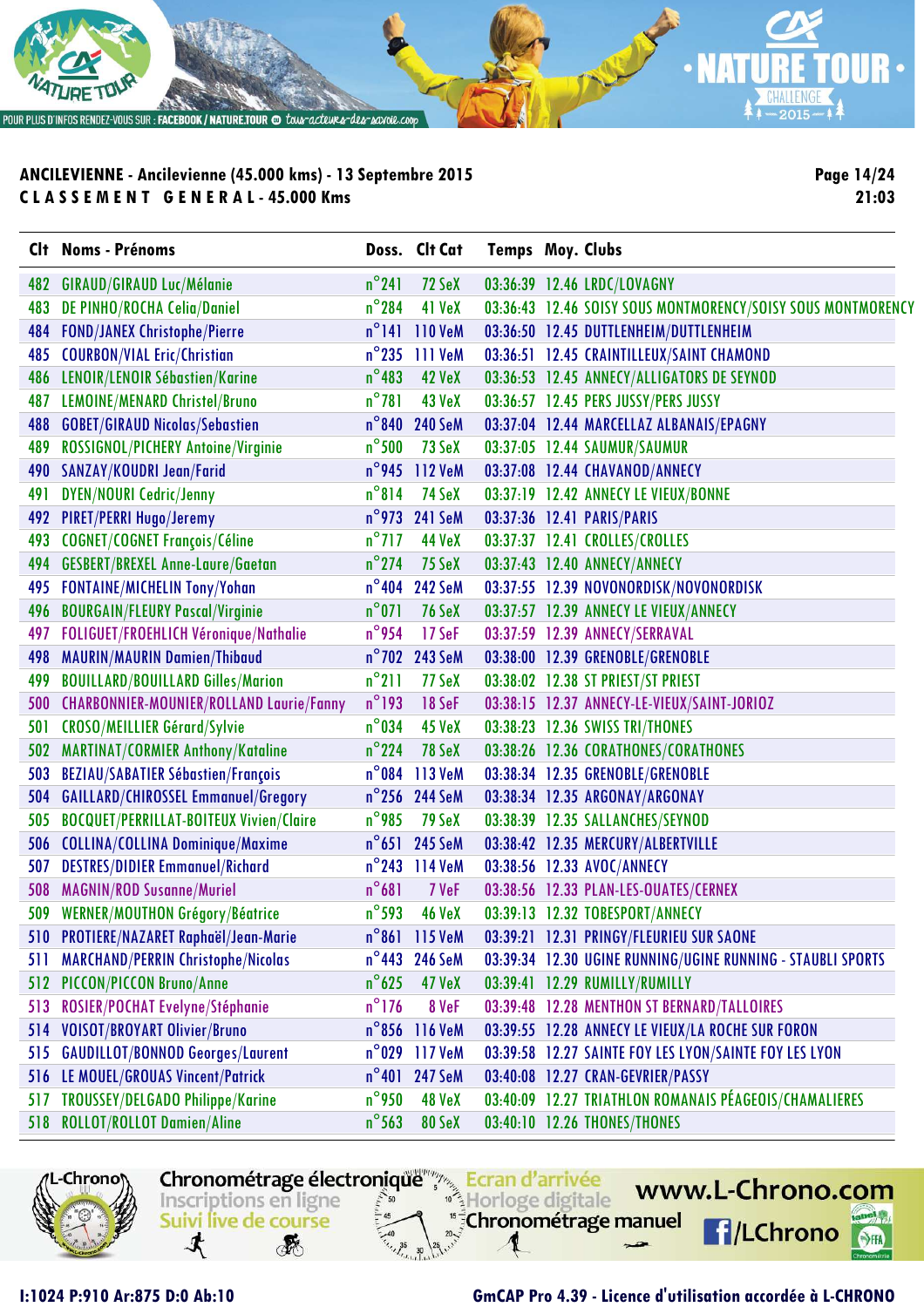**ANCILEVIENNE - Ancilevienne (45.000 kms) - 13 Septembre 2015**
**C L A S S E M E N T   G E N E R A L - 45.000 Kms**

| Clt | Noms - Prénoms | Doss. | Clt Cat | Temps | Moy. | Clubs |
|---|---|---|---|---|---|---|
| 482 | GIRAUD/GIRAUD Luc/Mélanie | n°241 | 72 SeX | 03:36:39 | 12.46 | LRDC/LOVAGNY |
| 483 | DE PINHO/ROCHA Celia/Daniel | n°284 | 41 VeX | 03:36:43 | 12.46 | SOISY SOUS MONTMORENCY/SOISY SOUS MONTMORENCY |
| 484 | FOND/JANEX Christophe/Pierre | n°141 | 110 VeM | 03:36:50 | 12.45 | DUTTLENHEIM/DUTTLENHEIM |
| 485 | COURBON/VIAL Eric/Christian | n°235 | 111 VeM | 03:36:51 | 12.45 | CRAINTILLEUX/SAINT CHAMOND |
| 486 | LENOIR/LENOIR Sébastien/Karine | n°483 | 42 VeX | 03:36:53 | 12.45 | ANNECY/ALLIGATORS DE SEYNOD |
| 487 | LEMOINE/MENARD Christel/Bruno | n°781 | 43 VeX | 03:36:57 | 12.45 | PERS JUSSY/PERS JUSSY |
| 488 | GOBET/GIRAUD Nicolas/Sebastien | n°840 | 240 SeM | 03:37:04 | 12.44 | MARCELLAZ ALBANAIS/EPAGNY |
| 489 | ROSSIGNOL/PICHERY Antoine/Virginie | n°500 | 73 SeX | 03:37:05 | 12.44 | SAUMUR/SAUMUR |
| 490 | SANZAY/KOUDRI Jean/Farid | n°945 | 112 VeM | 03:37:08 | 12.44 | CHAVANOD/ANNECY |
| 491 | DYEN/NOURI Cedric/Jenny | n°814 | 74 SeX | 03:37:19 | 12.42 | ANNECY LE VIEUX/BONNE |
| 492 | PIRET/PERRI Hugo/Jeremy | n°973 | 241 SeM | 03:37:36 | 12.41 | PARIS/PARIS |
| 493 | COGNET/COGNET François/Céline | n°717 | 44 VeX | 03:37:37 | 12.41 | CROLLES/CROLLES |
| 494 | GESBERT/BREXEL Anne-Laure/Gaetan | n°274 | 75 SeX | 03:37:43 | 12.40 | ANNECY/ANNECY |
| 495 | FONTAINE/MICHELIN Tony/Yohan | n°404 | 242 SeM | 03:37:55 | 12.39 | NOVONORDISK/NOVONORDISK |
| 496 | BOURGAIN/FLEURY Pascal/Virginie | n°071 | 76 SeX | 03:37:57 | 12.39 | ANNECY LE VIEUX/ANNECY |
| 497 | FOLIGUET/FROEHLICH Véronique/Nathalie | n°954 | 17 SeF | 03:37:59 | 12.39 | ANNECY/SERRAVAL |
| 498 | MAURIN/MAURIN Damien/Thibaud | n°702 | 243 SeM | 03:38:00 | 12.39 | GRENOBLE/GRENOBLE |
| 499 | BOUILLARD/BOUILLARD Gilles/Marion | n°211 | 77 SeX | 03:38:02 | 12.38 | ST PRIEST/ST PRIEST |
| 500 | CHARBONNIER-MOUNIER/ROLLAND Laurie/Fanny | n°193 | 18 SeF | 03:38:15 | 12.37 | ANNECY-LE-VIEUX/SAINT-JORIOZ |
| 501 | CROSO/MEILLIER Gérard/Sylvie | n°034 | 45 VeX | 03:38:23 | 12.36 | SWISS TRI/THONES |
| 502 | MARTINAT/CORMIER Anthony/Kataline | n°224 | 78 SeX | 03:38:26 | 12.36 | CORATHONES/CORATHONES |
| 503 | BEZIAU/SABATIER Sébastien/François | n°084 | 113 VeM | 03:38:34 | 12.35 | GRENOBLE/GRENOBLE |
| 504 | GAILLARD/CHIROSSEL Emmanuel/Gregory | n°256 | 244 SeM | 03:38:34 | 12.35 | ARGONAY/ARGONAY |
| 505 | BOCQUET/PERRILLAT-BOITEUX Vivien/Claire | n°985 | 79 SeX | 03:38:39 | 12.35 | SALLANCHES/SEYNOD |
| 506 | COLLINA/COLLINA Dominique/Maxime | n°651 | 245 SeM | 03:38:42 | 12.35 | MERCURY/ALBERTVILLE |
| 507 | DESTRES/DIDIER Emmanuel/Richard | n°243 | 114 VeM | 03:38:56 | 12.33 | AVOC/ANNECY |
| 508 | MAGNIN/ROD Susanne/Muriel | n°681 | 7 VeF | 03:38:56 | 12.33 | PLAN-LES-OUATES/CERNEX |
| 509 | WERNER/MOUTHON Grégory/Béatrice | n°593 | 46 VeX | 03:39:13 | 12.32 | TOBESPORT/ANNECY |
| 510 | PROTIERE/NAZARET Raphaël/Jean-Marie | n°861 | 115 VeM | 03:39:21 | 12.31 | PRINGY/FLEURIEU SUR SAONE |
| 511 | MARCHAND/PERRIN Christophe/Nicolas | n°443 | 246 SeM | 03:39:34 | 12.30 | UGINE RUNNING/UGINE RUNNING - STAUBLI SPORTS |
| 512 | PICCON/PICCON Bruno/Anne | n°625 | 47 VeX | 03:39:41 | 12.29 | RUMILLY/RUMILLY |
| 513 | ROSIER/POCHAT Evelyne/Stéphanie | n°176 | 8 VeF | 03:39:48 | 12.28 | MENTHON ST BERNARD/TALLOIRES |
| 514 | VOISOT/BROYART Olivier/Bruno | n°856 | 116 VeM | 03:39:55 | 12.28 | ANNECY LE VIEUX/LA ROCHE SUR FORON |
| 515 | GAUDILLOT/BONNOD Georges/Laurent | n°029 | 117 VeM | 03:39:58 | 12.27 | SAINTE FOY LES LYON/SAINTE FOY LES LYON |
| 516 | LE MOUEL/GROUAS Vincent/Patrick | n°401 | 247 SeM | 03:40:08 | 12.27 | CRAN-GEVRIER/PASSY |
| 517 | TROUSSEY/DELGADO Philippe/Karine | n°950 | 48 VeX | 03:40:09 | 12.27 | TRIATHLON ROMANAIS PÉAGEOIS/CHAMALIERES |
| 518 | ROLLOT/ROLLOT Damien/Aline | n°563 | 80 SeX | 03:40:10 | 12.26 | THONES/THONES |

I:1024 P:910 Ar:875 D:0 Ab:10

GmCAP Pro 4.39 - Licence d'utilisation accordée à L-CHRONO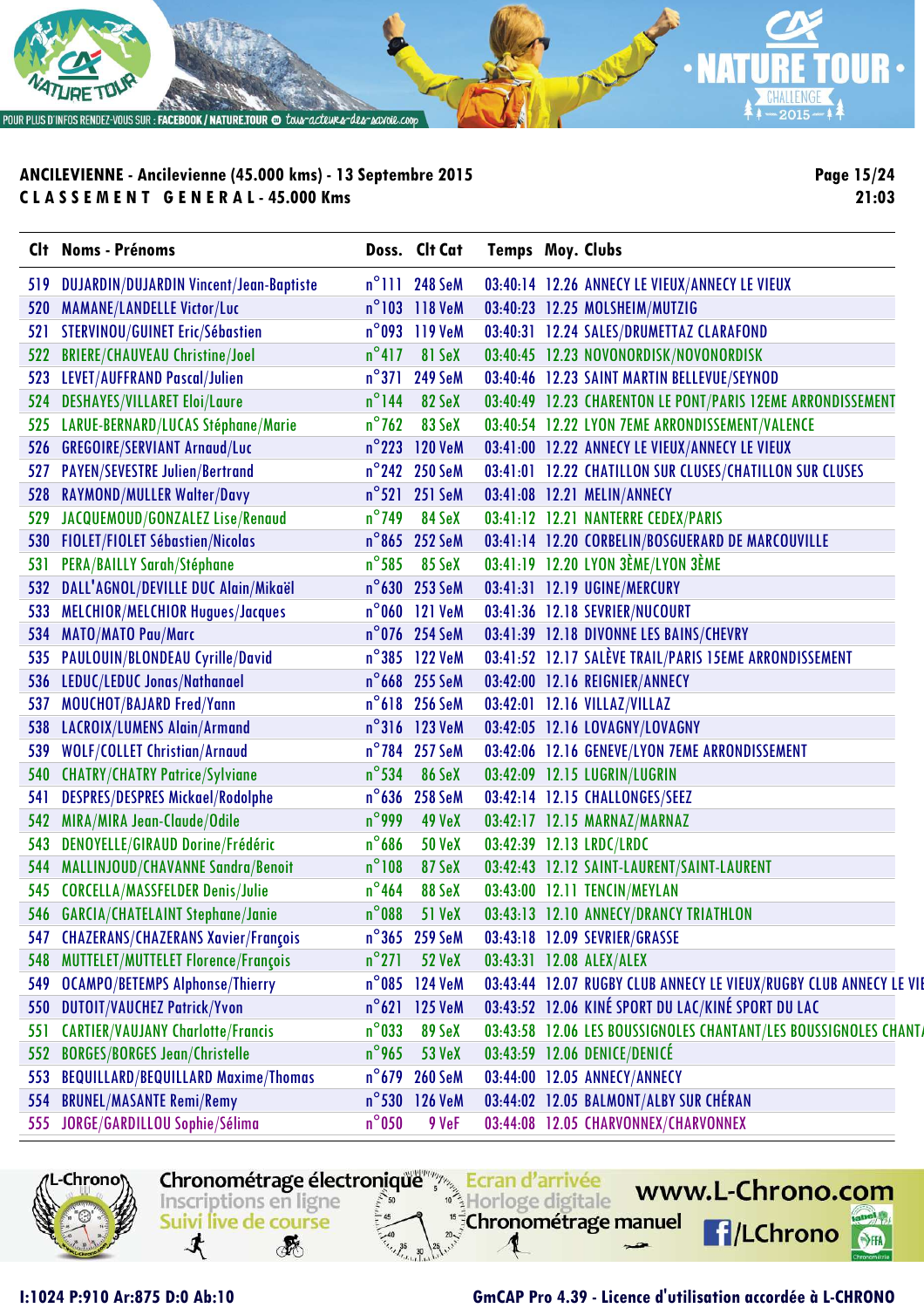**ANCILEVIENNE - Ancilevienne (45.000 kms) - 13 Septembre 2015**

**CLASSEMENT GENERAL - 45.000 Kms**

| Clt | Noms - Prénoms | Doss. | Clt Cat | Temps | Moy. | Clubs |
|---|---|---|---|---|---|---|
| 519 | DUJARDIN/DUJARDIN Vincent/Jean-Baptiste | n°111 | 248 SeM | 03:40:14 | 12.26 | ANNECY LE VIEUX/ANNECY LE VIEUX |
| 520 | MAMANE/LANDELLE Victor/Luc | n°103 | 118 VeM | 03:40:23 | 12.25 | MOLSHEIM/MUTZIG |
| 521 | STERVINOU/GUINET Eric/Sébastien | n°093 | 119 VeM | 03:40:31 | 12.24 | SALES/DRUMETTAZ CLARAFOND |
| 522 | BRIERE/CHAUVEAU Christine/Joel | n°417 | 81 SeX | 03:40:45 | 12.23 | NOVONORDISK/NOVONORDISK |
| 523 | LEVET/AUFFRAND Pascal/Julien | n°371 | 249 SeM | 03:40:46 | 12.23 | SAINT MARTIN BELLEVUE/SEYNOD |
| 524 | DESHAYES/VILLARET Eloi/Laure | n°144 | 82 SeX | 03:40:49 | 12.23 | CHARENTON LE PONT/PARIS 12EME ARRONDISSEMENT |
| 525 | LARUE-BERNARD/LUCAS Stéphane/Marie | n°762 | 83 SeX | 03:40:54 | 12.22 | LYON 7EME ARRONDISSEMENT/VALENCE |
| 526 | GREGOIRE/SERVIANT Arnaud/Luc | n°223 | 120 VeM | 03:41:00 | 12.22 | ANNECY LE VIEUX/ANNECY LE VIEUX |
| 527 | PAYEN/SEVESTRE Julien/Bertrand | n°242 | 250 SeM | 03:41:01 | 12.22 | CHATILLON SUR CLUSES/CHATILLON SUR CLUSES |
| 528 | RAYMOND/MULLER Walter/Davy | n°521 | 251 SeM | 03:41:08 | 12.21 | MELIN/ANNECY |
| 529 | JACQUEMOUD/GONZALEZ Lise/Renaud | n°749 | 84 SeX | 03:41:12 | 12.21 | NANTERRE CEDEX/PARIS |
| 530 | FIOLET/FIOLET Sébastien/Nicolas | n°865 | 252 SeM | 03:41:14 | 12.20 | CORBELIN/BOSGUERARD DE MARCOUVILLE |
| 531 | PERA/BAILLY Sarah/Stéphane | n°585 | 85 SeX | 03:41:19 | 12.20 | LYON 3ÈME/LYON 3ÈME |
| 532 | DALL'AGNOL/DEVILLE DUC Alain/Mikaël | n°630 | 253 SeM | 03:41:31 | 12.19 | UGINE/MERCURY |
| 533 | MELCHIOR/MELCHIOR Hugues/Jacques | n°060 | 121 VeM | 03:41:36 | 12.18 | SEVRIER/NUCOURT |
| 534 | MATO/MATO Pau/Marc | n°076 | 254 SeM | 03:41:39 | 12.18 | DIVONNE LES BAINS/CHEVRY |
| 535 | PAULOUIN/BLONDEAU Cyrille/David | n°385 | 122 VeM | 03:41:52 | 12.17 | SALÈVE TRAIL/PARIS 15EME ARRONDISSEMENT |
| 536 | LEDUC/LEDUC Jonas/Nathanael | n°668 | 255 SeM | 03:42:00 | 12.16 | REIGNIER/ANNECY |
| 537 | MOUCHOT/BAJARD Fred/Yann | n°618 | 256 SeM | 03:42:01 | 12.16 | VILLAZ/VILLAZ |
| 538 | LACROIX/LUMENS Alain/Armand | n°316 | 123 VeM | 03:42:05 | 12.16 | LOVAGNY/LOVAGNY |
| 539 | WOLF/COLLET Christian/Arnaud | n°784 | 257 SeM | 03:42:06 | 12.16 | GENEVE/LYON 7EME ARRONDISSEMENT |
| 540 | CHATRY/CHATRY Patrice/Sylviane | n°534 | 86 SeX | 03:42:09 | 12.15 | LUGRIN/LUGRIN |
| 541 | DESPRES/DESPRES Mickael/Rodolphe | n°636 | 258 SeM | 03:42:14 | 12.15 | CHALLONGES/SEEZ |
| 542 | MIRA/MIRA Jean-Claude/Odile | n°999 | 49 VeX | 03:42:17 | 12.15 | MARNAZ/MARNAZ |
| 543 | DENOYELLE/GIRAUD Dorine/Frédéric | n°686 | 50 VeX | 03:42:39 | 12.13 | LRDC/LRDC |
| 544 | MALLINJOUD/CHAVANNE Sandra/Benoit | n°108 | 87 SeX | 03:42:43 | 12.12 | SAINT-LAURENT/SAINT-LAURENT |
| 545 | CORCELLA/MASSFELDER Denis/Julie | n°464 | 88 SeX | 03:43:00 | 12.11 | TENCIN/MEYLAN |
| 546 | GARCIA/CHATELAINT Stephane/Janie | n°088 | 51 VeX | 03:43:13 | 12.10 | ANNECY/DRANCY TRIATHLON |
| 547 | CHAZERANS/CHAZERANS Xavier/François | n°365 | 259 SeM | 03:43:18 | 12.09 | SEVRIER/GRASSE |
| 548 | MUTTELET/MUTTELET Florence/François | n°271 | 52 VeX | 03:43:31 | 12.08 | ALEX/ALEX |
| 549 | OCAMPO/BETEMPS Alphonse/Thierry | n°085 | 124 VeM | 03:43:44 | 12.07 | RUGBY CLUB ANNECY LE VIEUX/RUGBY CLUB ANNECY LE VIE |
| 550 | DUTOIT/VAUCHEZ Patrick/Yvon | n°621 | 125 VeM | 03:43:52 | 12.06 | KINÉ SPORT DU LAC/KINÉ SPORT DU LAC |
| 551 | CARTIER/VAUJANY Charlotte/Francis | n°033 | 89 SeX | 03:43:58 | 12.06 | LES BOUSSIGNOLES CHANTANT/LES BOUSSIGNOLES CHANT/ |
| 552 | BORGES/BORGES Jean/Christelle | n°965 | 53 VeX | 03:43:59 | 12.06 | DENICE/DENICÉ |
| 553 | BEQUILLARD/BEQUILLARD Maxime/Thomas | n°679 | 260 SeM | 03:44:00 | 12.05 | ANNECY/ANNECY |
| 554 | BRUNEL/MASANTE Remi/Remy | n°530 | 126 VeM | 03:44:02 | 12.05 | BALMONT/ALBY SUR CHÉRAN |
| 555 | JORGE/GARDILLOU Sophie/Sélima | n°050 | 9 VeF | 03:44:08 | 12.05 | CHARVONNEX/CHARVONNEX |

I:1024 P:910 Ar:875 D:0 Ab:10

GmCAP Pro 4.39 - Licence d'utilisation accordée à L-CHRONO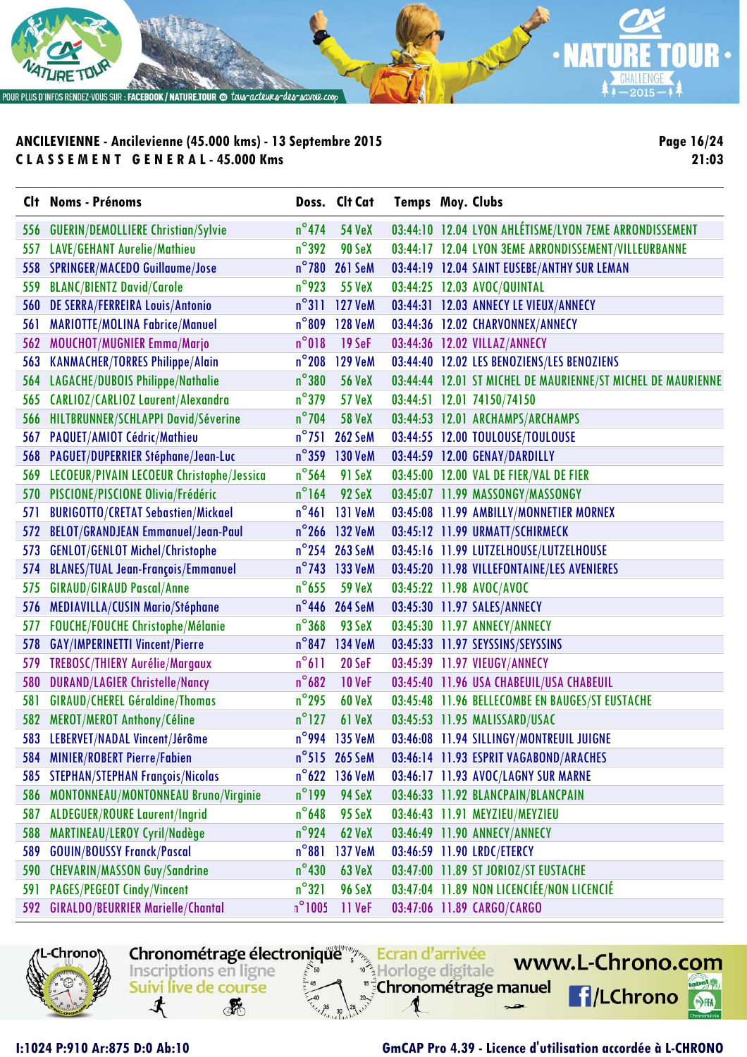**ANCILEVIENNE - Ancilevienne (45.000 kms) - 13 Septembre 2015**

**C L A S S E M E N T   G E N E R A L - 45.000 Kms**

Page 16/24
21:03

| Clt | Noms - Prénoms | Doss. | Clt Cat | Temps | Moy. | Clubs |
|---|---|---|---|---|---|---|
| 556 | GUERIN/DEMOLLIERE Christian/Sylvie | n°474 | 54 VeX | 03:44:10 | 12.04 | LYON ATHLÉTISME/LYON 7EME ARRONDISSEMENT |
| 557 | LAVE/GEHANT Aurelie/Mathieu | n°392 | 90 SeX | 03:44:17 | 12.04 | LYON 3EME ARRONDISSEMENT/VILLEURBANNE |
| 558 | SPRINGER/MACEDO Guillaume/Jose | n°780 | 261 SeM | 03:44:19 | 12.04 | SAINT EUSEBE/ANTHY SUR LEMAN |
| 559 | BLANC/BIENTZ David/Carole | n°923 | 55 VeX | 03:44:25 | 12.03 | AVOC/QUINTAL |
| 560 | DE SERRA/FERREIRA Louis/Antonio | n°311 | 127 VeM | 03:44:31 | 12.03 | ANNECY LE VIEUX/ANNECY |
| 561 | MARIOTTE/MOLINA Fabrice/Manuel | n°809 | 128 VeM | 03:44:36 | 12.02 | CHARVONNEX/ANNECY |
| 562 | MOUCHOT/MUGNIER Emma/Marjo | n°018 | 19 SeF | 03:44:36 | 12.02 | VILLAZ/ANNECY |
| 563 | KANMACHER/TORRES Philippe/Alain | n°208 | 129 VeM | 03:44:40 | 12.02 | LES BENOZIENS/LES BENOZIENS |
| 564 | LAGACHE/DUBOIS Philippe/Nathalie | n°380 | 56 VeX | 03:44:44 | 12.01 | ST MICHEL DE MAURIENNE/ST MICHEL DE MAURIENNE |
| 565 | CARLIOZ/CARLIOZ Laurent/Alexandra | n°379 | 57 VeX | 03:44:51 | 12.01 | 74150/74150 |
| 566 | HILTBRUNNER/SCHLAPPI David/Séverine | n°704 | 58 VeX | 03:44:53 | 12.01 | ARCHAMPS/ARCHAMPS |
| 567 | PAQUET/AMIOT Cédric/Mathieu | n°751 | 262 SeM | 03:44:55 | 12.00 | TOULOUSE/TOULOUSE |
| 568 | PAGUET/DUPERRIER Stéphane/Jean-Luc | n°359 | 130 VeM | 03:44:59 | 12.00 | GENAY/DARDILLY |
| 569 | LECOEUR/PIVAIN LECOEUR Christophe/Jessica | n°564 | 91 SeX | 03:45:00 | 12.00 | VAL DE FIER/VAL DE FIER |
| 570 | PISCIONE/PISCIONE Olivia/Frédéric | n°164 | 92 SeX | 03:45:07 | 11.99 | MASSONGY/MASSONGY |
| 571 | BURIGOTTO/CRETAT Sebastien/Mickael | n°461 | 131 VeM | 03:45:08 | 11.99 | AMBILLY/MONNETIER MORNEX |
| 572 | BELOT/GRANDJEAN Emmanuel/Jean-Paul | n°266 | 132 VeM | 03:45:12 | 11.99 | URMATT/SCHIRMECK |
| 573 | GENLOT/GENLOT Michel/Christophe | n°254 | 263 SeM | 03:45:16 | 11.99 | LUTZELHOUSE/LUTZELHOUSE |
| 574 | BLANES/TUAL Jean-François/Emmanuel | n°743 | 133 VeM | 03:45:20 | 11.98 | VILLEFONTAINE/LES AVENIERES |
| 575 | GIRAUD/GIRAUD Pascal/Anne | n°655 | 59 VeX | 03:45:22 | 11.98 | AVOC/AVOC |
| 576 | MEDIAVILLA/CUSIN Mario/Stéphane | n°446 | 264 SeM | 03:45:30 | 11.97 | SALES/ANNECY |
| 577 | FOUCHE/FOUCHE Christophe/Mélanie | n°368 | 93 SeX | 03:45:30 | 11.97 | ANNECY/ANNECY |
| 578 | GAY/IMPERINETTI Vincent/Pierre | n°847 | 134 VeM | 03:45:33 | 11.97 | SEYSSINS/SEYSSINS |
| 579 | TREBOSC/THIERY Aurélie/Margaux | n°611 | 20 SeF | 03:45:39 | 11.97 | VIEUGY/ANNECY |
| 580 | DURAND/LAGIER Christelle/Nancy | n°682 | 10 VeF | 03:45:40 | 11.96 | USA CHABEUIL/USA CHABEUIL |
| 581 | GIRAUD/CHEREL Géraldine/Thomas | n°295 | 60 VeX | 03:45:48 | 11.96 | BELLECOMBE EN BAUGES/ST EUSTACHE |
| 582 | MEROT/MEROT Anthony/Céline | n°127 | 61 VeX | 03:45:53 | 11.95 | MALISSARD/USAC |
| 583 | LEBERVET/NADAL Vincent/Jérôme | n°994 | 135 VeM | 03:46:08 | 11.94 | SILLINGY/MONTREUIL JUIGNE |
| 584 | MINIER/ROBERT Pierre/Fabien | n°515 | 265 SeM | 03:46:14 | 11.93 | ESPRIT VAGABOND/ARACHES |
| 585 | STEPHAN/STEPHAN François/Nicolas | n°622 | 136 VeM | 03:46:17 | 11.93 | AVOC/LAGNY SUR MARNE |
| 586 | MONTONNEAU/MONTONNEAU Bruno/Virginie | n°199 | 94 SeX | 03:46:33 | 11.92 | BLANCPAIN/BLANCPAIN |
| 587 | ALDEGUER/ROURE Laurent/Ingrid | n°648 | 95 SeX | 03:46:43 | 11.91 | MEYZIEU/MEYZIEU |
| 588 | MARTINEAU/LEROY Cyril/Nadège | n°924 | 62 VeX | 03:46:49 | 11.90 | ANNECY/ANNECY |
| 589 | GOUIN/BOUSSY Franck/Pascal | n°881 | 137 VeM | 03:46:59 | 11.90 | LRDC/ETERCY |
| 590 | CHEVARIN/MASSON Guy/Sandrine | n°430 | 63 VeX | 03:47:00 | 11.89 | ST JORIOZ/ST EUSTACHE |
| 591 | PAGES/PEGEOT Cindy/Vincent | n°321 | 96 SeX | 03:47:04 | 11.89 | NON LICENCIÉE/NON LICENCIÉ |
| 592 | GIRALDO/BEURRIER Marielle/Chantal | n°1005 | 11 VeF | 03:47:06 | 11.89 | CARGO/CARGO |

I:1024 P:910 Ar:875 D:0 Ab:10

GmCAP Pro 4.39 - Licence d'utilisation accordée à L-CHRONO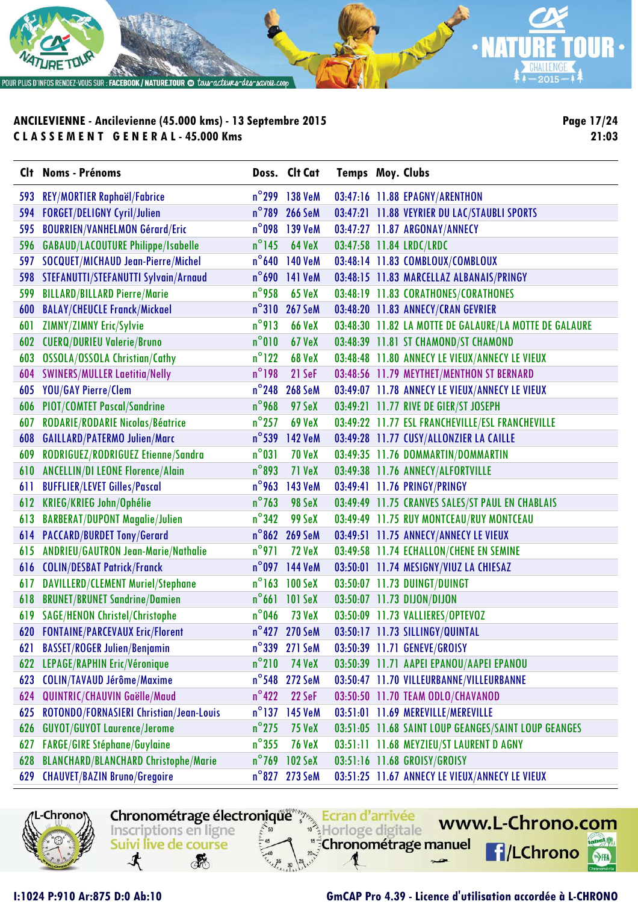**ANCILEVIENNE - Ancilevienne (45.000 kms) - 13 Septembre 2015**
**CLASSEMENT GENERAL - 45.000 Kms**

| Clt | Noms - Prénoms | Doss. | Clt Cat | Temps | Moy. | Clubs |
|---|---|---|---|---|---|---|
| 593 | REY/MORTIER Raphaël/Fabrice | n°299 | 138 VeM | 03:47:16 | 11.88 | EPAGNY/ARENTHON |
| 594 | FORGET/DELIGNY Cyril/Julien | n°789 | 266 SeM | 03:47:21 | 11.88 | VEYRIER DU LAC/STAUBLI SPORTS |
| 595 | BOURRIEN/VANHELMON Gérard/Eric | n°098 | 139 VeM | 03:47:27 | 11.87 | ARGONAY/ANNECY |
| 596 | GABAUD/LACOUTURE Philippe/Isabelle | n°145 | 64 VeX | 03:47:58 | 11.84 | LRDC/LRDC |
| 597 | SOCQUET/MICHAUD Jean-Pierre/Michel | n°640 | 140 VeM | 03:48:14 | 11.83 | COMBLOUX/COMBLOUX |
| 598 | STEFANUTTI/STEFANUTTI Sylvain/Arnaud | n°690 | 141 VeM | 03:48:15 | 11.83 | MARCELLAZ ALBANAIS/PRINGY |
| 599 | BILLARD/BILLARD Pierre/Marie | n°958 | 65 VeX | 03:48:19 | 11.83 | CORATHONES/CORATHONES |
| 600 | BALAY/CHEUCLE Franck/Mickael | n°310 | 267 SeM | 03:48:20 | 11.83 | ANNECY/CRAN GEVRIER |
| 601 | ZIMNY/ZIMNY Eric/Sylvie | n°913 | 66 VeX | 03:48:30 | 11.82 | LA MOTTE DE GALAURE/LA MOTTE DE GALAURE |
| 602 | CUERQ/DURIEU Valerie/Bruno | n°010 | 67 VeX | 03:48:39 | 11.81 | ST CHAMOND/ST CHAMOND |
| 603 | OSSOLA/OSSOLA Christian/Cathy | n°122 | 68 VeX | 03:48:48 | 11.80 | ANNECY LE VIEUX/ANNECY LE VIEUX |
| 604 | SWINERS/MULLER Laetitia/Nelly | n°198 | 21 SeF | 03:48:56 | 11.79 | MEYTHET/MENTHON ST BERNARD |
| 605 | YOU/GAY Pierre/Clem | n°248 | 268 SeM | 03:49:07 | 11.78 | ANNECY LE VIEUX/ANNECY LE VIEUX |
| 606 | PIOT/COMTET Pascal/Sandrine | n°968 | 97 SeX | 03:49:21 | 11.77 | RIVE DE GIER/ST JOSEPH |
| 607 | RODARIE/RODARIE Nicolas/Béatrice | n°257 | 69 VeX | 03:49:22 | 11.77 | ESL FRANCHEVILLE/ESL FRANCHEVILLE |
| 608 | GAILLARD/PATERMO Julien/Marc | n°539 | 142 VeM | 03:49:28 | 11.77 | CUSY/ALLONZIER LA CAILLE |
| 609 | RODRIGUEZ/RODRIGUEZ Etienne/Sandra | n°031 | 70 VeX | 03:49:35 | 11.76 | DOMMARTIN/DOMMARTIN |
| 610 | ANCELLIN/DI LEONE Florence/Alain | n°893 | 71 VeX | 03:49:38 | 11.76 | ANNECY/ALFORTVILLE |
| 611 | BUFFLIER/LEVET Gilles/Pascal | n°963 | 143 VeM | 03:49:41 | 11.76 | PRINGY/PRINGY |
| 612 | KRIEG/KRIEG John/Ophélie | n°763 | 98 SeX | 03:49:49 | 11.75 | CRANVES SALES/ST PAUL EN CHABLAIS |
| 613 | BARBERAT/DUPONT Magalie/Julien | n°342 | 99 SeX | 03:49:49 | 11.75 | RUY MONTCEAU/RUY MONTCEAU |
| 614 | PACCARD/BURDET Tony/Gerard | n°862 | 269 SeM | 03:49:51 | 11.75 | ANNECY/ANNECY LE VIEUX |
| 615 | ANDRIEU/GAUTRON Jean-Marie/Nathalie | n°971 | 72 VeX | 03:49:58 | 11.74 | ECHALLON/CHENE EN SEMINE |
| 616 | COLIN/DESBAT Patrick/Franck | n°097 | 144 VeM | 03:50:01 | 11.74 | MESIGNY/VIUZ LA CHIESAZ |
| 617 | DAVILLERD/CLEMENT Muriel/Stephane | n°163 | 100 SeX | 03:50:07 | 11.73 | DUINGT/DUINGT |
| 618 | BRUNET/BRUNET Sandrine/Damien | n°661 | 101 SeX | 03:50:07 | 11.73 | DIJON/DIJON |
| 619 | SAGE/HENON Christel/Christophe | n°046 | 73 VeX | 03:50:09 | 11.73 | VALLIERES/OPTEVOZ |
| 620 | FONTAINE/PARCEVAUX Eric/Florent | n°427 | 270 SeM | 03:50:17 | 11.73 | SILLINGY/QUINTAL |
| 621 | BASSET/ROGER Julien/Benjamin | n°339 | 271 SeM | 03:50:39 | 11.71 | GENEVE/GROISY |
| 622 | LEPAGE/RAPHIN Eric/Véronique | n°210 | 74 VeX | 03:50:39 | 11.71 | AAPEI EPANOU/AAPEI EPANOU |
| 623 | COLIN/TAVAUD Jérôme/Maxime | n°548 | 272 SeM | 03:50:47 | 11.70 | VILLEURBANNE/VILLEURBANNE |
| 624 | QUINTRIC/CHAUVIN Gaëlle/Maud | n°422 | 22 SeF | 03:50:50 | 11.70 | TEAM ODLO/CHAVANOD |
| 625 | ROTONDO/FRANCNASIERI Christian/Jean-Louis | n°137 | 145 VeM | 03:51:01 | 11.69 | MEREVILLE/MEREVILLE |
| 626 | GUYOT/GUYOT Laurence/Jerome | n°275 | 75 VeX | 03:51:05 | 11.68 | SAINT LOUP GEANGES/SAINT LOUP GEANGES |
| 627 | FARGE/GIRE Stéphane/Guylaine | n°355 | 76 VeX | 03:51:11 | 11.68 | MEYZIEU/ST LAURENT D AGNY |
| 628 | BLANCHARD/BLANCHARD Christophe/Marie | n°769 | 102 SeX | 03:51:16 | 11.68 | GROISY/GROISY |
| 629 | CHAUVET/BAZIN Bruno/Gregoire | n°827 | 273 SeM | 03:51:25 | 11.67 | ANNECY LE VIEUX/ANNECY LE VIEUX |

I:1024 P:910 Ar:875 D:0 Ab:10

GmCAP Pro 4.39 - Licence d'utilisation accordée à L-CHRONO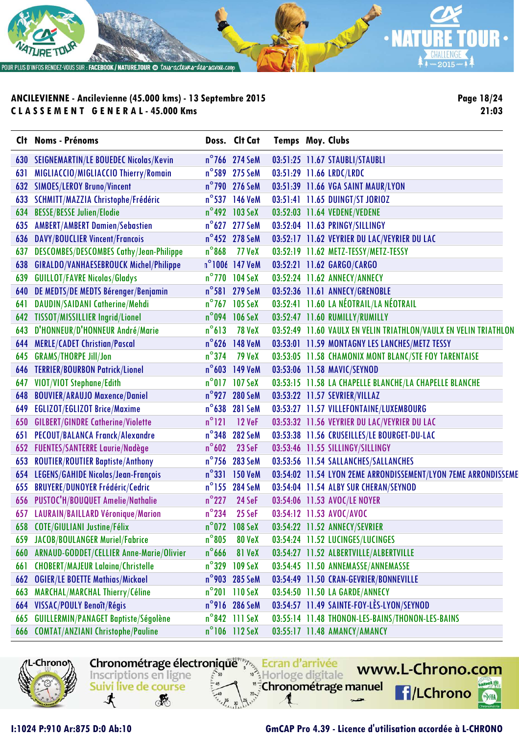**ANCILEVIENNE - Ancilevienne (45.000 kms) - 13 Septembre 2015**

**C L A S S E M E N T   G E N E R A L - 45.000 Kms**

| Clt | Noms - Prénoms | Doss. | Clt Cat | Temps | Moy. | Clubs |
|---|---|---|---|---|---|---|
| 630 | SEIGNEMARTIN/LE BOUEDEC Nicolas/Kevin | n°766 | 274 SeM | 03:51:25 | 11.67 | STAUBLI/STAUBLI |
| 631 | MIGLIACCIO/MIGLIACCIO Thierry/Romain | n°589 | 275 SeM | 03:51:29 | 11.66 | LRDC/LRDC |
| 632 | SIMOES/LEROY Bruno/Vincent | n°790 | 276 SeM | 03:51:39 | 11.66 | VGA SAINT MAUR/LYON |
| 633 | SCHMITT/MAZZIA Christophe/Frédéric | n°537 | 146 VeM | 03:51:41 | 11.65 | DUINGT/ST JORIOZ |
| 634 | BESSE/BESSE Julien/Elodie | n°492 | 103 SeX | 03:52:03 | 11.64 | VEDENE/VEDENE |
| 635 | AMBERT/AMBERT Damien/Sebastien | n°627 | 277 SeM | 03:52:04 | 11.63 | PRINGY/SILLINGY |
| 636 | DAVY/BOUCLIER Vincent/Francois | n°452 | 278 SeM | 03:52:17 | 11.62 | VEYRIER DU LAC/VEYRIER DU LAC |
| 637 | DESCOMBES/DESCOMBES Cathy/Jean-Philippe | n°868 | 77 VeX | 03:52:19 | 11.62 | METZ-TESSY/METZ-TESSY |
| 638 | GIRALDO/VANHAESEBROUCK Michel/Philippe | n°1006 | 147 VeM | 03:52:21 | 11.62 | GARGO/CARGO |
| 639 | GUILLOT/FAVRE Nicolas/Gladys | n°770 | 104 SeX | 03:52:24 | 11.62 | ANNECY/ANNECY |
| 640 | DE MEDTS/DE MEDTS Bérenger/Benjamin | n°581 | 279 SeM | 03:52:36 | 11.61 | ANNECY/GRENOBLE |
| 641 | DAUDIN/SAIDANI Catherine/Mehdi | n°767 | 105 SeX | 03:52:41 | 11.60 | LA NÉOTRAIL/LA NÉOTRAIL |
| 642 | TISSOT/MISSILLIER Ingrid/Lionel | n°094 | 106 SeX | 03:52:47 | 11.60 | RUMILLY/RUMILLY |
| 643 | D'HONNEUR/D'HONNEUR André/Marie | n°613 | 78 VeX | 03:52:49 | 11.60 | VAULX EN VELIN TRIATHLON/VAULX EN VELIN TRIATHLON |
| 644 | MERLE/CADET Christian/Pascal | n°626 | 148 VeM | 03:53:01 | 11.59 | MONTAGNY LES LANCHES/METZ TESSY |
| 645 | GRAMS/THORPE Jill/Jon | n°374 | 79 VeX | 03:53:05 | 11.58 | CHAMONIX MONT BLANC/STE FOY TARENTAISE |
| 646 | TERRIER/BOURBON Patrick/Lionel | n°603 | 149 VeM | 03:53:06 | 11.58 | MAVIC/SEYNOD |
| 647 | VIOT/VIOT Stephane/Edith | n°017 | 107 SeX | 03:53:15 | 11.58 | LA CHAPELLE BLANCHE/LA CHAPELLE BLANCHE |
| 648 | BOUVIER/ARAUJO Maxence/Daniel | n°927 | 280 SeM | 03:53:22 | 11.57 | SEVRIER/VILLAZ |
| 649 | EGLIZOT/EGLIZOT Brice/Maxime | n°638 | 281 SeM | 03:53:27 | 11.57 | VILLEFONTAINE/LUXEMBOURG |
| 650 | GILBERT/GINDRE Catherine/Violette | n°121 | 12 VeF | 03:53:32 | 11.56 | VEYRIER DU LAC/VEYRIER DU LAC |
| 651 | PECOUT/BALANCA Franck/Alexandre | n°348 | 282 SeM | 03:53:38 | 11.56 | CRUSEILLES/LE BOURGET-DU-LAC |
| 652 | FUENTES/SANTERRE Laurie/Nadège | n°602 | 23 SeF | 03:53:46 | 11.55 | SILLINGY/SILLINGY |
| 653 | ROUTIER/ROUTIER Baptiste/Anthony | n°756 | 283 SeM | 03:53:56 | 11.54 | SALLANCHES/SALLANCHES |
| 654 | LEGENS/GAHIDE Nicolas/Jean-François | n°331 | 150 VeM | 03:54:02 | 11.54 | LYON 2EME ARRONDISSEMENT/LYON 7EME ARRONDISSEME |
| 655 | BRUYERE/DUNOYER Frédéric/Cedric | n°155 | 284 SeM | 03:54:04 | 11.54 | ALBY SUR CHERAN/SEYNOD |
| 656 | PUSTOC'H/BOUQUET Amelie/Nathalie | n°227 | 24 SeF | 03:54:06 | 11.53 | AVOC/LE NOYER |
| 657 | LAURAIN/BAILLARD Véronique/Marion | n°234 | 25 SeF | 03:54:12 | 11.53 | AVOC/AVOC |
| 658 | COTE/GIULIANI Justine/Félix | n°072 | 108 SeX | 03:54:22 | 11.52 | ANNECY/SEVRIER |
| 659 | JACOB/BOULANGER Muriel/Fabrice | n°805 | 80 VeX | 03:54:24 | 11.52 | LUCINGES/LUCINGES |
| 660 | ARNAUD-GODDET/CELLIER Anne-Marie/Olivier | n°666 | 81 VeX | 03:54:27 | 11.52 | ALBERTVILLE/ALBERTVILLE |
| 661 | CHOBERT/MAJEUR Lalaina/Christelle | n°329 | 109 SeX | 03:54:45 | 11.50 | ANNEMASSE/ANNEMASSE |
| 662 | OGIER/LE BOETTE Mathias/Mickael | n°903 | 285 SeM | 03:54:49 | 11.50 | CRAN-GEVRIER/BONNEVILLE |
| 663 | MARCHAL/MARCHAL Thierry/Céline | n°201 | 110 SeX | 03:54:50 | 11.50 | LA GARDE/ANNECY |
| 664 | VISSAC/POULY Benoît/Régis | n°916 | 286 SeM | 03:54:57 | 11.49 | SAINTE-FOY-LÈS-LYON/SEYNOD |
| 665 | GUILLERMIN/PANAGET Baptiste/Ségolène | n°842 | 111 SeX | 03:55:14 | 11.48 | THONON-LES-BAINS/THONON-LES-BAINS |
| 666 | COMTAT/ANZIANI Christophe/Pauline | n°106 | 112 SeX | 03:55:17 | 11.48 | AMANCY/AMANCY |

I:1024 P:910 Ar:875 D:0 Ab:10

GmCAP Pro 4.39 - Licence d'utilisation accordée à L-CHRONO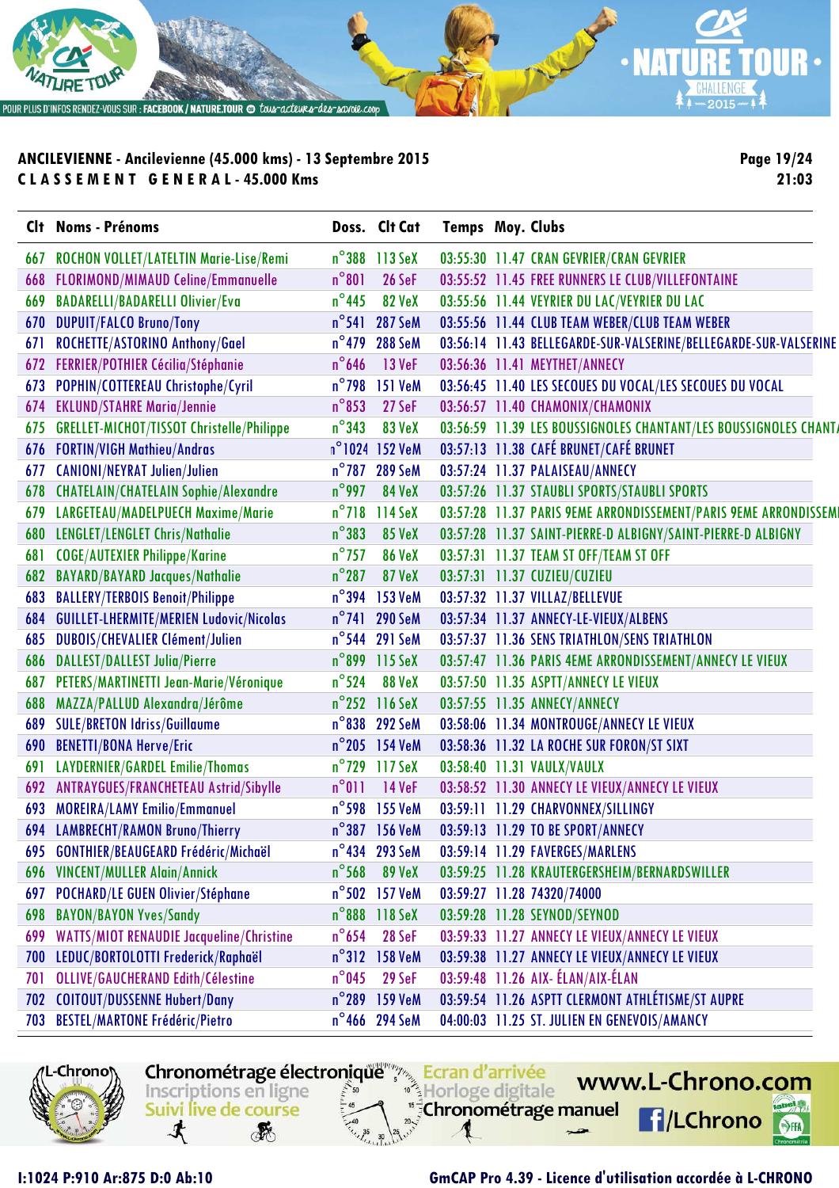**ANCILEVIENNE - Ancilevienne (45.000 kms) - 13 Septembre 2015**

**CLASSEMENT GENERAL - 45.000 Kms**

Page 19/24
21:03

| Clt | Noms - Prénoms | Doss. | Clt Cat | Temps | Moy. | Clubs |
|---|---|---|---|---|---|---|
| 667 | ROCHON VOLLET/LATELTIN Marie-Lise/Remi | n°388 | 113 SeX | 03:55:30 | 11.47 | CRAN GEVRIER/CRAN GEVRIER |
| 668 | FLORIMOND/MIMAUD Celine/Emmanuelle | n°801 | 26 SeF | 03:55:52 | 11.45 | FREE RUNNERS LE CLUB/VILLEFONTAINE |
| 669 | BADARELLI/BADARELLI Olivier/Eva | n°445 | 82 VeX | 03:55:56 | 11.44 | VEYRIER DU LAC/VEYRIER DU LAC |
| 670 | DUPUIT/FALCO Bruno/Tony | n°541 | 287 SeM | 03:55:56 | 11.44 | CLUB TEAM WEBER/CLUB TEAM WEBER |
| 671 | ROCHETTE/ASTORINO Anthony/Gael | n°479 | 288 SeM | 03:56:14 | 11.43 | BELLEGARDE-SUR-VALSERINE/BELLEGARDE-SUR-VALSERINE |
| 672 | FERRIER/POTHIER Cécilia/Stéphanie | n°646 | 13 VeF | 03:56:36 | 11.41 | MEYTHET/ANNECY |
| 673 | POPHIN/COTTEREAU Christophe/Cyril | n°798 | 151 VeM | 03:56:45 | 11.40 | LES SECOUES DU VOCAL/LES SECOUES DU VOCAL |
| 674 | EKLUND/STAHRE Maria/Jennie | n°853 | 27 SeF | 03:56:57 | 11.40 | CHAMONIX/CHAMONIX |
| 675 | GRELLET-MICHOT/TISSOT Christelle/Philippe | n°343 | 83 VeX | 03:56:59 | 11.39 | LES BOUSSIGNOLES CHANTANT/LES BOUSSIGNOLES CHANT/ |
| 676 | FORTIN/VIGH Mathieu/Andras | n°1024 | 152 VeM | 03:57:13 | 11.38 | CAFÉ BRUNET/CAFÉ BRUNET |
| 677 | CANIONI/NEYRAT Julien/Julien | n°787 | 289 SeM | 03:57:24 | 11.37 | PALAISEAU/ANNECY |
| 678 | CHATELAIN/CHATELAIN Sophie/Alexandre | n°997 | 84 VeX | 03:57:26 | 11.37 | STAUBLI SPORTS/STAUBLI SPORTS |
| 679 | LARGETEAU/MADELPUECH Maxime/Marie | n°718 | 114 SeX | 03:57:28 | 11.37 | PARIS 9EME ARRONDISSEMENT/PARIS 9EME ARRONDISSEM |
| 680 | LENGLET/LENGLET Chris/Nathalie | n°383 | 85 VeX | 03:57:28 | 11.37 | SAINT-PIERRE-D ALBIGNY/SAINT-PIERRE-D ALBIGNY |
| 681 | COGE/AUTEXIER Philippe/Karine | n°757 | 86 VeX | 03:57:31 | 11.37 | TEAM ST OFF/TEAM ST OFF |
| 682 | BAYARD/BAYARD Jacques/Nathalie | n°287 | 87 VeX | 03:57:31 | 11.37 | CUZIEU/CUZIEU |
| 683 | BALLERY/TERBOIS Benoit/Philippe | n°394 | 153 VeM | 03:57:32 | 11.37 | VILLAZ/BELLEVUE |
| 684 | GUILLET-LHERMITE/MERIEN Ludovic/Nicolas | n°741 | 290 SeM | 03:57:34 | 11.37 | ANNECY-LE-VIEUX/ALBENS |
| 685 | DUBOIS/CHEVALIER Clément/Julien | n°544 | 291 SeM | 03:57:37 | 11.36 | SENS TRIATHLON/SENS TRIATHLON |
| 686 | DALLEST/DALLEST Julia/Pierre | n°899 | 115 SeX | 03:57:47 | 11.36 | PARIS 4EME ARRONDISSEMENT/ANNECY LE VIEUX |
| 687 | PETERS/MARTINETTI Jean-Marie/Véronique | n°524 | 88 VeX | 03:57:50 | 11.35 | ASPTT/ANNECY LE VIEUX |
| 688 | MAZZA/PALLUD Alexandra/Jérôme | n°252 | 116 SeX | 03:57:55 | 11.35 | ANNECY/ANNECY |
| 689 | SULE/BRETON Idriss/Guillaume | n°838 | 292 SeM | 03:58:06 | 11.34 | MONTROUGE/ANNECY LE VIEUX |
| 690 | BENETTI/BONA Herve/Eric | n°205 | 154 VeM | 03:58:36 | 11.32 | LA ROCHE SUR FORON/ST SIXT |
| 691 | LAYDERNIER/GARDEL Emilie/Thomas | n°729 | 117 SeX | 03:58:40 | 11.31 | VAULX/VAULX |
| 692 | ANTRAYGUES/FRANCHETEAU Astrid/Sibylle | n°011 | 14 VeF | 03:58:52 | 11.30 | ANNECY LE VIEUX/ANNECY LE VIEUX |
| 693 | MOREIRA/LAMY Emilio/Emmanuel | n°598 | 155 VeM | 03:59:11 | 11.29 | CHARVONNEX/SILLINGY |
| 694 | LAMBRECHT/RAMON Bruno/Thierry | n°387 | 156 VeM | 03:59:13 | 11.29 | TO BE SPORT/ANNECY |
| 695 | GONTHIER/BEAUGEARD Frédéric/Michaël | n°434 | 293 SeM | 03:59:14 | 11.29 | FAVERGES/MARLENS |
| 696 | VINCENT/MULLER Alain/Annick | n°568 | 89 VeX | 03:59:25 | 11.28 | KRAUTERGERSHEIM/BERNARDSWILLER |
| 697 | POCHARD/LE GUEN Olivier/Stéphane | n°502 | 157 VeM | 03:59:27 | 11.28 | 74320/74000 |
| 698 | BAYON/BAYON Yves/Sandy | n°888 | 118 SeX | 03:59:28 | 11.28 | SEYNOD/SEYNOD |
| 699 | WATTS/MIOT RENAUDIE Jacqueline/Christine | n°654 | 28 SeF | 03:59:33 | 11.27 | ANNECY LE VIEUX/ANNECY LE VIEUX |
| 700 | LEDUC/BORTOLOTTI Frederick/Raphaël | n°312 | 158 VeM | 03:59:38 | 11.27 | ANNECY LE VIEUX/ANNECY LE VIEUX |
| 701 | OLLIVE/GAUCHERAND Edith/Célestine | n°045 | 29 SeF | 03:59:48 | 11.26 | AIX- ÉLAN/AIX-ÉLAN |
| 702 | COITOUT/DUSSENNE Hubert/Dany | n°289 | 159 VeM | 03:59:54 | 11.26 | ASPTT CLERMONT ATHLÉTISME/ST AUPRE |
| 703 | BESTEL/MARTONE Frédéric/Pietro | n°466 | 294 SeM | 04:00:03 | 11.25 | ST. JULIEN EN GENEVOIS/AMANCY |

I:1024 P:910 Ar:875 D:0 Ab:10

GmCAP Pro 4.39 - Licence d'utilisation accordée à L-CHRONO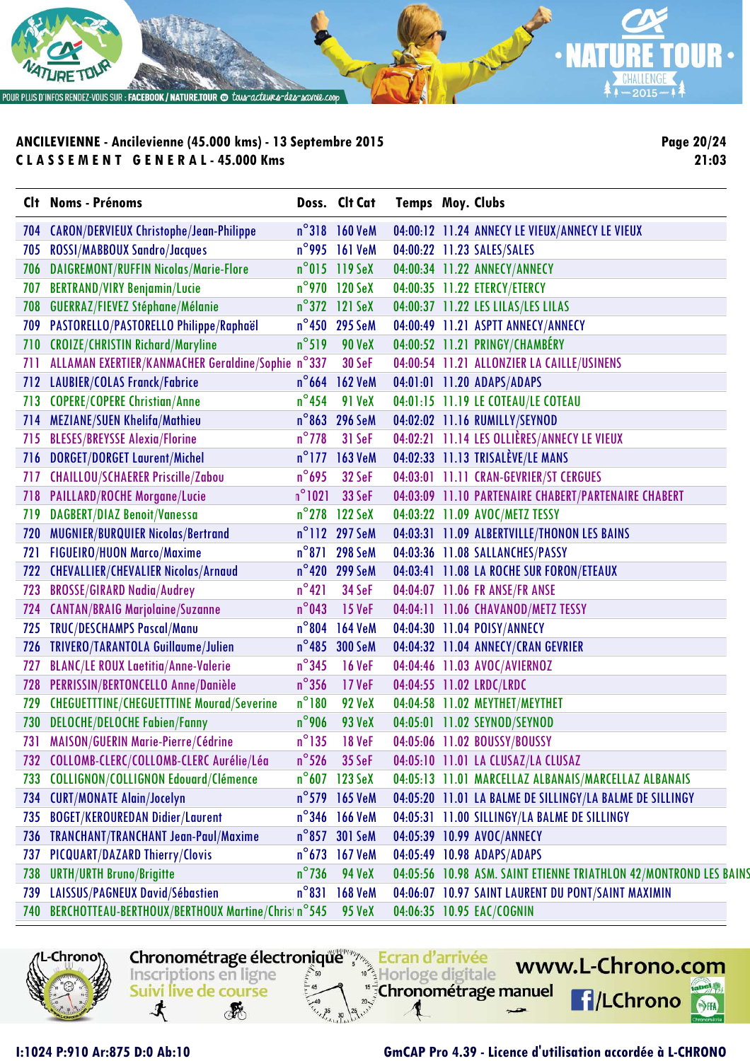**ANCILEVIENNE - Ancilevienne (45.000 kms) - 13 Septembre 2015**

**C L A S S E M E N T   G E N E R A L - 45.000 Kms**

| Clt | Noms - Prénoms | Doss. | Clt Cat | Temps | Moy. | Clubs |
|---|---|---|---|---|---|---|
| 704 | CARON/DERVIEUX Christophe/Jean-Philippe | n°318 | 160 VeM | 04:00:12 | 11.24 | ANNECY LE VIEUX/ANNECY LE VIEUX |
| 705 | ROSSI/MABBOUX Sandro/Jacques | n°995 | 161 VeM | 04:00:22 | 11.23 | SALES/SALES |
| 706 | DAIGREMONT/RUFFIN Nicolas/Marie-Flore | n°015 | 119 SeX | 04:00:34 | 11.22 | ANNECY/ANNECY |
| 707 | BERTRAND/VIRY Benjamin/Lucie | n°970 | 120 SeX | 04:00:35 | 11.22 | ETERCY/ETERCY |
| 708 | GUERRAZ/FIEVEZ Stéphane/Mélanie | n°372 | 121 SeX | 04:00:37 | 11.22 | LES LILAS/LES LILAS |
| 709 | PASTORELLO/PASTORELLO Philippe/Raphaël | n°450 | 295 SeM | 04:00:49 | 11.21 | ASPTT ANNECY/ANNECY |
| 710 | CROIZE/CHRISTIN Richard/Maryline | n°519 | 90 VeX | 04:00:52 | 11.21 | PRINGY/CHAMBÉRY |
| 711 | ALLAMAN EXERTIER/KANMACHER Geraldine/Sophie | n°337 | 30 SeF | 04:00:54 | 11.21 | ALLONZIER LA CAILLE/USINENS |
| 712 | LAUBIER/COLAS Franck/Fabrice | n°664 | 162 VeM | 04:01:01 | 11.20 | ADAPS/ADAPS |
| 713 | COPERE/COPERE Christian/Anne | n°454 | 91 VeX | 04:01:15 | 11.19 | LE COTEAU/LE COTEAU |
| 714 | MEZIANE/SUEN Khelifa/Mathieu | n°863 | 296 SeM | 04:02:02 | 11.16 | RUMILLY/SEYNOD |
| 715 | BLESES/BREYSSE Alexia/Florine | n°778 | 31 SeF | 04:02:21 | 11.14 | LES OLLIÈRES/ANNECY LE VIEUX |
| 716 | DORGET/DORGET Laurent/Michel | n°177 | 163 VeM | 04:02:33 | 11.13 | TRISALÈVE/LE MANS |
| 717 | CHAILLOU/SCHAERER Priscille/Zabou | n°695 | 32 SeF | 04:03:01 | 11.11 | CRAN-GEVRIER/ST CERGUES |
| 718 | PAILLARD/ROCHE Morgane/Lucie | n°1021 | 33 SeF | 04:03:09 | 11.10 | PARTENAIRE CHABERT/PARTENAIRE CHABERT |
| 719 | DAGBERT/DIAZ Benoit/Vanessa | n°278 | 122 SeX | 04:03:22 | 11.09 | AVOC/METZ TESSY |
| 720 | MUGNIER/BURQUIER Nicolas/Bertrand | n°112 | 297 SeM | 04:03:31 | 11.09 | ALBERTVILLE/THONON LES BAINS |
| 721 | FIGUEIRO/HUON Marco/Maxime | n°871 | 298 SeM | 04:03:36 | 11.08 | SALLANCHES/PASSY |
| 722 | CHEVALLIER/CHEVALIER Nicolas/Arnaud | n°420 | 299 SeM | 04:03:41 | 11.08 | LA ROCHE SUR FORON/ETEAUX |
| 723 | BROSSE/GIRARD Nadia/Audrey | n°421 | 34 SeF | 04:04:07 | 11.06 | FR ANSE/FR ANSE |
| 724 | CANTAN/BRAIG Marjolaine/Suzanne | n°043 | 15 VeF | 04:04:11 | 11.06 | CHAVANOD/METZ TESSY |
| 725 | TRUC/DESCHAMPS Pascal/Manu | n°804 | 164 VeM | 04:04:30 | 11.04 | POISY/ANNECY |
| 726 | TRIVERO/TARANTOLA Guillaume/Julien | n°485 | 300 SeM | 04:04:32 | 11.04 | ANNECY/CRAN GEVRIER |
| 727 | BLANC/LE ROUX Laetitia/Anne-Valerie | n°345 | 16 VeF | 04:04:46 | 11.03 | AVOC/AVIERNOZ |
| 728 | PERRISSIN/BERTONCELLO Anne/Danièle | n°356 | 17 VeF | 04:04:55 | 11.02 | LRDC/LRDC |
| 729 | CHEGUETTTINE/CHEGUETTTINE Mourad/Severine | n°180 | 92 VeX | 04:04:58 | 11.02 | MEYTHET/MEYTHET |
| 730 | DELOCHE/DELOCHE Fabien/Fanny | n°906 | 93 VeX | 04:05:01 | 11.02 | SEYNOD/SEYNOD |
| 731 | MAISON/GUERIN Marie-Pierre/Cédrine | n°135 | 18 VeF | 04:05:06 | 11.02 | BOUSSY/BOUSSY |
| 732 | COLLOMB-CLERC/COLLOMB-CLERC Aurélie/Léa | n°526 | 35 SeF | 04:05:10 | 11.01 | LA CLUSAZ/LA CLUSAZ |
| 733 | COLLIGNON/COLLIGNON Edouard/Clémence | n°607 | 123 SeX | 04:05:13 | 11.01 | MARCELLAZ ALBANAIS/MARCELLAZ ALBANAIS |
| 734 | CURT/MONATE Alain/Jocelyn | n°579 | 165 VeM | 04:05:20 | 11.01 | LA BALME DE SILLINGY/LA BALME DE SILLINGY |
| 735 | BOGET/KEROUREDAN Didier/Laurent | n°346 | 166 VeM | 04:05:31 | 11.00 | SILLINGY/LA BALME DE SILLINGY |
| 736 | TRANCHANT/TRANCHANT Jean-Paul/Maxime | n°857 | 301 SeM | 04:05:39 | 10.99 | AVOC/ANNECY |
| 737 | PICQUART/DAZARD Thierry/Clovis | n°673 | 167 VeM | 04:05:49 | 10.98 | ADAPS/ADAPS |
| 738 | URTH/URTH Bruno/Brigitte | n°736 | 94 VeX | 04:05:56 | 10.98 | ASM. SAINT ETIENNE TRIATHLON 42/MONTROND LES BAINS |
| 739 | LAISSUS/PAGNEUX David/Sébastien | n°831 | 168 VeM | 04:06:07 | 10.97 | SAINT LAURENT DU PONT/SAINT MAXIMIN |
| 740 | BERCHOTTEAU-BERTHOUX/BERTHOUX Martine/Christ | n°545 | 95 VeX | 04:06:35 | 10.95 | EAC/COGNIN |

I:1024 P:910 Ar:875 D:0 Ab:10

GmCAP Pro 4.39 - Licence d'utilisation accordée à L-CHRONO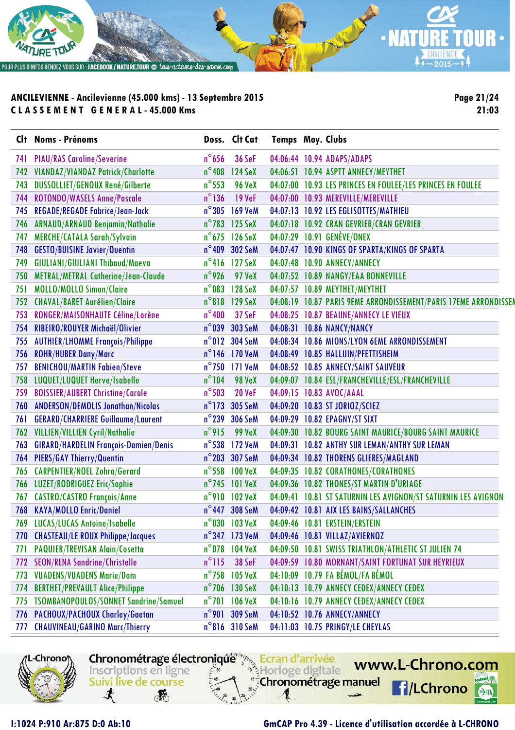**ANCILEVIENNE - Ancilevienne (45.000 kms) - 13 Septembre 2015**
**CLASSEMENT GENERAL - 45.000 Kms**

| Clt | Noms - Prénoms | Doss. | Clt Cat | Temps | Moy. | Clubs |
|---|---|---|---|---|---|---|
| 741 | PIAU/RAS Caroline/Severine | n°656 | 36 SeF | 04:06:44 | 10.94 | ADAPS/ADAPS |
| 742 | VIANDAZ/VIANDAZ Patrick/Charlotte | n°408 | 124 SeX | 04:06:51 | 10.94 | ASPTT ANNECY/MEYTHET |
| 743 | DUSSOLLIET/GENOUX René/Gilberte | n°553 | 96 VeX | 04:07:00 | 10.93 | LES PRINCES EN FOULEE/LES PRINCES EN FOULEE |
| 744 | ROTONDO/WASELS Anne/Pascale | n°136 | 19 VeF | 04:07:00 | 10.93 | MEREVILLE/MEREVILLE |
| 745 | REGADE/REGADE Fabrice/Jean-Jack | n°305 | 169 VeM | 04:07:13 | 10.92 | LES EGLISOTTES/MATHIEU |
| 746 | ARNAUD/ARNAUD Benjamin/Nathalie | n°783 | 125 SeX | 04:07:18 | 10.92 | CRAN GEVRIER/CRAN GEVRIER |
| 747 | MERCHE/CATALA Sarah/Sylvain | n°675 | 126 SeX | 04:07:29 | 10.91 | GENÈVE/ONEX |
| 748 | GESTO/BUISINE Javier/Quentin | n°409 | 302 SeM | 04:07:47 | 10.90 | KINGS OF SPARTA/KINGS OF SPARTA |
| 749 | GIULIANI/GIULIANI Thibaud/Maeva | n°416 | 127 SeX | 04:07:48 | 10.90 | ANNECY/ANNECY |
| 750 | METRAL/METRAL Catherine/Jean-Claude | n°926 | 97 VeX | 04:07:52 | 10.89 | NANGY/EAA BONNEVILLE |
| 751 | MOLLO/MOLLO Simon/Claire | n°083 | 128 SeX | 04:07:57 | 10.89 | MEYTHET/MEYTHET |
| 752 | CHAVAL/BARET Aurélien/Claire | n°818 | 129 SeX | 04:08:19 | 10.87 | PARIS 9EME ARRONDISSEMENT/PARIS 17EME ARRONDISSEM |
| 753 | RONGER/MAISONHAUTE Céline/Lorène | n°400 | 37 SeF | 04:08:25 | 10.87 | BEAUNE/ANNECY LE VIEUX |
| 754 | RIBEIRO/ROUYER Michaël/Olivier | n°039 | 303 SeM | 04:08:31 | 10.86 | NANCY/NANCY |
| 755 | AUTHIER/LHOMME François/Philippe | n°012 | 304 SeM | 04:08:34 | 10.86 | MIONS/LYON 6EME ARRONDISSEMENT |
| 756 | ROHR/HUBER Dany/Marc | n°146 | 170 VeM | 04:08:49 | 10.85 | HALLUIN/PFETTISHEIM |
| 757 | BENICHOU/MARTIN Fabien/Steve | n°750 | 171 VeM | 04:08:52 | 10.85 | ANNECY/SAINT SAUVEUR |
| 758 | LUQUET/LUQUET Herve/Isabelle | n°104 | 98 VeX | 04:09:07 | 10.84 | ESL/FRANCHEVILLE/ESL/FRANCHEVILLE |
| 759 | BOISSIER/AUBERT Christine/Carole | n°503 | 20 VeF | 04:09:15 | 10.83 | AVOC/AAAL |
| 760 | ANDERSON/DEMOLIS Jonathan/Nicolas | n°173 | 305 SeM | 04:09:20 | 10.83 | ST JORIOZ/SCIEZ |
| 761 | GERARD/CHARRIERE Guillaume/Laurent | n°239 | 306 SeM | 04:09:29 | 10.82 | EPAGNY/ST SIXT |
| 762 | VILLIEN/VILLIEN Cyril/Nathalie | n°915 | 99 VeX | 04:09:30 | 10.82 | BOURG SAINT MAURICE/BOURG SAINT MAURICE |
| 763 | GIRARD/HARDELIN François-Damien/Denis | n°538 | 172 VeM | 04:09:31 | 10.82 | ANTHY SUR LEMAN/ANTHY SUR LEMAN |
| 764 | PIERS/GAY Thierry/Quentin | n°203 | 307 SeM | 04:09:34 | 10.82 | THORENS GLIERES/MAGLAND |
| 765 | CARPENTIER/NOEL Zohra/Gerard | n°558 | 100 VeX | 04:09:35 | 10.82 | CORATHONES/CORATHONES |
| 766 | LUZET/RODRIGUEZ Eric/Sophie | n°745 | 101 VeX | 04:09:36 | 10.82 | THONES/ST MARTIN D'URIAGE |
| 767 | CASTRO/CASTRO François/Anne | n°910 | 102 VeX | 04:09:41 | 10.81 | ST SATURNIN LES AVIGNON/ST SATURNIN LES AVIGNON |
| 768 | KAYA/MOLLO Enric/Daniel | n°447 | 308 SeM | 04:09:42 | 10.81 | AIX LES BAINS/SALLANCHES |
| 769 | LUCAS/LUCAS Antoine/Isabelle | n°030 | 103 VeX | 04:09:46 | 10.81 | ERSTEIN/ERSTEIN |
| 770 | CHASTEAU/LE ROUX Philippe/Jacques | n°347 | 173 VeM | 04:09:46 | 10.81 | VILLAZ/AVIERNOZ |
| 771 | PAQUIER/TREVISAN Alain/Cosetta | n°078 | 104 VeX | 04:09:50 | 10.81 | SWISS TRIATHLON/ATHLETIC ST JULIEN 74 |
| 772 | SEON/RENA Sandrine/Christelle | n°115 | 38 SeF | 04:09:59 | 10.80 | MORNANT/SAINT FORTUNAT SUR HEYRIEUX |
| 773 | VUADENS/VUADENS Marie/Dom | n°758 | 105 VeX | 04:10:09 | 10.79 | FA BÉMOL/FA BÉMOL |
| 774 | BERTHET/PREVAULT Alice/Philippe | n°706 | 130 SeX | 04:10:13 | 10.79 | ANNECY CEDEX/ANNECY CEDEX |
| 775 | TSOMBANOPOULOS/SONNET Sandrine/Samuel | n°701 | 106 VeX | 04:10:16 | 10.79 | ANNECY CEDEX/ANNECY CEDEX |
| 776 | PACHOUX/PACHOUX Charley/Gaetan | n°901 | 309 SeM | 04:10:52 | 10.76 | ANNECY/ANNECY |
| 777 | CHAUVINEAU/GARINO Marc/Thierry | n°816 | 310 SeM | 04:11:03 | 10.75 | PRINGY/LE CHEYLAS |

I:1024 P:910 Ar:875 D:0 Ab:10

GmCAP Pro 4.39 - Licence d'utilisation accordée à L-CHRONO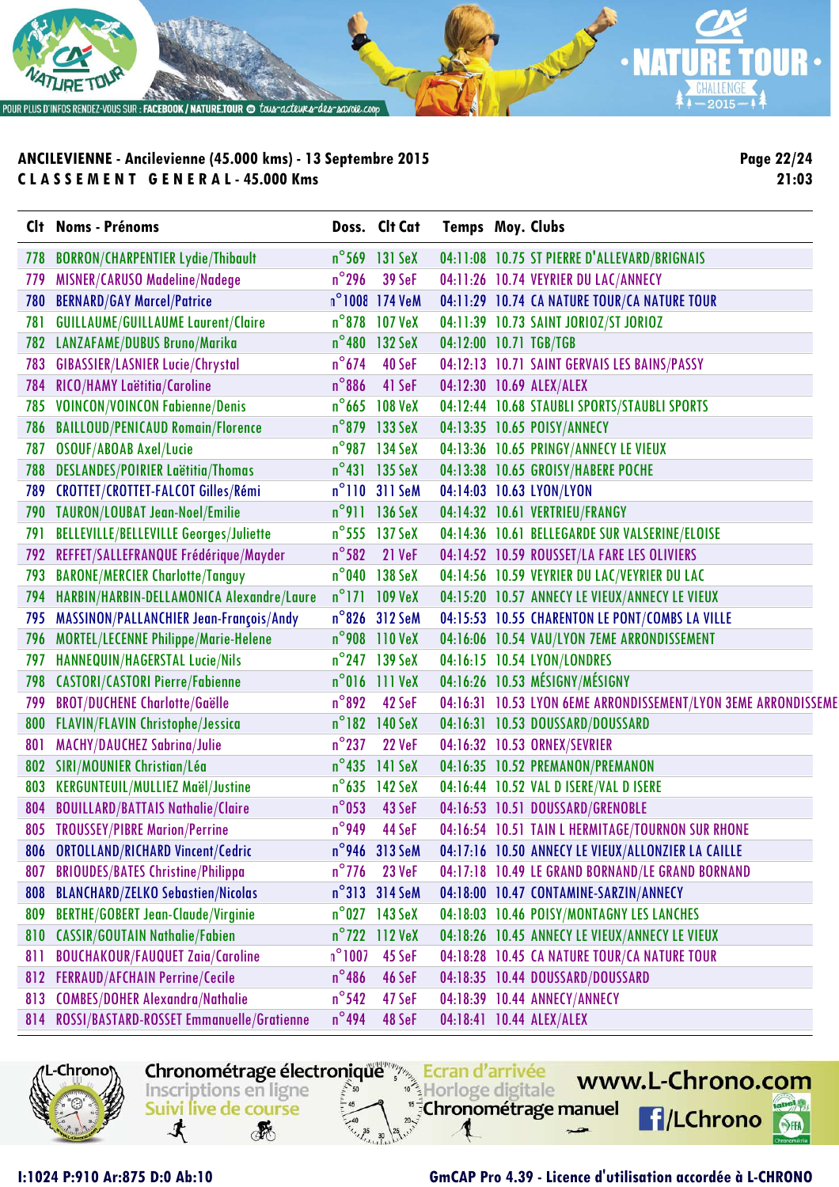**ANCILEVIENNE - Ancilevienne (45.000 kms) - 13 Septembre 2015**
**CLASSEMENT GENERAL - 45.000 Kms**

21:03

| Clt | Noms - Prénoms | Doss. | Clt Cat | Temps | Moy. | Clubs |
|---|---|---|---|---|---|---|
| 778 | BORRON/CHARPENTIER Lydie/Thibault | n°569 | 131 SeX | 04:11:08 | 10.75 | ST PIERRE D'ALLEVARD/BRIGNAIS |
| 779 | MISNER/CARUSO Madeline/Nadege | n°296 | 39 SeF | 04:11:26 | 10.74 | VEYRIER DU LAC/ANNECY |
| 780 | BERNARD/GAY Marcel/Patrice | n°1008 | 174 VeM | 04:11:29 | 10.74 | CA NATURE TOUR/CA NATURE TOUR |
| 781 | GUILLAUME/GUILLAUME Laurent/Claire | n°878 | 107 VeX | 04:11:39 | 10.73 | SAINT JORIOZ/ST JORIOZ |
| 782 | LANZAFAME/DUBUS Bruno/Marika | n°480 | 132 SeX | 04:12:00 | 10.71 | TGB/TGB |
| 783 | GIBASSIER/LASNIER Lucie/Chrystal | n°674 | 40 SeF | 04:12:13 | 10.71 | SAINT GERVAIS LES BAINS/PASSY |
| 784 | RICO/HAMY Laëtitia/Caroline | n°886 | 41 SeF | 04:12:30 | 10.69 | ALEX/ALEX |
| 785 | VOINCON/VOINCON Fabienne/Denis | n°665 | 108 VeX | 04:12:44 | 10.68 | STAUBLI SPORTS/STAUBLI SPORTS |
| 786 | BAILLOUD/PENICAUD Romain/Florence | n°879 | 133 SeX | 04:13:35 | 10.65 | POISY/ANNECY |
| 787 | OSOUF/ABOAB Axel/Lucie | n°987 | 134 SeX | 04:13:36 | 10.65 | PRINGY/ANNECY LE VIEUX |
| 788 | DESLANDES/POIRIER Laëtitia/Thomas | n°431 | 135 SeX | 04:13:38 | 10.65 | GROISY/HABERE POCHE |
| 789 | CROTTET/CROTTET-FALCOT Gilles/Rémi | n°110 | 311 SeM | 04:14:03 | 10.63 | LYON/LYON |
| 790 | TAURON/LOUBAT Jean-Noel/Emilie | n°911 | 136 SeX | 04:14:32 | 10.61 | VERTRIEU/FRANGY |
| 791 | BELLEVILLE/BELLEVILLE Georges/Juliette | n°555 | 137 SeX | 04:14:36 | 10.61 | BELLEGARDE SUR VALSERINE/ELOISE |
| 792 | REFFET/SALLEFRANQUE Frédérique/Mayder | n°582 | 21 VeF | 04:14:52 | 10.59 | ROUSSET/LA FARE LES OLIVIERS |
| 793 | BARONE/MERCIER Charlotte/Tanguy | n°040 | 138 SeX | 04:14:56 | 10.59 | VEYRIER DU LAC/VEYRIER DU LAC |
| 794 | HARBIN/HARBIN-DELLAMONICA Alexandre/Laure | n°171 | 109 VeX | 04:15:20 | 10.57 | ANNECY LE VIEUX/ANNECY LE VIEUX |
| 795 | MASSINON/PALLANCHIER Jean-François/Andy | n°826 | 312 SeM | 04:15:53 | 10.55 | CHARENTON LE PONT/COMBS LA VILLE |
| 796 | MORTEL/LECENNE Philippe/Marie-Helene | n°908 | 110 VeX | 04:16:06 | 10.54 | VAU/LYON 7EME ARRONDISSEMENT |
| 797 | HANNEQUIN/HAGERSTAL Lucie/Nils | n°247 | 139 SeX | 04:16:15 | 10.54 | LYON/LONDRES |
| 798 | CASTORI/CASTORI Pierre/Fabienne | n°016 | 111 VeX | 04:16:26 | 10.53 | MÉSIGNY/MÉSIGNY |
| 799 | BROT/DUCHENE Charlotte/Gaëlle | n°892 | 42 SeF | 04:16:31 | 10.53 | LYON 6EME ARRONDISSEMENT/LYON 3EME ARRONDISSEME |
| 800 | FLAVIN/FLAVIN Christophe/Jessica | n°182 | 140 SeX | 04:16:31 | 10.53 | DOUSSARD/DOUSSARD |
| 801 | MACHY/DAUCHEZ Sabrina/Julie | n°237 | 22 VeF | 04:16:32 | 10.53 | ORNEX/SEVRIER |
| 802 | SIRI/MOUNIER Christian/Léa | n°435 | 141 SeX | 04:16:35 | 10.52 | PREMANON/PREMANON |
| 803 | KERGUNTEUIL/MULLIEZ Maël/Justine | n°635 | 142 SeX | 04:16:44 | 10.52 | VAL D ISERE/VAL D ISERE |
| 804 | BOUILLARD/BATTAIS Nathalie/Claire | n°053 | 43 SeF | 04:16:53 | 10.51 | DOUSSARD/GRENOBLE |
| 805 | TROUSSEY/PIBRE Marion/Perrine | n°949 | 44 SeF | 04:16:54 | 10.51 | TAIN L HERMITAGE/TOURNON SUR RHONE |
| 806 | ORTOLLAND/RICHARD Vincent/Cedric | n°946 | 313 SeM | 04:17:16 | 10.50 | ANNECY LE VIEUX/ALLONZIER LA CAILLE |
| 807 | BRIOUDES/BATES Christine/Philippa | n°776 | 23 VeF | 04:17:18 | 10.49 | LE GRAND BORNAND/LE GRAND BORNAND |
| 808 | BLANCHARD/ZELKO Sebastien/Nicolas | n°313 | 314 SeM | 04:18:00 | 10.47 | CONTAMINE-SARZIN/ANNECY |
| 809 | BERTHE/GOBERT Jean-Claude/Virginie | n°027 | 143 SeX | 04:18:03 | 10.46 | POISY/MONTAGNY LES LANCHES |
| 810 | CASSIR/GOUTAIN Nathalie/Fabien | n°722 | 112 VeX | 04:18:26 | 10.45 | ANNECY LE VIEUX/ANNECY LE VIEUX |
| 811 | BOUCHAKOUR/FAUQUET Zaia/Caroline | n°1007 | 45 SeF | 04:18:28 | 10.45 | CA NATURE TOUR/CA NATURE TOUR |
| 812 | FERRAUD/AFCHAIN Perrine/Cecile | n°486 | 46 SeF | 04:18:35 | 10.44 | DOUSSARD/DOUSSARD |
| 813 | COMBES/DOHER Alexandra/Nathalie | n°542 | 47 SeF | 04:18:39 | 10.44 | ANNECY/ANNECY |
| 814 | ROSSI/BASTARD-ROSSET Emmanuelle/Gratienne | n°494 | 48 SeF | 04:18:41 | 10.44 | ALEX/ALEX |

I:1024 P:910 Ar:875 D:0 Ab:10

GmCAP Pro 4.39 - Licence d'utilisation accordée à L-CHRONO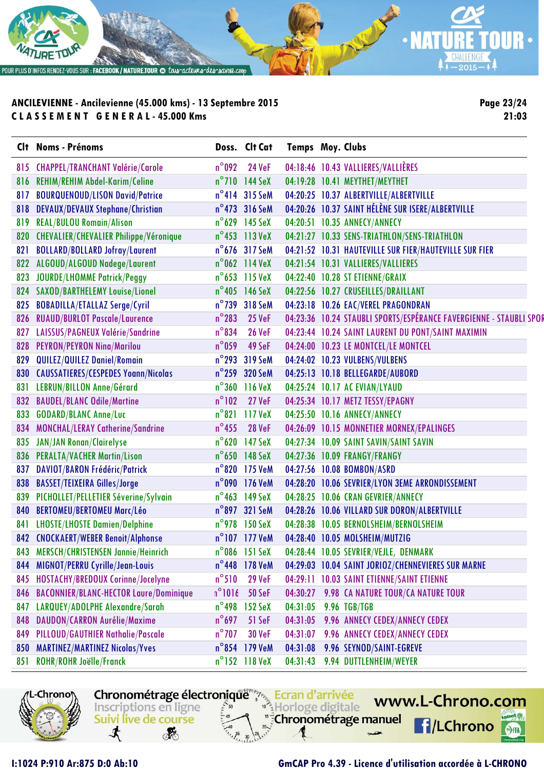**ANCILEVIENNE - Ancilevienne (45.000 kms) - 13 Septembre 2015**
**CLASSEMENT GENERAL - 45.000 Kms**

| Clt | Noms - Prénoms | Doss. | Clt Cat | Temps | Moy. | Clubs |
|---|---|---|---|---|---|---|
| 815 | CHAPPEL/TRANCHANT Valérie/Carole | n°092 | 24 VeF | 04:18:46 | 10.43 | VALLIERES/VALLIÈRES |
| 816 | REHIM/REHIM Abdel-Karim/Celine | n°710 | 144 SeX | 04:19:28 | 10.41 | MEYTHET/MEYTHET |
| 817 | BOURQUENOUD/LISON David/Patrice | n°414 | 315 SeM | 04:20:25 | 10.37 | ALBERTVILLE/ALBERTVILLE |
| 818 | DEVAUX/DEVAUX Stephane/Christian | n°473 | 316 SeM | 04:20:26 | 10.37 | SAINT HÉLÈNE SUR ISERE/ALBERTVILLE |
| 819 | REAL/BULOU Romain/Alison | n°629 | 145 SeX | 04:20:51 | 10.35 | ANNECY/ANNECY |
| 820 | CHEVALIER/CHEVALIER Philippe/Véronique | n°453 | 113 VeX | 04:21:27 | 10.33 | SENS-TRIATHLON/SENS-TRIATHLON |
| 821 | BOLLARD/BOLLARD Jofray/Laurent | n°676 | 317 SeM | 04:21:52 | 10.31 | HAUTEVILLE SUR FIER/HAUTEVILLE SUR FIER |
| 822 | ALGOUD/ALGOUD Nadege/Laurent | n°062 | 114 VeX | 04:21:54 | 10.31 | VALLIERES/VALLIERES |
| 823 | JOURDE/LHOMME Patrick/Peggy | n°653 | 115 VeX | 04:22:40 | 10.28 | ST ETIENNE/GRAIX |
| 824 | SAXOD/BARTHELEMY Louise/Lionel | n°405 | 146 SeX | 04:22:56 | 10.27 | CRUSEILLES/DRAILLANT |
| 825 | BOBADILLA/ETALLAZ Serge/Cyril | n°739 | 318 SeM | 04:23:18 | 10.26 | EAC/VEREL PRAGONDRAN |
| 826 | RUAUD/BURLOT Pascale/Laurence | n°283 | 25 VeF | 04:23:36 | 10.24 | STAUBLI SPORTS/ESPÉRANCE FAVERGIENNE - STAUBLI SPOR |
| 827 | LAISSUS/PAGNEUX Valérie/Sandrine | n°834 | 26 VeF | 04:23:44 | 10.24 | SAINT LAURENT DU PONT/SAINT MAXIMIN |
| 828 | PEYRON/PEYRON Nina/Marilou | n°059 | 49 SeF | 04:24:00 | 10.23 | LE MONTCEL/LE MONTCEL |
| 829 | QUILEZ/QUILEZ Daniel/Romain | n°293 | 319 SeM | 04:24:02 | 10.23 | VULBENS/VULBENS |
| 830 | CAUSSATIERES/CESPEDES Yoann/Nicolas | n°259 | 320 SeM | 04:25:13 | 10.18 | BELLEGARDE/AUBORD |
| 831 | LEBRUN/BILLON Anne/Gérard | n°360 | 116 VeX | 04:25:24 | 10.17 | AC EVIAN/LYAUD |
| 832 | BAUDEL/BLANC Odile/Martine | n°102 | 27 VeF | 04:25:34 | 10.17 | METZ TESSY/EPAGNY |
| 833 | GODARD/BLANC Anne/Luc | n°821 | 117 VeX | 04:25:50 | 10.16 | ANNECY/ANNECY |
| 834 | MONCHAL/LERAY Catherine/Sandrine | n°455 | 28 VeF | 04:26:09 | 10.15 | MONNETIER MORNEX/EPALINGES |
| 835 | JAN/JAN Ronan/Clairelyse | n°620 | 147 SeX | 04:27:34 | 10.09 | SAINT SAVIN/SAINT SAVIN |
| 836 | PERALTA/VACHER Martin/Lison | n°650 | 148 SeX | 04:27:36 | 10.09 | FRANGY/FRANGY |
| 837 | DAVIOT/BARON Frédéric/Patrick | n°820 | 175 VeM | 04:27:56 | 10.08 | BOMBON/ASRD |
| 838 | BASSET/TEIXEIRA Gilles/Jorge | n°090 | 176 VeM | 04:28:20 | 10.06 | SEVRIER/LYON 3EME ARRONDISSEMENT |
| 839 | PICHOLLET/PELLETIER Séverine/Sylvain | n°463 | 149 SeX | 04:28:25 | 10.06 | CRAN GEVRIER/ANNECY |
| 840 | BERTOMEU/BERTOMEU Marc/Léo | n°897 | 321 SeM | 04:28:26 | 10.06 | VILLARD SUR DORON/ALBERTVILLE |
| 841 | LHOSTE/LHOSTE Damien/Delphine | n°978 | 150 SeX | 04:28:38 | 10.05 | BERNOLSHEIM/BERNOLSHEIM |
| 842 | CNOCKAERT/WEBER Benoit/Alphonse | n°107 | 177 VeM | 04:28:40 | 10.05 | MOLSHEIM/MUTZIG |
| 843 | MERSCH/CHRISTENSEN Jannie/Heinrich | n°086 | 151 SeX | 04:28:44 | 10.05 | SEVRIER/VEJLE, DENMARK |
| 844 | MIGNOT/PERRU Cyrille/Jean-Louis | n°448 | 178 VeM | 04:29:03 | 10.04 | SAINT JORIOZ/CHENNEVIERES SUR MARNE |
| 845 | HOSTACHY/BREDOUX Corinne/Jocelyne | n°510 | 29 VeF | 04:29:11 | 10.03 | SAINT ETIENNE/SAINT ETIENNE |
| 846 | BACONNIER/BLANC-HECTOR Laure/Dominique | n°1016 | 50 SeF | 04:30:27 | 9.98 | CA NATURE TOUR/CA NATURE TOUR |
| 847 | LARQUEY/ADOLPHE Alexandre/Sarah | n°498 | 152 SeX | 04:31:05 | 9.96 | TGB/TGB |
| 848 | DAUDON/CARRON Aurélie/Maxime | n°697 | 51 SeF | 04:31:05 | 9.96 | ANNECY CEDEX/ANNECY CEDEX |
| 849 | PILLOUD/GAUTHIER Nathalie/Pascale | n°707 | 30 VeF | 04:31:07 | 9.96 | ANNECY CEDEX/ANNECY CEDEX |
| 850 | MARTINEZ/MARTINEZ Nicolas/Yves | n°854 | 179 VeM | 04:31:08 | 9.96 | SEYNOD/SAINT-EGREVE |
| 851 | ROHR/ROHR Joëlle/Franck | n°152 | 118 VeX | 04:31:43 | 9.94 | DUTTLENHEIM/WEYER |

I:1024 P:910 Ar:875 D:0 Ab:10
GmCAP Pro 4.39 - Licence d'utilisation accordée à L-CHRONO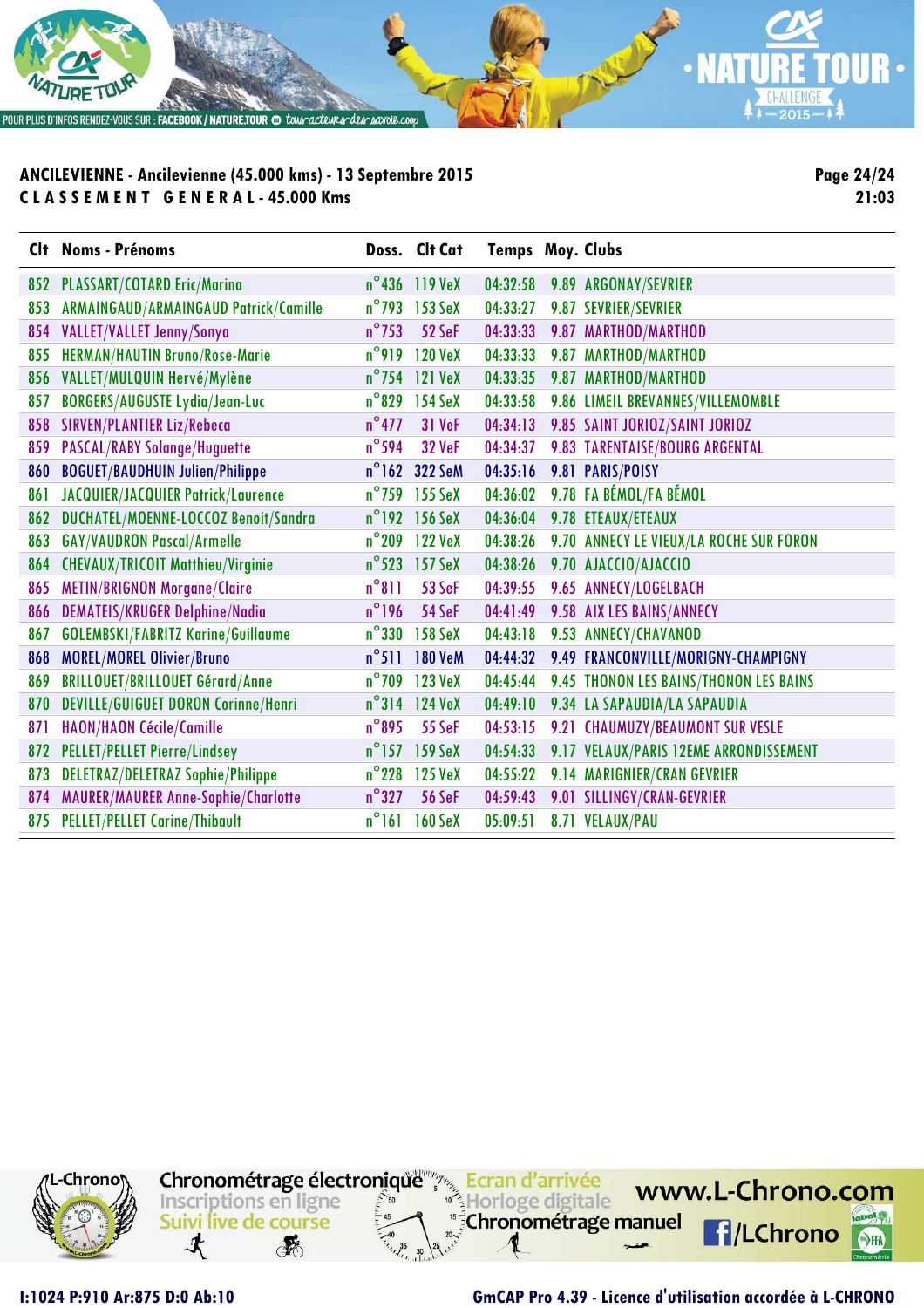**ANCILEVIENNE - Ancilevienne (45.000 kms) - 13 Septembre 2015**

**CLASSEMENT GENERAL - 45.000 Kms**

21:03

| Clt | Noms - Prénoms | Doss. | Clt Cat | Temps | Moy. | Clubs |
|---|---|---|---|---|---|---|
| 852 | PLASSART/COTARD Eric/Marina | n°436 | 119 VeX | 04:32:58 | 9.89 | ARGONAY/SEVRIER |
| 853 | ARMAINGAUD/ARMAINGAUD Patrick/Camille | n°793 | 153 SeX | 04:33:27 | 9.87 | SEVRIER/SEVRIER |
| 854 | VALLET/VALLET Jenny/Sonya | n°753 | 52 SeF | 04:33:33 | 9.87 | MARTHOD/MARTHOD |
| 855 | HERMAN/HAUTIN Bruno/Rose-Marie | n°919 | 120 VeX | 04:33:33 | 9.87 | MARTHOD/MARTHOD |
| 856 | VALLET/MULQUIN Hervé/Mylène | n°754 | 121 VeX | 04:33:35 | 9.87 | MARTHOD/MARTHOD |
| 857 | BORGERS/AUGUSTE Lydia/Jean-Luc | n°829 | 154 SeX | 04:33:58 | 9.86 | LIMEIL BREVANNES/VILLEMOMBLE |
| 858 | SIRVEN/PLANTIER Liz/Rebeca | n°477 | 31 VeF | 04:34:13 | 9.85 | SAINT JORIOZ/SAINT JORIOZ |
| 859 | PASCAL/RABY Solange/Huguette | n°594 | 32 VeF | 04:34:37 | 9.83 | TARENTAISE/BOURG ARGENTAL |
| 860 | BOGUET/BAUDHUIN Julien/Philippe | n°162 | 322 SeM | 04:35:16 | 9.81 | PARIS/POISY |
| 861 | JACQUIER/JACQUIER Patrick/Laurence | n°759 | 155 SeX | 04:36:02 | 9.78 | FA BÉMOL/FA BÉMOL |
| 862 | DUCHATEL/MOENNE-LOCCOZ Benoit/Sandra | n°192 | 156 SeX | 04:36:04 | 9.78 | ETEAUX/ETEAUX |
| 863 | GAY/VAUDRON Pascal/Armelle | n°209 | 122 VeX | 04:38:26 | 9.70 | ANNECY LE VIEUX/LA ROCHE SUR FORON |
| 864 | CHEVAUX/TRICOIT Matthieu/Virginie | n°523 | 157 SeX | 04:38:26 | 9.70 | AJACCIO/AJACCIO |
| 865 | METIN/BRIGNON Morgane/Claire | n°811 | 53 SeF | 04:39:55 | 9.65 | ANNECY/LOGELBACH |
| 866 | DEMATEIS/KRUGER Delphine/Nadia | n°196 | 54 SeF | 04:41:49 | 9.58 | AIX LES BAINS/ANNECY |
| 867 | GOLEMBSKI/FABRITZ Karine/Guillaume | n°330 | 158 SeX | 04:43:18 | 9.53 | ANNECY/CHAVANOD |
| 868 | MOREL/MOREL Olivier/Bruno | n°511 | 180 VeM | 04:44:32 | 9.49 | FRANCONVILLE/MORIGNY-CHAMPIGNY |
| 869 | BRILLOUET/BRILLOUET Gérard/Anne | n°709 | 123 VeX | 04:45:44 | 9.45 | THONON LES BAINS/THONON LES BAINS |
| 870 | DEVILLE/GUIGUET DORON Corinne/Henri | n°314 | 124 VeX | 04:49:10 | 9.34 | LA SAPAUDIA/LA SAPAUDIA |
| 871 | HAON/HAON Cécile/Camille | n°895 | 55 SeF | 04:53:15 | 9.21 | CHAUMUZY/BEAUMONT SUR VESLE |
| 872 | PELLET/PELLET Pierre/Lindsey | n°157 | 159 SeX | 04:54:33 | 9.17 | VELAUX/PARIS 12EME ARRONDISSEMENT |
| 873 | DELETRAZ/DELETRAZ Sophie/Philippe | n°228 | 125 VeX | 04:55:22 | 9.14 | MARIGNIER/CRAN GEVRIER |
| 874 | MAURER/MAURER Anne-Sophie/Charlotte | n°327 | 56 SeF | 04:59:43 | 9.01 | SILLINGY/CRAN-GEVRIER |
| 875 | PELLET/PELLET Carine/Thibault | n°161 | 160 SeX | 05:09:51 | 8.71 | VELAUX/PAU |

I:1024 P:910 Ar:875 D:0 Ab:10

GmCAP Pro 4.39 - Licence d'utilisation accordée à L-CHRONO